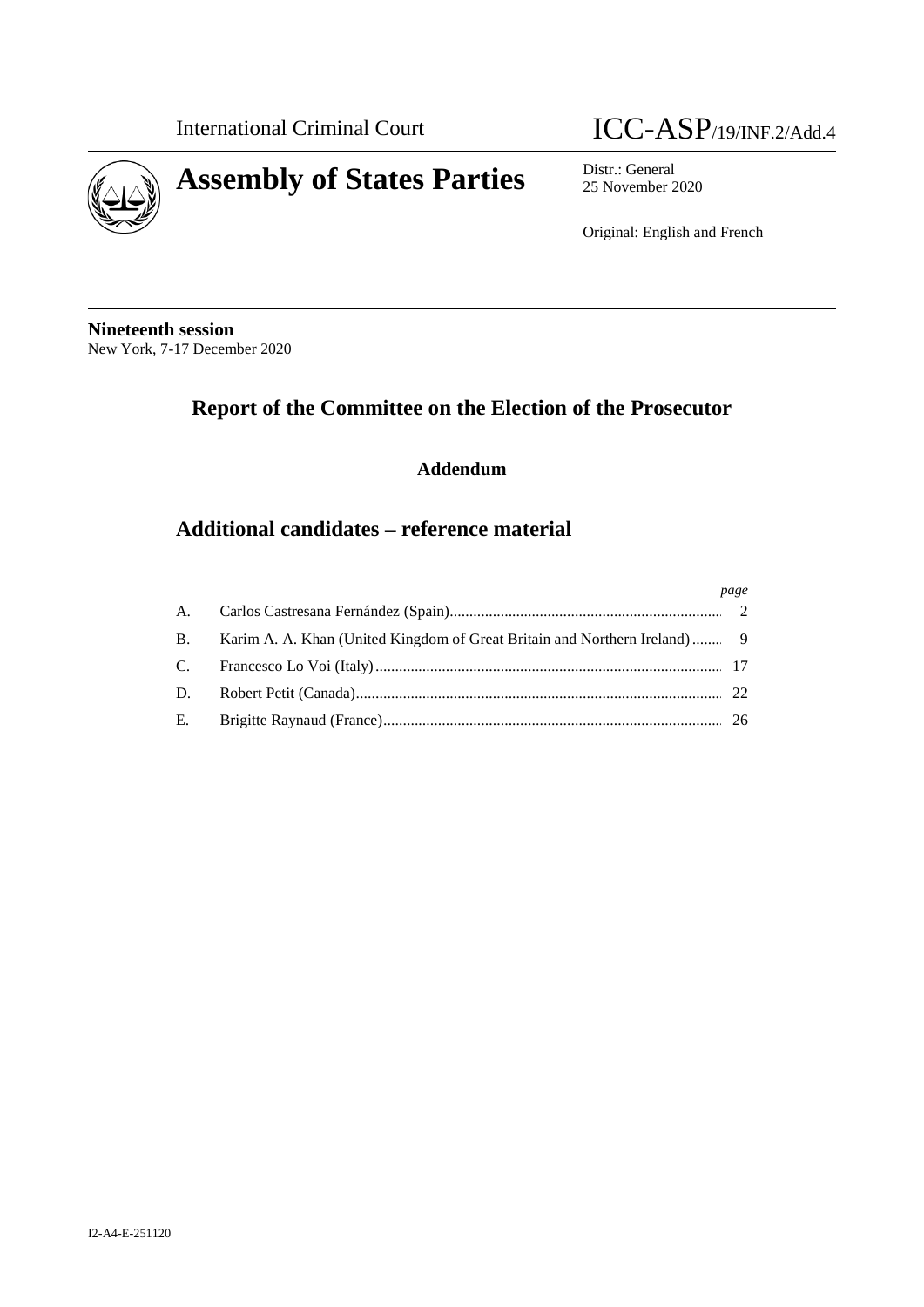International Criminal Court

ICC-ASP/19/INF.2/Add.4

# Assembly of States Parties

Distr.: General
25 November 2020

Original: English and French

**Nineteenth session**
New York, 7-17 December 2020

## Report of the Committee on the Election of the Prosecutor

### Addendum

## Additional candidates – reference material

| | | *page* |
|---|---|---|
| A. | Carlos Castresana Fernández (Spain) | 2 |
| B. | Karim A. A. Khan (United Kingdom of Great Britain and Northern Ireland) | 9 |
| C. | Francesco Lo Voi (Italy) | 17 |
| D. | Robert Petit (Canada) | 22 |
| E. | Brigitte Raynaud (France) | 26 |

I2-A4-E-251120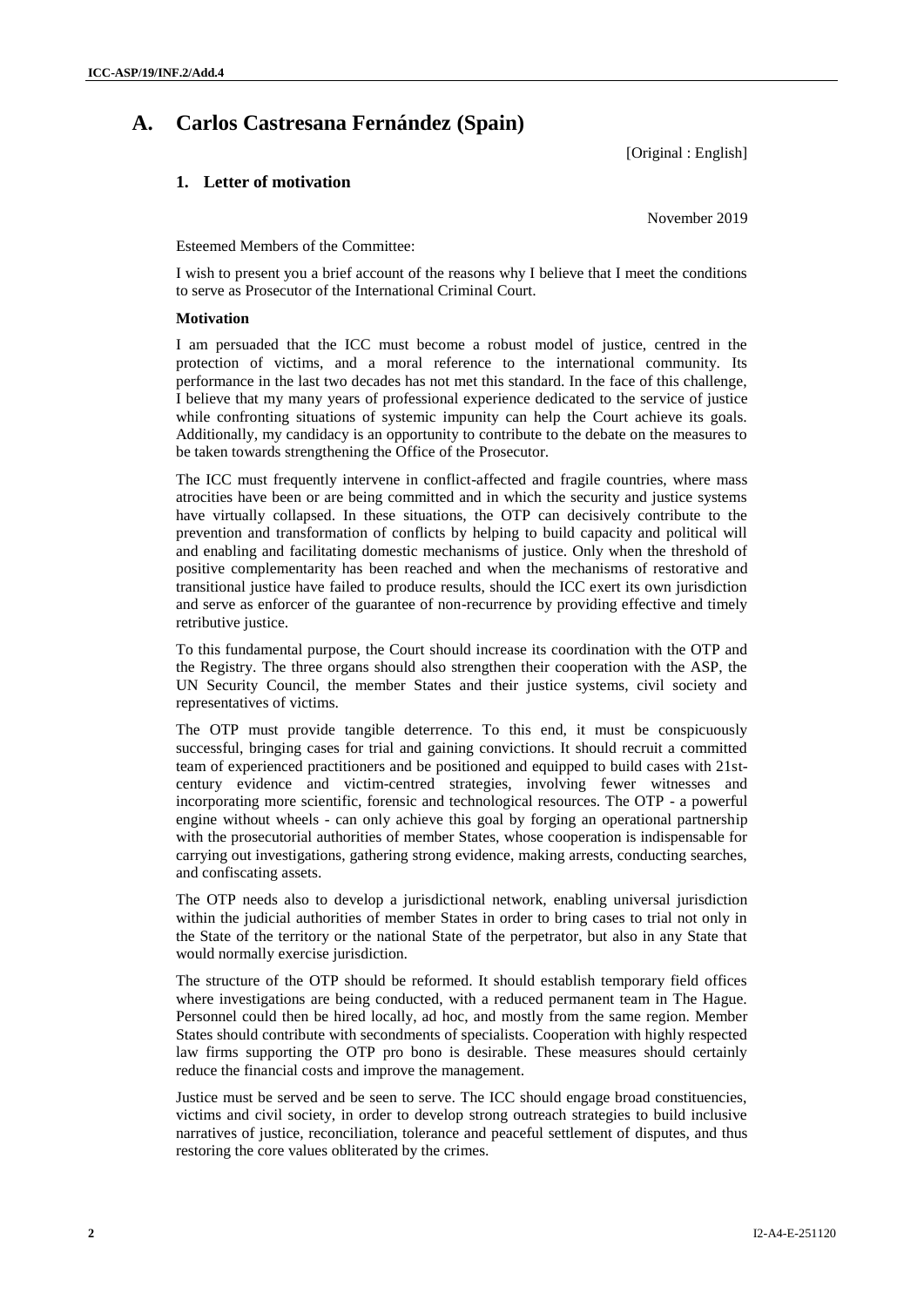## A. Carlos Castresana Fernández (Spain)

[Original : English]

### 1. Letter of motivation

November 2019

Esteemed Members of the Committee:

I wish to present you a brief account of the reasons why I believe that I meet the conditions to serve as Prosecutor of the International Criminal Court.

**Motivation**

I am persuaded that the ICC must become a robust model of justice, centred in the protection of victims, and a moral reference to the international community. Its performance in the last two decades has not met this standard. In the face of this challenge, I believe that my many years of professional experience dedicated to the service of justice while confronting situations of systemic impunity can help the Court achieve its goals. Additionally, my candidacy is an opportunity to contribute to the debate on the measures to be taken towards strengthening the Office of the Prosecutor.

The ICC must frequently intervene in conflict-affected and fragile countries, where mass atrocities have been or are being committed and in which the security and justice systems have virtually collapsed. In these situations, the OTP can decisively contribute to the prevention and transformation of conflicts by helping to build capacity and political will and enabling and facilitating domestic mechanisms of justice. Only when the threshold of positive complementarity has been reached and when the mechanisms of restorative and transitional justice have failed to produce results, should the ICC exert its own jurisdiction and serve as enforcer of the guarantee of non-recurrence by providing effective and timely retributive justice.

To this fundamental purpose, the Court should increase its coordination with the OTP and the Registry. The three organs should also strengthen their cooperation with the ASP, the UN Security Council, the member States and their justice systems, civil society and representatives of victims.

The OTP must provide tangible deterrence. To this end, it must be conspicuously successful, bringing cases for trial and gaining convictions. It should recruit a committed team of experienced practitioners and be positioned and equipped to build cases with 21st-century evidence and victim-centred strategies, involving fewer witnesses and incorporating more scientific, forensic and technological resources. The OTP - a powerful engine without wheels - can only achieve this goal by forging an operational partnership with the prosecutorial authorities of member States, whose cooperation is indispensable for carrying out investigations, gathering strong evidence, making arrests, conducting searches, and confiscating assets.

The OTP needs also to develop a jurisdictional network, enabling universal jurisdiction within the judicial authorities of member States in order to bring cases to trial not only in the State of the territory or the national State of the perpetrator, but also in any State that would normally exercise jurisdiction.

The structure of the OTP should be reformed. It should establish temporary field offices where investigations are being conducted, with a reduced permanent team in The Hague. Personnel could then be hired locally, ad hoc, and mostly from the same region. Member States should contribute with secondments of specialists. Cooperation with highly respected law firms supporting the OTP pro bono is desirable. These measures should certainly reduce the financial costs and improve the management.

Justice must be served and be seen to serve. The ICC should engage broad constituencies, victims and civil society, in order to develop strong outreach strategies to build inclusive narratives of justice, reconciliation, tolerance and peaceful settlement of disputes, and thus restoring the core values obliterated by the crimes.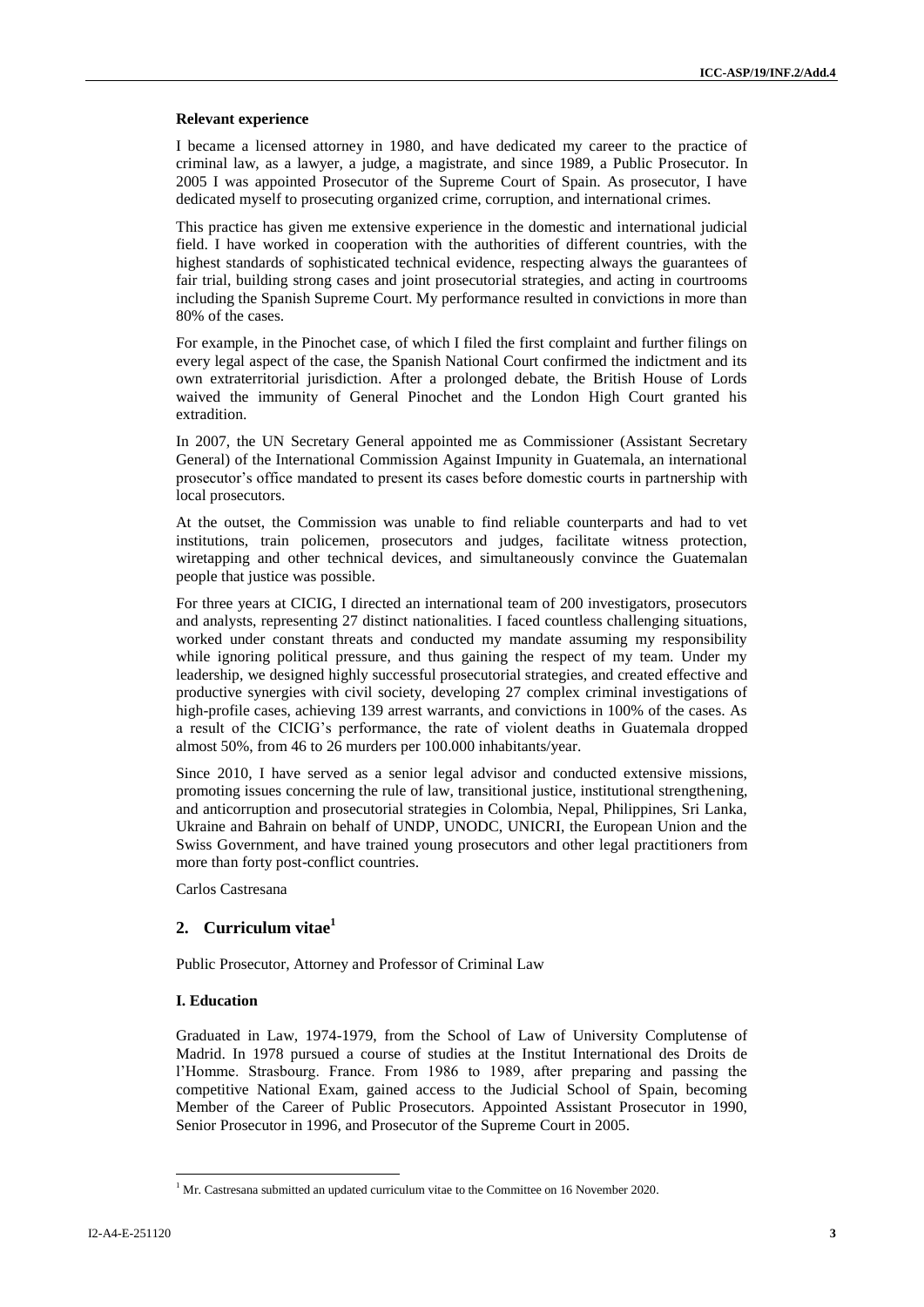#### Relevant experience

I became a licensed attorney in 1980, and have dedicated my career to the practice of criminal law, as a lawyer, a judge, a magistrate, and since 1989, a Public Prosecutor. In 2005 I was appointed Prosecutor of the Supreme Court of Spain. As prosecutor, I have dedicated myself to prosecuting organized crime, corruption, and international crimes.

This practice has given me extensive experience in the domestic and international judicial field. I have worked in cooperation with the authorities of different countries, with the highest standards of sophisticated technical evidence, respecting always the guarantees of fair trial, building strong cases and joint prosecutorial strategies, and acting in courtrooms including the Spanish Supreme Court. My performance resulted in convictions in more than 80% of the cases.

For example, in the Pinochet case, of which I filed the first complaint and further filings on every legal aspect of the case, the Spanish National Court confirmed the indictment and its own extraterritorial jurisdiction. After a prolonged debate, the British House of Lords waived the immunity of General Pinochet and the London High Court granted his extradition.

In 2007, the UN Secretary General appointed me as Commissioner (Assistant Secretary General) of the International Commission Against Impunity in Guatemala, an international prosecutor's office mandated to present its cases before domestic courts in partnership with local prosecutors.

At the outset, the Commission was unable to find reliable counterparts and had to vet institutions, train policemen, prosecutors and judges, facilitate witness protection, wiretapping and other technical devices, and simultaneously convince the Guatemalan people that justice was possible.

For three years at CICIG, I directed an international team of 200 investigators, prosecutors and analysts, representing 27 distinct nationalities. I faced countless challenging situations, worked under constant threats and conducted my mandate assuming my responsibility while ignoring political pressure, and thus gaining the respect of my team. Under my leadership, we designed highly successful prosecutorial strategies, and created effective and productive synergies with civil society, developing 27 complex criminal investigations of high-profile cases, achieving 139 arrest warrants, and convictions in 100% of the cases. As a result of the CICIG's performance, the rate of violent deaths in Guatemala dropped almost 50%, from 46 to 26 murders per 100.000 inhabitants/year.

Since 2010, I have served as a senior legal advisor and conducted extensive missions, promoting issues concerning the rule of law, transitional justice, institutional strengthening, and anticorruption and prosecutorial strategies in Colombia, Nepal, Philippines, Sri Lanka, Ukraine and Bahrain on behalf of UNDP, UNODC, UNICRI, the European Union and the Swiss Government, and have trained young prosecutors and other legal practitioners from more than forty post-conflict countries.

Carlos Castresana

## 2. Curriculum vitae[1]

Public Prosecutor, Attorney and Professor of Criminal Law

#### I. Education

Graduated in Law, 1974-1979, from the School of Law of University Complutense of Madrid. In 1978 pursued a course of studies at the Institut International des Droits de l'Homme. Strasbourg. France. From 1986 to 1989, after preparing and passing the competitive National Exam, gained access to the Judicial School of Spain, becoming Member of the Career of Public Prosecutors. Appointed Assistant Prosecutor in 1990, Senior Prosecutor in 1996, and Prosecutor of the Supreme Court in 2005.

---

[1] Mr. Castresana submitted an updated curriculum vitae to the Committee on 16 November 2020.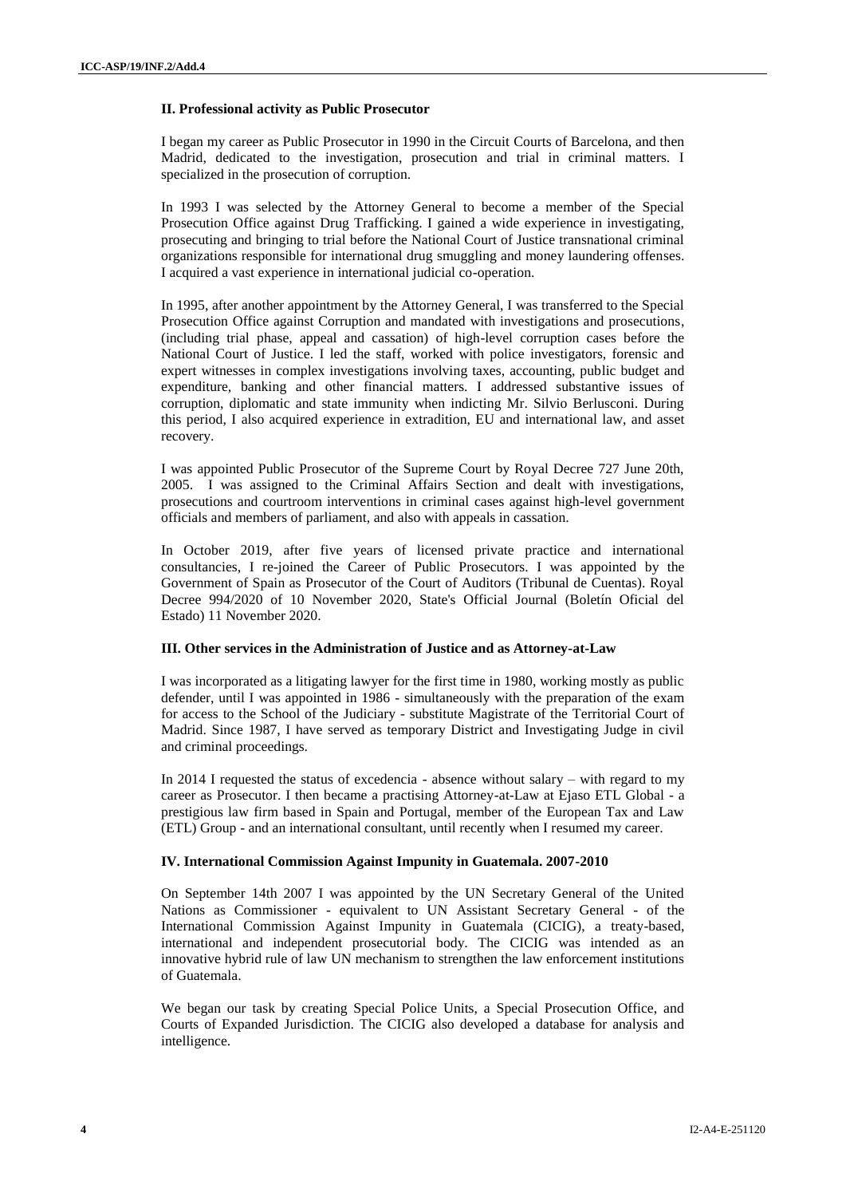### II. Professional activity as Public Prosecutor

I began my career as Public Prosecutor in 1990 in the Circuit Courts of Barcelona, and then Madrid, dedicated to the investigation, prosecution and trial in criminal matters. I specialized in the prosecution of corruption.

In 1993 I was selected by the Attorney General to become a member of the Special Prosecution Office against Drug Trafficking. I gained a wide experience in investigating, prosecuting and bringing to trial before the National Court of Justice transnational criminal organizations responsible for international drug smuggling and money laundering offenses. I acquired a vast experience in international judicial co-operation.

In 1995, after another appointment by the Attorney General, I was transferred to the Special Prosecution Office against Corruption and mandated with investigations and prosecutions, (including trial phase, appeal and cassation) of high-level corruption cases before the National Court of Justice. I led the staff, worked with police investigators, forensic and expert witnesses in complex investigations involving taxes, accounting, public budget and expenditure, banking and other financial matters. I addressed substantive issues of corruption, diplomatic and state immunity when indicting Mr. Silvio Berlusconi. During this period, I also acquired experience in extradition, EU and international law, and asset recovery.

I was appointed Public Prosecutor of the Supreme Court by Royal Decree 727 June 20th, 2005. I was assigned to the Criminal Affairs Section and dealt with investigations, prosecutions and courtroom interventions in criminal cases against high-level government officials and members of parliament, and also with appeals in cassation.

In October 2019, after five years of licensed private practice and international consultancies, I re-joined the Career of Public Prosecutors. I was appointed by the Government of Spain as Prosecutor of the Court of Auditors (Tribunal de Cuentas). Royal Decree 994/2020 of 10 November 2020, State's Official Journal (Boletín Oficial del Estado) 11 November 2020.

### III. Other services in the Administration of Justice and as Attorney-at-Law

I was incorporated as a litigating lawyer for the first time in 1980, working mostly as public defender, until I was appointed in 1986 - simultaneously with the preparation of the exam for access to the School of the Judiciary - substitute Magistrate of the Territorial Court of Madrid. Since 1987, I have served as temporary District and Investigating Judge in civil and criminal proceedings.

In 2014 I requested the status of excedencia - absence without salary – with regard to my career as Prosecutor. I then became a practising Attorney-at-Law at Ejaso ETL Global - a prestigious law firm based in Spain and Portugal, member of the European Tax and Law (ETL) Group - and an international consultant, until recently when I resumed my career.

### IV. International Commission Against Impunity in Guatemala. 2007-2010

On September 14th 2007 I was appointed by the UN Secretary General of the United Nations as Commissioner - equivalent to UN Assistant Secretary General - of the International Commission Against Impunity in Guatemala (CICIG), a treaty-based, international and independent prosecutorial body. The CICIG was intended as an innovative hybrid rule of law UN mechanism to strengthen the law enforcement institutions of Guatemala.

We began our task by creating Special Police Units, a Special Prosecution Office, and Courts of Expanded Jurisdiction. The CICIG also developed a database for analysis and intelligence.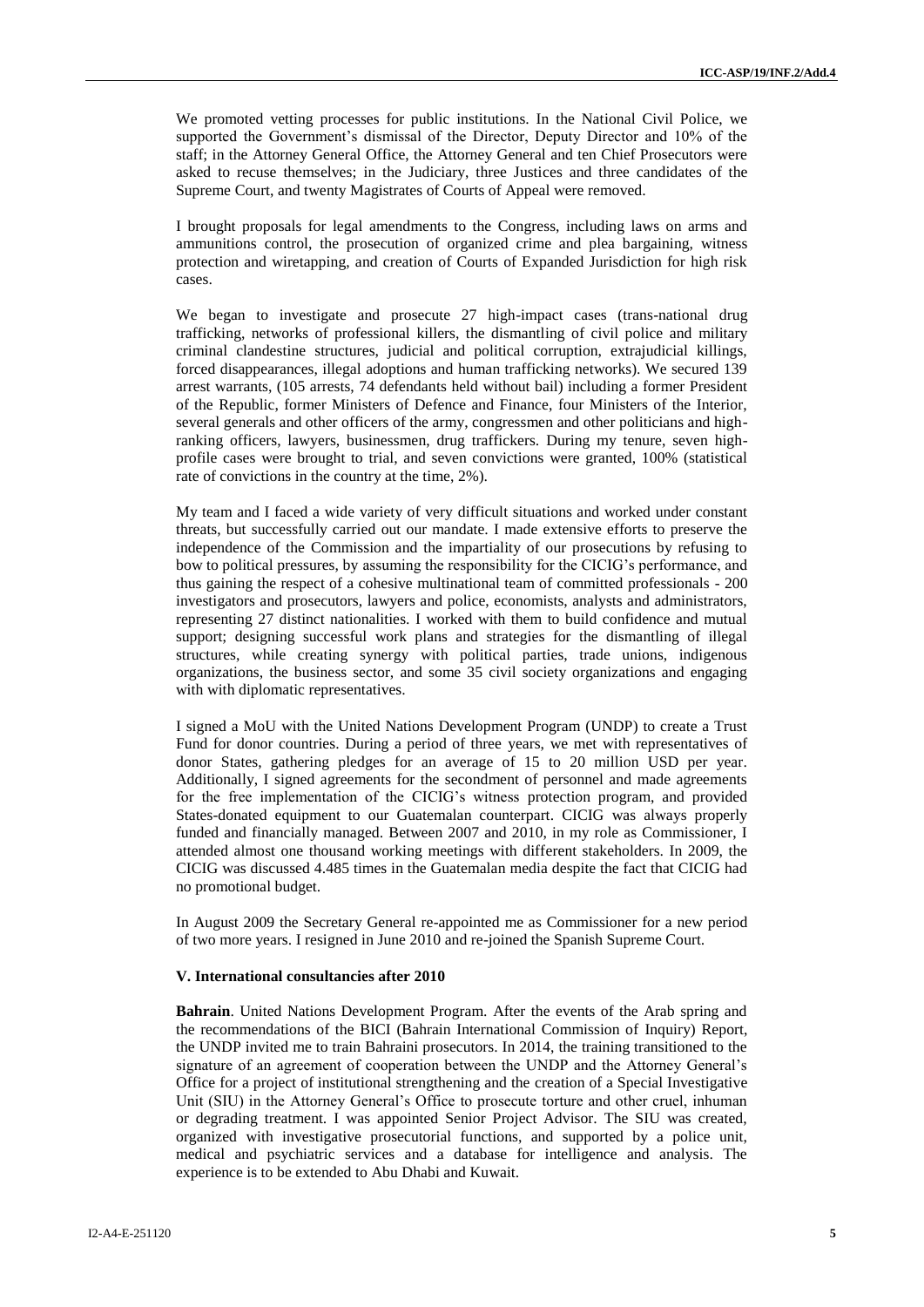We promoted vetting processes for public institutions. In the National Civil Police, we supported the Government's dismissal of the Director, Deputy Director and 10% of the staff; in the Attorney General Office, the Attorney General and ten Chief Prosecutors were asked to recuse themselves; in the Judiciary, three Justices and three candidates of the Supreme Court, and twenty Magistrates of Courts of Appeal were removed.

I brought proposals for legal amendments to the Congress, including laws on arms and ammunitions control, the prosecution of organized crime and plea bargaining, witness protection and wiretapping, and creation of Courts of Expanded Jurisdiction for high risk cases.

We began to investigate and prosecute 27 high-impact cases (trans-national drug trafficking, networks of professional killers, the dismantling of civil police and military criminal clandestine structures, judicial and political corruption, extrajudicial killings, forced disappearances, illegal adoptions and human trafficking networks). We secured 139 arrest warrants, (105 arrests, 74 defendants held without bail) including a former President of the Republic, former Ministers of Defence and Finance, four Ministers of the Interior, several generals and other officers of the army, congressmen and other politicians and high-ranking officers, lawyers, businessmen, drug traffickers. During my tenure, seven high-profile cases were brought to trial, and seven convictions were granted, 100% (statistical rate of convictions in the country at the time, 2%).

My team and I faced a wide variety of very difficult situations and worked under constant threats, but successfully carried out our mandate. I made extensive efforts to preserve the independence of the Commission and the impartiality of our prosecutions by refusing to bow to political pressures, by assuming the responsibility for the CICIG's performance, and thus gaining the respect of a cohesive multinational team of committed professionals - 200 investigators and prosecutors, lawyers and police, economists, analysts and administrators, representing 27 distinct nationalities. I worked with them to build confidence and mutual support; designing successful work plans and strategies for the dismantling of illegal structures, while creating synergy with political parties, trade unions, indigenous organizations, the business sector, and some 35 civil society organizations and engaging with with diplomatic representatives.

I signed a MoU with the United Nations Development Program (UNDP) to create a Trust Fund for donor countries. During a period of three years, we met with representatives of donor States, gathering pledges for an average of 15 to 20 million USD per year. Additionally, I signed agreements for the secondment of personnel and made agreements for the free implementation of the CICIG's witness protection program, and provided States-donated equipment to our Guatemalan counterpart. CICIG was always properly funded and financially managed. Between 2007 and 2010, in my role as Commissioner, I attended almost one thousand working meetings with different stakeholders. In 2009, the CICIG was discussed 4.485 times in the Guatemalan media despite the fact that CICIG had no promotional budget.

In August 2009 the Secretary General re-appointed me as Commissioner for a new period of two more years. I resigned in June 2010 and re-joined the Spanish Supreme Court.

### V. International consultancies after 2010

**Bahrain**. United Nations Development Program. After the events of the Arab spring and the recommendations of the BICI (Bahrain International Commission of Inquiry) Report, the UNDP invited me to train Bahraini prosecutors. In 2014, the training transitioned to the signature of an agreement of cooperation between the UNDP and the Attorney General's Office for a project of institutional strengthening and the creation of a Special Investigative Unit (SIU) in the Attorney General's Office to prosecute torture and other cruel, inhuman or degrading treatment. I was appointed Senior Project Advisor. The SIU was created, organized with investigative prosecutorial functions, and supported by a police unit, medical and psychiatric services and a database for intelligence and analysis. The experience is to be extended to Abu Dhabi and Kuwait.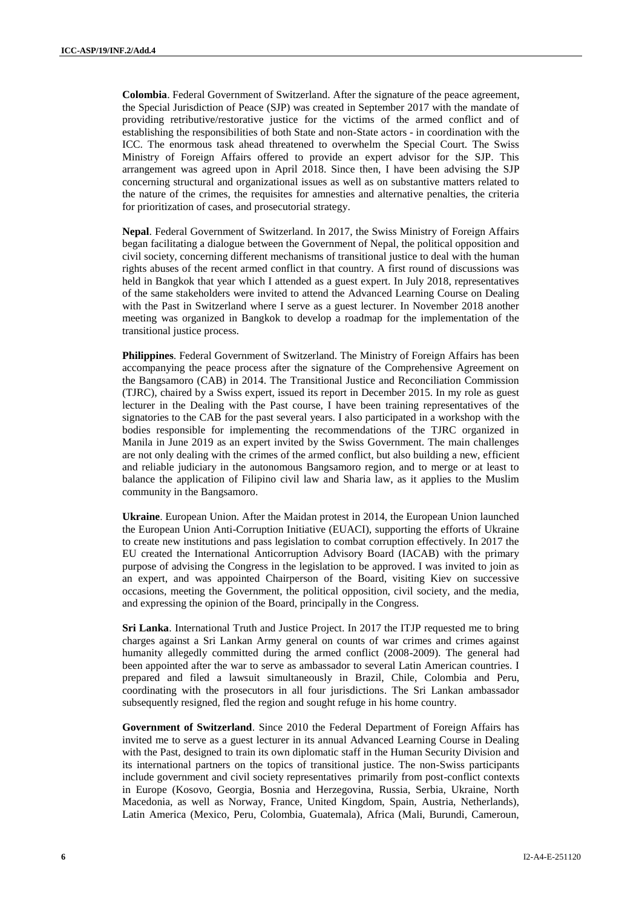**Colombia**. Federal Government of Switzerland. After the signature of the peace agreement, the Special Jurisdiction of Peace (SJP) was created in September 2017 with the mandate of providing retributive/restorative justice for the victims of the armed conflict and of establishing the responsibilities of both State and non-State actors - in coordination with the ICC. The enormous task ahead threatened to overwhelm the Special Court. The Swiss Ministry of Foreign Affairs offered to provide an expert advisor for the SJP. This arrangement was agreed upon in April 2018. Since then, I have been advising the SJP concerning structural and organizational issues as well as on substantive matters related to the nature of the crimes, the requisites for amnesties and alternative penalties, the criteria for prioritization of cases, and prosecutorial strategy.

**Nepal**. Federal Government of Switzerland. In 2017, the Swiss Ministry of Foreign Affairs began facilitating a dialogue between the Government of Nepal, the political opposition and civil society, concerning different mechanisms of transitional justice to deal with the human rights abuses of the recent armed conflict in that country. A first round of discussions was held in Bangkok that year which I attended as a guest expert. In July 2018, representatives of the same stakeholders were invited to attend the Advanced Learning Course on Dealing with the Past in Switzerland where I serve as a guest lecturer. In November 2018 another meeting was organized in Bangkok to develop a roadmap for the implementation of the transitional justice process.

**Philippines**. Federal Government of Switzerland. The Ministry of Foreign Affairs has been accompanying the peace process after the signature of the Comprehensive Agreement on the Bangsamoro (CAB) in 2014. The Transitional Justice and Reconciliation Commission (TJRC), chaired by a Swiss expert, issued its report in December 2015. In my role as guest lecturer in the Dealing with the Past course, I have been training representatives of the signatories to the CAB for the past several years. I also participated in a workshop with the bodies responsible for implementing the recommendations of the TJRC organized in Manila in June 2019 as an expert invited by the Swiss Government. The main challenges are not only dealing with the crimes of the armed conflict, but also building a new, efficient and reliable judiciary in the autonomous Bangsamoro region, and to merge or at least to balance the application of Filipino civil law and Sharia law, as it applies to the Muslim community in the Bangsamoro.

**Ukraine**. European Union. After the Maidan protest in 2014, the European Union launched the European Union Anti-Corruption Initiative (EUACI), supporting the efforts of Ukraine to create new institutions and pass legislation to combat corruption effectively. In 2017 the EU created the International Anticorruption Advisory Board (IACAB) with the primary purpose of advising the Congress in the legislation to be approved. I was invited to join as an expert, and was appointed Chairperson of the Board, visiting Kiev on successive occasions, meeting the Government, the political opposition, civil society, and the media, and expressing the opinion of the Board, principally in the Congress.

**Sri Lanka**. International Truth and Justice Project. In 2017 the ITJP requested me to bring charges against a Sri Lankan Army general on counts of war crimes and crimes against humanity allegedly committed during the armed conflict (2008-2009). The general had been appointed after the war to serve as ambassador to several Latin American countries. I prepared and filed a lawsuit simultaneously in Brazil, Chile, Colombia and Peru, coordinating with the prosecutors in all four jurisdictions. The Sri Lankan ambassador subsequently resigned, fled the region and sought refuge in his home country.

**Government of Switzerland**. Since 2010 the Federal Department of Foreign Affairs has invited me to serve as a guest lecturer in its annual Advanced Learning Course in Dealing with the Past, designed to train its own diplomatic staff in the Human Security Division and its international partners on the topics of transitional justice. The non-Swiss participants include government and civil society representatives primarily from post-conflict contexts in Europe (Kosovo, Georgia, Bosnia and Herzegovina, Russia, Serbia, Ukraine, North Macedonia, as well as Norway, France, United Kingdom, Spain, Austria, Netherlands), Latin America (Mexico, Peru, Colombia, Guatemala), Africa (Mali, Burundi, Cameroun,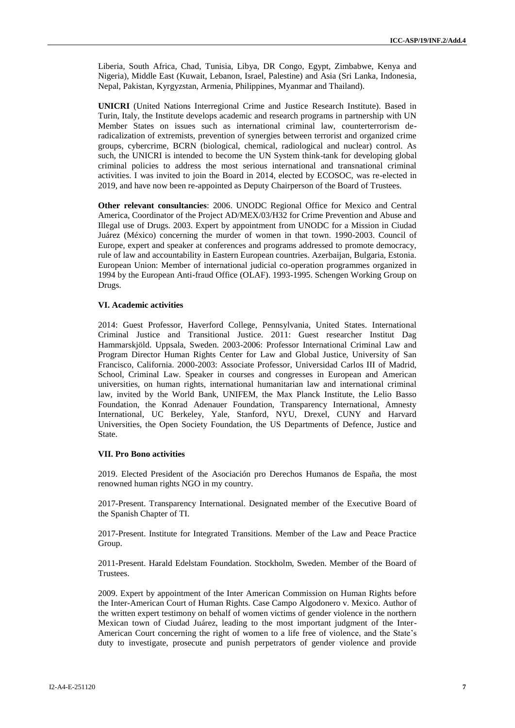Liberia, South Africa, Chad, Tunisia, Libya, DR Congo, Egypt, Zimbabwe, Kenya and Nigeria), Middle East (Kuwait, Lebanon, Israel, Palestine) and Asia (Sri Lanka, Indonesia, Nepal, Pakistan, Kyrgyzstan, Armenia, Philippines, Myanmar and Thailand).

**UNICRI** (United Nations Interregional Crime and Justice Research Institute). Based in Turin, Italy, the Institute develops academic and research programs in partnership with UN Member States on issues such as international criminal law, counterterrorism de-radicalization of extremists, prevention of synergies between terrorist and organized crime groups, cybercrime, BCRN (biological, chemical, radiological and nuclear) control. As such, the UNICRI is intended to become the UN System think-tank for developing global criminal policies to address the most serious international and transnational criminal activities. I was invited to join the Board in 2014, elected by ECOSOC, was re-elected in 2019, and have now been re-appointed as Deputy Chairperson of the Board of Trustees.

**Other relevant consultancies**: 2006. UNODC Regional Office for Mexico and Central America, Coordinator of the Project AD/MEX/03/H32 for Crime Prevention and Abuse and Illegal use of Drugs. 2003. Expert by appointment from UNODC for a Mission in Ciudad Juárez (México) concerning the murder of women in that town. 1990-2003. Council of Europe, expert and speaker at conferences and programs addressed to promote democracy, rule of law and accountability in Eastern European countries. Azerbaijan, Bulgaria, Estonia. European Union: Member of international judicial co-operation programmes organized in 1994 by the European Anti-fraud Office (OLAF). 1993-1995. Schengen Working Group on Drugs.

### VI. Academic activities

2014: Guest Professor, Haverford College, Pennsylvania, United States. International Criminal Justice and Transitional Justice. 2011: Guest researcher Institut Dag Hammarskjöld. Uppsala, Sweden. 2003-2006: Professor International Criminal Law and Program Director Human Rights Center for Law and Global Justice, University of San Francisco, California. 2000-2003: Associate Professor, Universidad Carlos III of Madrid, School, Criminal Law. Speaker in courses and congresses in European and American universities, on human rights, international humanitarian law and international criminal law, invited by the World Bank, UNIFEM, the Max Planck Institute, the Lelio Basso Foundation, the Konrad Adenauer Foundation, Transparency International, Amnesty International, UC Berkeley, Yale, Stanford, NYU, Drexel, CUNY and Harvard Universities, the Open Society Foundation, the US Departments of Defence, Justice and State.

### VII. Pro Bono activities

2019. Elected President of the Asociación pro Derechos Humanos de España, the most renowned human rights NGO in my country.

2017-Present. Transparency International. Designated member of the Executive Board of the Spanish Chapter of TI.

2017-Present. Institute for Integrated Transitions. Member of the Law and Peace Practice Group.

2011-Present. Harald Edelstam Foundation. Stockholm, Sweden. Member of the Board of Trustees.

2009. Expert by appointment of the Inter American Commission on Human Rights before the Inter-American Court of Human Rights. Case Campo Algodonero v. Mexico. Author of the written expert testimony on behalf of women victims of gender violence in the northern Mexican town of Ciudad Juárez, leading to the most important judgment of the Inter-American Court concerning the right of women to a life free of violence, and the State's duty to investigate, prosecute and punish perpetrators of gender violence and provide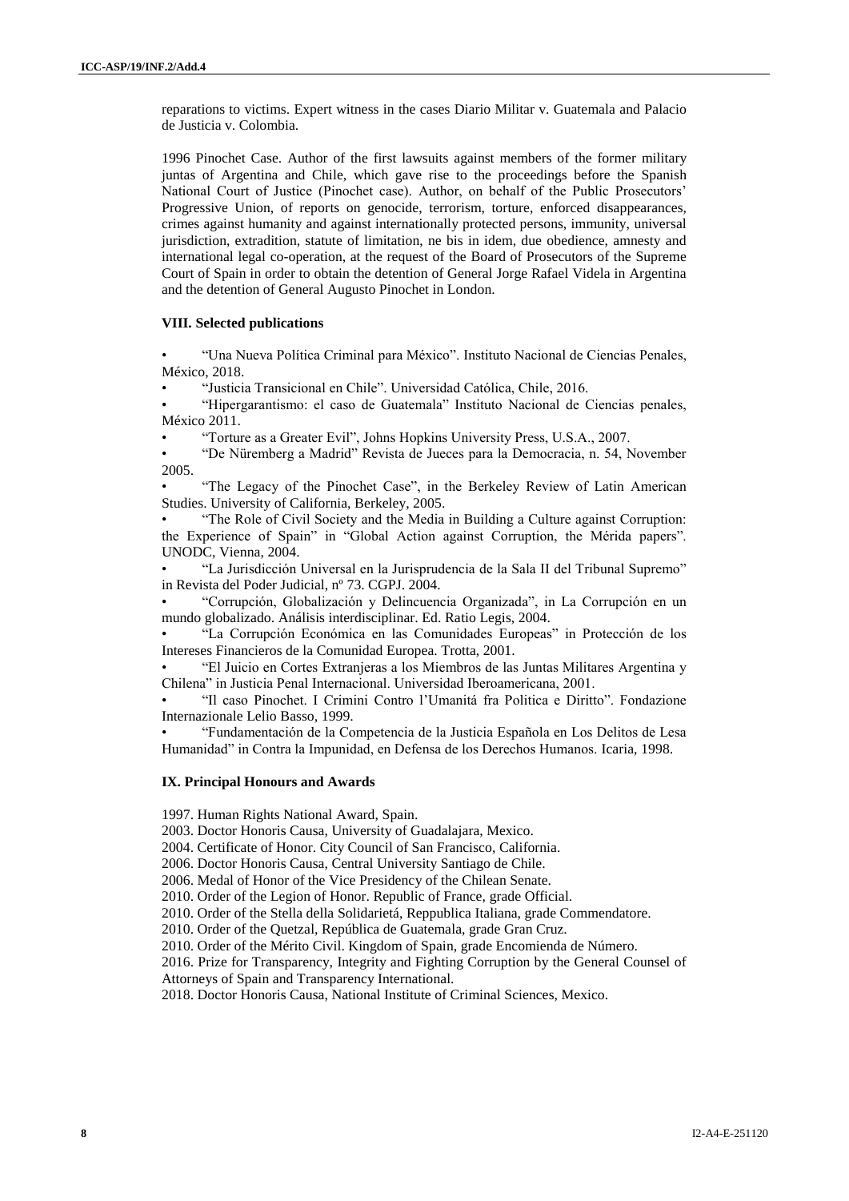reparations to victims. Expert witness in the cases Diario Militar v. Guatemala and Palacio de Justicia v. Colombia.

1996 Pinochet Case. Author of the first lawsuits against members of the former military juntas of Argentina and Chile, which gave rise to the proceedings before the Spanish National Court of Justice (Pinochet case). Author, on behalf of the Public Prosecutors' Progressive Union, of reports on genocide, terrorism, torture, enforced disappearances, crimes against humanity and against internationally protected persons, immunity, universal jurisdiction, extradition, statute of limitation, ne bis in idem, due obedience, amnesty and international legal co-operation, at the request of the Board of Prosecutors of the Supreme Court of Spain in order to obtain the detention of General Jorge Rafael Videla in Argentina and the detention of General Augusto Pinochet in London.

### VIII. Selected publications

- "Una Nueva Política Criminal para México". Instituto Nacional de Ciencias Penales, México, 2018.
- "Justicia Transicional en Chile". Universidad Católica, Chile, 2016.
- "Hipergarantismo: el caso de Guatemala" Instituto Nacional de Ciencias penales, México 2011.
- "Torture as a Greater Evil", Johns Hopkins University Press, U.S.A., 2007.
- "De Nüremberg a Madrid" Revista de Jueces para la Democracia, n. 54, November 2005.
- "The Legacy of the Pinochet Case", in the Berkeley Review of Latin American Studies. University of California, Berkeley, 2005.
- "The Role of Civil Society and the Media in Building a Culture against Corruption: the Experience of Spain" in "Global Action against Corruption, the Mérida papers". UNODC, Vienna, 2004.
- "La Jurisdicción Universal en la Jurisprudencia de la Sala II del Tribunal Supremo" in Revista del Poder Judicial, nº 73. CGPJ. 2004.
- "Corrupción, Globalización y Delincuencia Organizada", in La Corrupción en un mundo globalizado. Análisis interdisciplinar. Ed. Ratio Legis, 2004.
- "La Corrupción Económica en las Comunidades Europeas" in Protección de los Intereses Financieros de la Comunidad Europea. Trotta, 2001.
- "El Juicio en Cortes Extranjeras a los Miembros de las Juntas Militares Argentina y Chilena" in Justicia Penal Internacional. Universidad Iberoamericana, 2001.
- "Il caso Pinochet. I Crimini Contro l'Umanitá fra Politica e Diritto". Fondazione Internazionale Lelio Basso, 1999.
- "Fundamentación de la Competencia de la Justicia Española en Los Delitos de Lesa Humanidad" in Contra la Impunidad, en Defensa de los Derechos Humanos. Icaria, 1998.

### IX. Principal Honours and Awards

1997. Human Rights National Award, Spain.
2003. Doctor Honoris Causa, University of Guadalajara, Mexico.
2004. Certificate of Honor. City Council of San Francisco, California.
2006. Doctor Honoris Causa, Central University Santiago de Chile.
2006. Medal of Honor of the Vice Presidency of the Chilean Senate.
2010. Order of the Legion of Honor. Republic of France, grade Official.
2010. Order of the Stella della Solidarietá, Reppublica Italiana, grade Commendatore.
2010. Order of the Quetzal, República de Guatemala, grade Gran Cruz.
2010. Order of the Mérito Civil. Kingdom of Spain, grade Encomienda de Número.
2016. Prize for Transparency, Integrity and Fighting Corruption by the General Counsel of Attorneys of Spain and Transparency International.
2018. Doctor Honoris Causa, National Institute of Criminal Sciences, Mexico.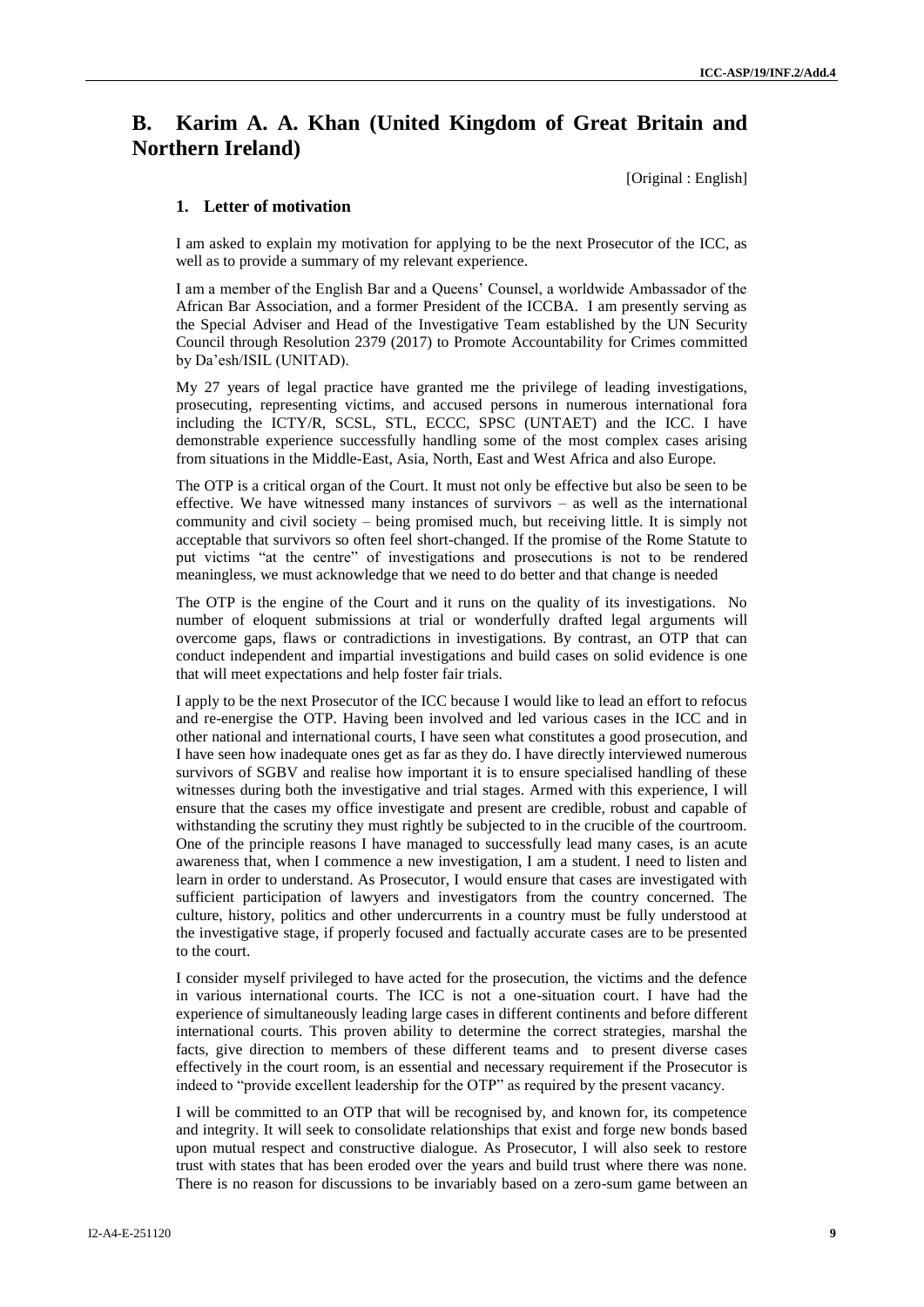## B. Karim A. A. Khan (United Kingdom of Great Britain and Northern Ireland)

[Original : English]

### 1. Letter of motivation

I am asked to explain my motivation for applying to be the next Prosecutor of the ICC, as well as to provide a summary of my relevant experience.

I am a member of the English Bar and a Queens' Counsel, a worldwide Ambassador of the African Bar Association, and a former President of the ICCBA. I am presently serving as the Special Adviser and Head of the Investigative Team established by the UN Security Council through Resolution 2379 (2017) to Promote Accountability for Crimes committed by Da'esh/ISIL (UNITAD).

My 27 years of legal practice have granted me the privilege of leading investigations, prosecuting, representing victims, and accused persons in numerous international fora including the ICTY/R, SCSL, STL, ECCC, SPSC (UNTAET) and the ICC. I have demonstrable experience successfully handling some of the most complex cases arising from situations in the Middle-East, Asia, North, East and West Africa and also Europe.

The OTP is a critical organ of the Court. It must not only be effective but also be seen to be effective. We have witnessed many instances of survivors – as well as the international community and civil society – being promised much, but receiving little. It is simply not acceptable that survivors so often feel short-changed. If the promise of the Rome Statute to put victims "at the centre" of investigations and prosecutions is not to be rendered meaningless, we must acknowledge that we need to do better and that change is needed

The OTP is the engine of the Court and it runs on the quality of its investigations. No number of eloquent submissions at trial or wonderfully drafted legal arguments will overcome gaps, flaws or contradictions in investigations. By contrast, an OTP that can conduct independent and impartial investigations and build cases on solid evidence is one that will meet expectations and help foster fair trials.

I apply to be the next Prosecutor of the ICC because I would like to lead an effort to refocus and re-energise the OTP. Having been involved and led various cases in the ICC and in other national and international courts, I have seen what constitutes a good prosecution, and I have seen how inadequate ones get as far as they do. I have directly interviewed numerous survivors of SGBV and realise how important it is to ensure specialised handling of these witnesses during both the investigative and trial stages. Armed with this experience, I will ensure that the cases my office investigate and present are credible, robust and capable of withstanding the scrutiny they must rightly be subjected to in the crucible of the courtroom. One of the principle reasons I have managed to successfully lead many cases, is an acute awareness that, when I commence a new investigation, I am a student. I need to listen and learn in order to understand. As Prosecutor, I would ensure that cases are investigated with sufficient participation of lawyers and investigators from the country concerned. The culture, history, politics and other undercurrents in a country must be fully understood at the investigative stage, if properly focused and factually accurate cases are to be presented to the court.

I consider myself privileged to have acted for the prosecution, the victims and the defence in various international courts. The ICC is not a one-situation court. I have had the experience of simultaneously leading large cases in different continents and before different international courts. This proven ability to determine the correct strategies, marshal the facts, give direction to members of these different teams and to present diverse cases effectively in the court room, is an essential and necessary requirement if the Prosecutor is indeed to "provide excellent leadership for the OTP" as required by the present vacancy.

I will be committed to an OTP that will be recognised by, and known for, its competence and integrity. It will seek to consolidate relationships that exist and forge new bonds based upon mutual respect and constructive dialogue. As Prosecutor, I will also seek to restore trust with states that has been eroded over the years and build trust where there was none. There is no reason for discussions to be invariably based on a zero-sum game between an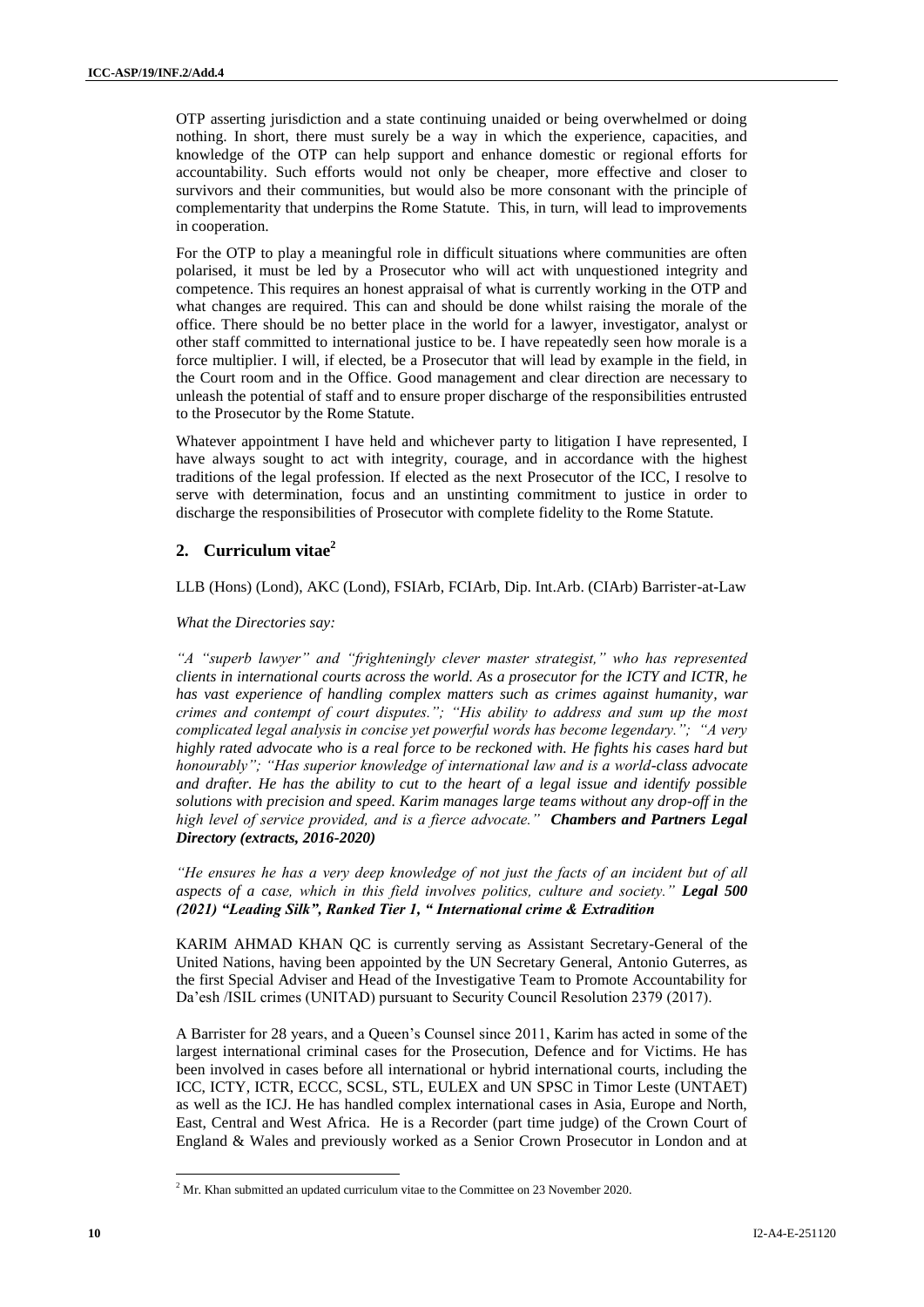OTP asserting jurisdiction and a state continuing unaided or being overwhelmed or doing nothing. In short, there must surely be a way in which the experience, capacities, and knowledge of the OTP can help support and enhance domestic or regional efforts for accountability. Such efforts would not only be cheaper, more effective and closer to survivors and their communities, but would also be more consonant with the principle of complementarity that underpins the Rome Statute. This, in turn, will lead to improvements in cooperation.

For the OTP to play a meaningful role in difficult situations where communities are often polarised, it must be led by a Prosecutor who will act with unquestioned integrity and competence. This requires an honest appraisal of what is currently working in the OTP and what changes are required. This can and should be done whilst raising the morale of the office. There should be no better place in the world for a lawyer, investigator, analyst or other staff committed to international justice to be. I have repeatedly seen how morale is a force multiplier. I will, if elected, be a Prosecutor that will lead by example in the field, in the Court room and in the Office. Good management and clear direction are necessary to unleash the potential of staff and to ensure proper discharge of the responsibilities entrusted to the Prosecutor by the Rome Statute.

Whatever appointment I have held and whichever party to litigation I have represented, I have always sought to act with integrity, courage, and in accordance with the highest traditions of the legal profession. If elected as the next Prosecutor of the ICC, I resolve to serve with determination, focus and an unstinting commitment to justice in order to discharge the responsibilities of Prosecutor with complete fidelity to the Rome Statute.

## 2. Curriculum vitae[2]

LLB (Hons) (Lond), AKC (Lond), FSIArb, FCIArb, Dip. Int.Arb. (CIArb) Barrister-at-Law

*What the Directories say:*

*"A "superb lawyer" and "frighteningly clever master strategist," who has represented clients in international courts across the world. As a prosecutor for the ICTY and ICTR, he has vast experience of handling complex matters such as crimes against humanity, war crimes and contempt of court disputes."; "His ability to address and sum up the most complicated legal analysis in concise yet powerful words has become legendary."; "A very highly rated advocate who is a real force to be reckoned with. He fights his cases hard but honourably"; "Has superior knowledge of international law and is a world-class advocate and drafter. He has the ability to cut to the heart of a legal issue and identify possible solutions with precision and speed. Karim manages large teams without any drop-off in the high level of service provided, and is a fierce advocate."* ***Chambers and Partners Legal Directory (extracts, 2016-2020)***

*"He ensures he has a very deep knowledge of not just the facts of an incident but of all aspects of a case, which in this field involves politics, culture and society."* ***Legal 500 (2021) "Leading Silk", Ranked Tier 1, " International crime & Extradition***

KARIM AHMAD KHAN QC is currently serving as Assistant Secretary-General of the United Nations, having been appointed by the UN Secretary General, Antonio Guterres, as the first Special Adviser and Head of the Investigative Team to Promote Accountability for Da'esh /ISIL crimes (UNITAD) pursuant to Security Council Resolution 2379 (2017).

A Barrister for 28 years, and a Queen's Counsel since 2011, Karim has acted in some of the largest international criminal cases for the Prosecution, Defence and for Victims. He has been involved in cases before all international or hybrid international courts, including the ICC, ICTY, ICTR, ECCC, SCSL, STL, EULEX and UN SPSC in Timor Leste (UNTAET) as well as the ICJ. He has handled complex international cases in Asia, Europe and North, East, Central and West Africa. He is a Recorder (part time judge) of the Crown Court of England & Wales and previously worked as a Senior Crown Prosecutor in London and at

[2] Mr. Khan submitted an updated curriculum vitae to the Committee on 23 November 2020.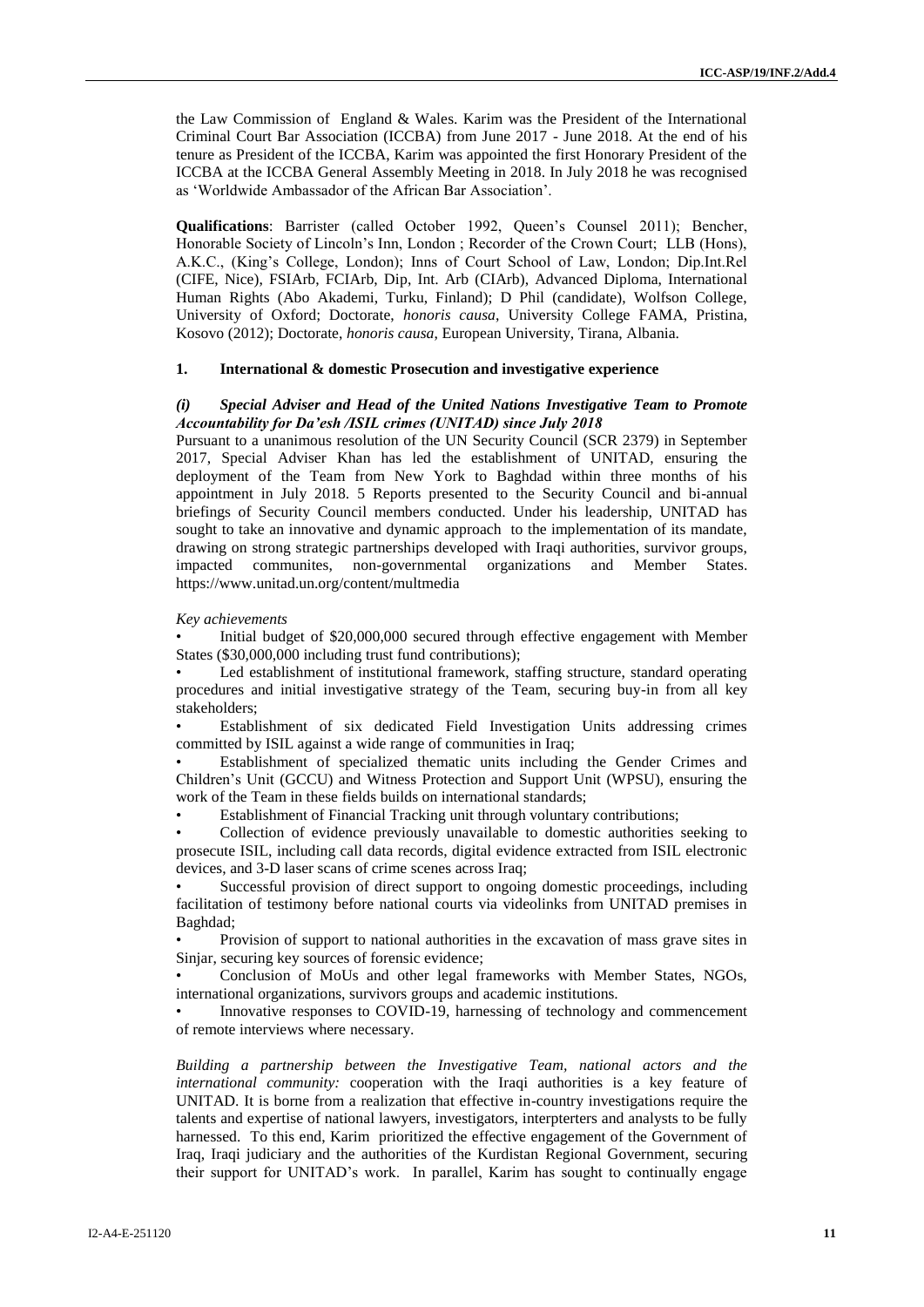the Law Commission of England & Wales. Karim was the President of the International Criminal Court Bar Association (ICCBA) from June 2017 - June 2018. At the end of his tenure as President of the ICCBA, Karim was appointed the first Honorary President of the ICCBA at the ICCBA General Assembly Meeting in 2018. In July 2018 he was recognised as 'Worldwide Ambassador of the African Bar Association'.

**Qualifications**: Barrister (called October 1992, Queen's Counsel 2011); Bencher, Honorable Society of Lincoln's Inn, London ; Recorder of the Crown Court; LLB (Hons), A.K.C., (King's College, London); Inns of Court School of Law, London; Dip.Int.Rel (CIFE, Nice), FSIArb, FCIArb, Dip, Int. Arb (CIArb), Advanced Diploma, International Human Rights (Abo Akademi, Turku, Finland); D Phil (candidate), Wolfson College, University of Oxford; Doctorate, *honoris causa*, University College FAMA, Pristina, Kosovo (2012); Doctorate, *honoris causa*, European University, Tirana, Albania.

## 1. International & domestic Prosecution and investigative experience

### *(i) Special Adviser and Head of the United Nations Investigative Team to Promote Accountability for Da'esh /ISIL crimes (UNITAD) since July 2018*

Pursuant to a unanimous resolution of the UN Security Council (SCR 2379) in September 2017, Special Adviser Khan has led the establishment of UNITAD, ensuring the deployment of the Team from New York to Baghdad within three months of his appointment in July 2018. 5 Reports presented to the Security Council and bi-annual briefings of Security Council members conducted. Under his leadership, UNITAD has sought to take an innovative and dynamic approach to the implementation of its mandate, drawing on strong strategic partnerships developed with Iraqi authorities, survivor groups, impacted communites, non-governmental organizations and Member States. https://www.unitad.un.org/content/multmedia

*Key achievements*

- Initial budget of $20,000,000 secured through effective engagement with Member States ($30,000,000 including trust fund contributions);
- Led establishment of institutional framework, staffing structure, standard operating procedures and initial investigative strategy of the Team, securing buy-in from all key stakeholders;
- Establishment of six dedicated Field Investigation Units addressing crimes committed by ISIL against a wide range of communities in Iraq;
- Establishment of specialized thematic units including the Gender Crimes and Children's Unit (GCCU) and Witness Protection and Support Unit (WPSU), ensuring the work of the Team in these fields builds on international standards;
- Establishment of Financial Tracking unit through voluntary contributions;
- Collection of evidence previously unavailable to domestic authorities seeking to prosecute ISIL, including call data records, digital evidence extracted from ISIL electronic devices, and 3-D laser scans of crime scenes across Iraq;
- Successful provision of direct support to ongoing domestic proceedings, including facilitation of testimony before national courts via videolinks from UNITAD premises in Baghdad;
- Provision of support to national authorities in the excavation of mass grave sites in Sinjar, securing key sources of forensic evidence;
- Conclusion of MoUs and other legal frameworks with Member States, NGOs, international organizations, survivors groups and academic institutions.
- Innovative responses to COVID-19, harnessing of technology and commencement of remote interviews where necessary.

*Building a partnership between the Investigative Team, national actors and the international community:* cooperation with the Iraqi authorities is a key feature of UNITAD. It is borne from a realization that effective in-country investigations require the talents and expertise of national lawyers, investigators, interpterters and analysts to be fully harnessed. To this end, Karim prioritized the effective engagement of the Government of Iraq, Iraqi judiciary and the authorities of the Kurdistan Regional Government, securing their support for UNITAD's work. In parallel, Karim has sought to continually engage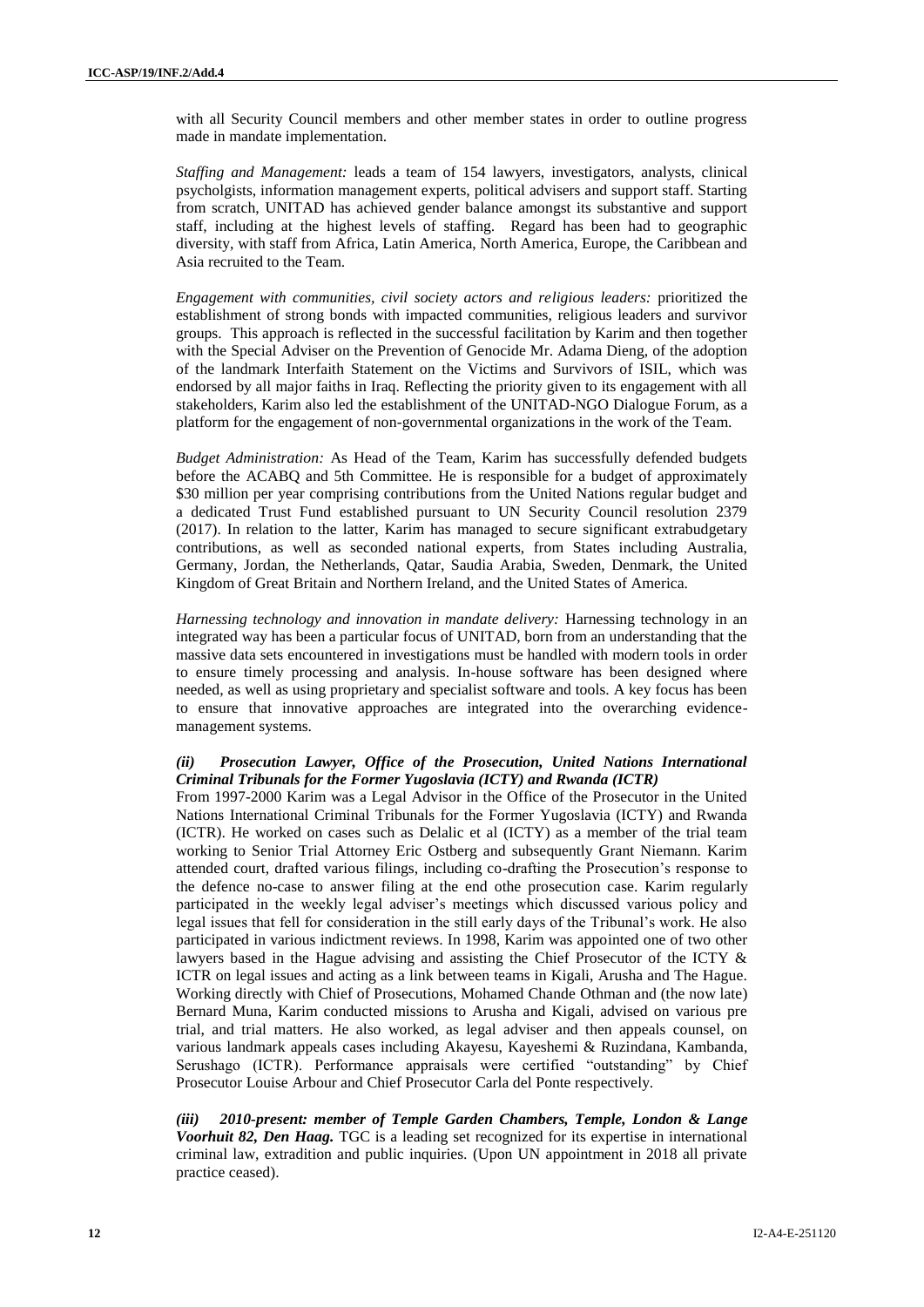with all Security Council members and other member states in order to outline progress made in mandate implementation.

*Staffing and Management:* leads a team of 154 lawyers, investigators, analysts, clinical psycholgists, information management experts, political advisers and support staff. Starting from scratch, UNITAD has achieved gender balance amongst its substantive and support staff, including at the highest levels of staffing. Regard has been had to geographic diversity, with staff from Africa, Latin America, North America, Europe, the Caribbean and Asia recruited to the Team.

*Engagement with communities, civil society actors and religious leaders:* prioritized the establishment of strong bonds with impacted communities, religious leaders and survivor groups. This approach is reflected in the successful facilitation by Karim and then together with the Special Adviser on the Prevention of Genocide Mr. Adama Dieng, of the adoption of the landmark Interfaith Statement on the Victims and Survivors of ISIL, which was endorsed by all major faiths in Iraq. Reflecting the priority given to its engagement with all stakeholders, Karim also led the establishment of the UNITAD-NGO Dialogue Forum, as a platform for the engagement of non-governmental organizations in the work of the Team.

*Budget Administration:* As Head of the Team, Karim has successfully defended budgets before the ACABQ and 5th Committee. He is responsible for a budget of approximately \$30 million per year comprising contributions from the United Nations regular budget and a dedicated Trust Fund established pursuant to UN Security Council resolution 2379 (2017). In relation to the latter, Karim has managed to secure significant extrabudgetary contributions, as well as seconded national experts, from States including Australia, Germany, Jordan, the Netherlands, Qatar, Saudia Arabia, Sweden, Denmark, the United Kingdom of Great Britain and Northern Ireland, and the United States of America.

*Harnessing technology and innovation in mandate delivery:* Harnessing technology in an integrated way has been a particular focus of UNITAD, born from an understanding that the massive data sets encountered in investigations must be handled with modern tools in order to ensure timely processing and analysis. In-house software has been designed where needed, as well as using proprietary and specialist software and tools. A key focus has been to ensure that innovative approaches are integrated into the overarching evidence-management systems.

***(ii) Prosecution Lawyer, Office of the Prosecution, United Nations International Criminal Tribunals for the Former Yugoslavia (ICTY) and Rwanda (ICTR)***

From 1997-2000 Karim was a Legal Advisor in the Office of the Prosecutor in the United Nations International Criminal Tribunals for the Former Yugoslavia (ICTY) and Rwanda (ICTR). He worked on cases such as Delalic et al (ICTY) as a member of the trial team working to Senior Trial Attorney Eric Ostberg and subsequently Grant Niemann. Karim attended court, drafted various filings, including co-drafting the Prosecution's response to the defence no-case to answer filing at the end othe prosecution case. Karim regularly participated in the weekly legal adviser's meetings which discussed various policy and legal issues that fell for consideration in the still early days of the Tribunal's work. He also participated in various indictment reviews. In 1998, Karim was appointed one of two other lawyers based in the Hague advising and assisting the Chief Prosecutor of the ICTY & ICTR on legal issues and acting as a link between teams in Kigali, Arusha and The Hague. Working directly with Chief of Prosecutions, Mohamed Chande Othman and (the now late) Bernard Muna, Karim conducted missions to Arusha and Kigali, advised on various pre trial, and trial matters. He also worked, as legal adviser and then appeals counsel, on various landmark appeals cases including Akayesu, Kayeshemi & Ruzindana, Kambanda, Serushago (ICTR). Performance appraisals were certified "outstanding" by Chief Prosecutor Louise Arbour and Chief Prosecutor Carla del Ponte respectively.

***(iii) 2010-present: member of Temple Garden Chambers, Temple, London & Lange Voorhuit 82, Den Haag.*** TGC is a leading set recognized for its expertise in international criminal law, extradition and public inquiries. (Upon UN appointment in 2018 all private practice ceased).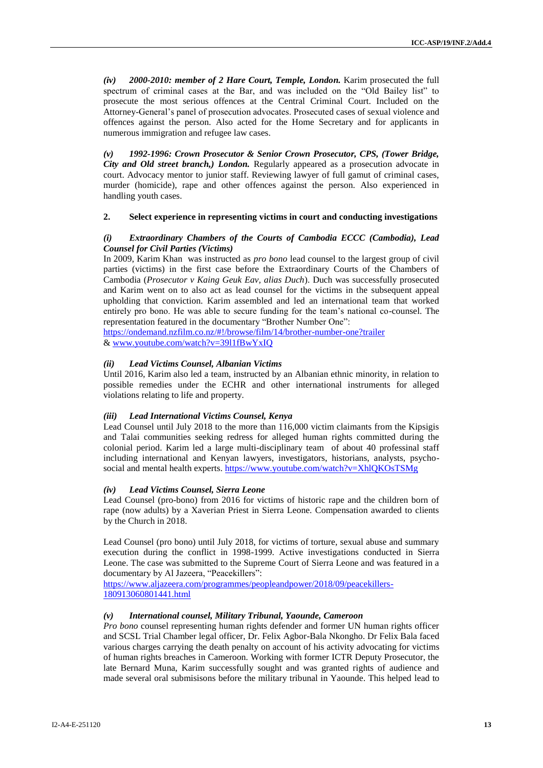*(iv) 2000-2010: member of 2 Hare Court, Temple, London.* Karim prosecuted the full spectrum of criminal cases at the Bar, and was included on the "Old Bailey list" to prosecute the most serious offences at the Central Criminal Court. Included on the Attorney-General's panel of prosecution advocates. Prosecuted cases of sexual violence and offences against the person. Also acted for the Home Secretary and for applicants in numerous immigration and refugee law cases.

*(v) 1992-1996: Crown Prosecutor & Senior Crown Prosecutor, CPS, (Tower Bridge, City and Old street branch,) London.* Regularly appeared as a prosecution advocate in court. Advocacy mentor to junior staff. Reviewing lawyer of full gamut of criminal cases, murder (homicide), rape and other offences against the person. Also experienced in handling youth cases.

## 2. Select experience in representing victims in court and conducting investigations

### *(i) Extraordinary Chambers of the Courts of Cambodia ECCC (Cambodia), Lead Counsel for Civil Parties (Victims)*

In 2009, Karim Khan was instructed as *pro bono* lead counsel to the largest group of civil parties (victims) in the first case before the Extraordinary Courts of the Chambers of Cambodia (*Prosecutor v Kaing Geuk Eav, alias Duch*). Duch was successfully prosecuted and Karim went on to also act as lead counsel for the victims in the subsequent appeal upholding that conviction. Karim assembled and led an international team that worked entirely pro bono. He was able to secure funding for the team's national co-counsel. The representation featured in the documentary "Brother Number One":
https://ondemand.nzfilm.co.nz/#!/browse/film/14/brother-number-one?trailer
& www.youtube.com/watch?v=39l1fBwYxIQ

### *(ii) Lead Victims Counsel, Albanian Victims*

Until 2016, Karim also led a team, instructed by an Albanian ethnic minority, in relation to possible remedies under the ECHR and other international instruments for alleged violations relating to life and property.

### *(iii) Lead International Victims Counsel, Kenya*

Lead Counsel until July 2018 to the more than 116,000 victim claimants from the Kipsigis and Talai communities seeking redress for alleged human rights committed during the colonial period. Karim led a large multi-disciplinary team of about 40 professional staff including international and Kenyan lawyers, investigators, historians, analysts, psycho-social and mental health experts. https://www.youtube.com/watch?v=XhlQKOsTSMg

### *(iv) Lead Victims Counsel, Sierra Leone*

Lead Counsel (pro-bono) from 2016 for victims of historic rape and the children born of rape (now adults) by a Xaverian Priest in Sierra Leone. Compensation awarded to clients by the Church in 2018.

Lead Counsel (pro bono) until July 2018, for victims of torture, sexual abuse and summary execution during the conflict in 1998-1999. Active investigations conducted in Sierra Leone. The case was submitted to the Supreme Court of Sierra Leone and was featured in a documentary by Al Jazeera, "Peacekillers":
https://www.aljazeera.com/programmes/peopleandpower/2018/09/peacekillers-180913060801441.html

### *(v) International counsel, Military Tribunal, Yaounde, Cameroon*

*Pro bono* counsel representing human rights defender and former UN human rights officer and SCSL Trial Chamber legal officer, Dr. Felix Agbor-Bala Nkongho. Dr Felix Bala faced various charges carrying the death penalty on account of his activity advocating for victims of human rights breaches in Cameroon. Working with former ICTR Deputy Prosecutor, the late Bernard Muna, Karim successfully sought and was granted rights of audience and made several oral submisisons before the military tribunal in Yaounde. This helped lead to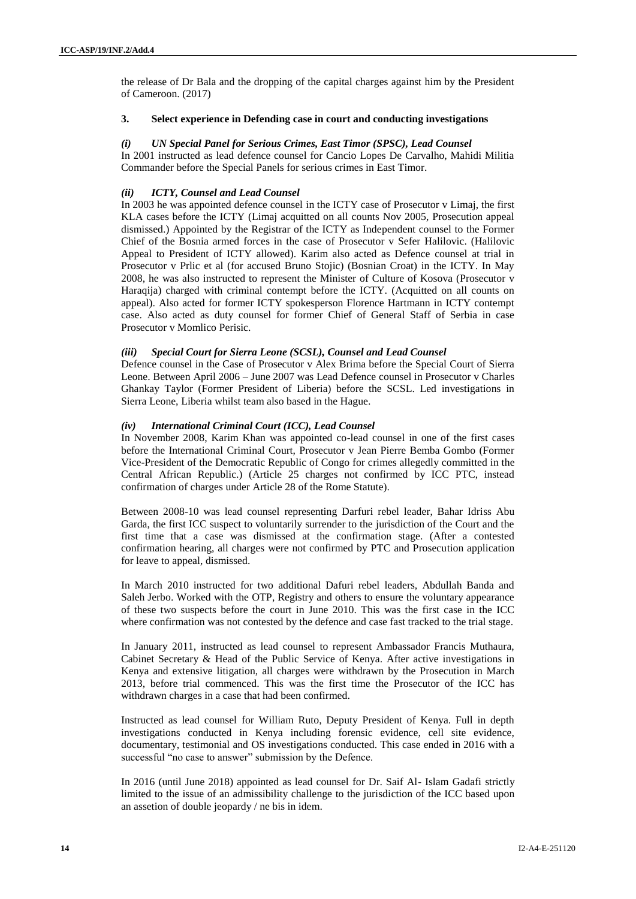the release of Dr Bala and the dropping of the capital charges against him by the President of Cameroon. (2017)

### 3. Select experience in Defending case in court and conducting investigations

#### *(i) UN Special Panel for Serious Crimes, East Timor (SPSC), Lead Counsel*

In 2001 instructed as lead defence counsel for Cancio Lopes De Carvalho, Mahidi Militia Commander before the Special Panels for serious crimes in East Timor.

#### *(ii) ICTY, Counsel and Lead Counsel*

In 2003 he was appointed defence counsel in the ICTY case of Prosecutor v Limaj, the first KLA cases before the ICTY (Limaj acquitted on all counts Nov 2005, Prosecution appeal dismissed.) Appointed by the Registrar of the ICTY as Independent counsel to the Former Chief of the Bosnia armed forces in the case of Prosecutor v Sefer Halilovic. (Halilovic Appeal to President of ICTY allowed). Karim also acted as Defence counsel at trial in Prosecutor v Prlic et al (for accused Bruno Stojic) (Bosnian Croat) in the ICTY. In May 2008, he was also instructed to represent the Minister of Culture of Kosova (Prosecutor v Haraqija) charged with criminal contempt before the ICTY. (Acquitted on all counts on appeal). Also acted for former ICTY spokesperson Florence Hartmann in ICTY contempt case. Also acted as duty counsel for former Chief of General Staff of Serbia in case Prosecutor v Momlico Perisic.

#### *(iii) Special Court for Sierra Leone (SCSL), Counsel and Lead Counsel*

Defence counsel in the Case of Prosecutor v Alex Brima before the Special Court of Sierra Leone. Between April 2006 – June 2007 was Lead Defence counsel in Prosecutor v Charles Ghankay Taylor (Former President of Liberia) before the SCSL. Led investigations in Sierra Leone, Liberia whilst team also based in the Hague.

#### *(iv) International Criminal Court (ICC), Lead Counsel*

In November 2008, Karim Khan was appointed co-lead counsel in one of the first cases before the International Criminal Court, Prosecutor v Jean Pierre Bemba Gombo (Former Vice-President of the Democratic Republic of Congo for crimes allegedly committed in the Central African Republic.) (Article 25 charges not confirmed by ICC PTC, instead confirmation of charges under Article 28 of the Rome Statute).

Between 2008-10 was lead counsel representing Darfuri rebel leader, Bahar Idriss Abu Garda, the first ICC suspect to voluntarily surrender to the jurisdiction of the Court and the first time that a case was dismissed at the confirmation stage. (After a contested confirmation hearing, all charges were not confirmed by PTC and Prosecution application for leave to appeal, dismissed.

In March 2010 instructed for two additional Dafuri rebel leaders, Abdullah Banda and Saleh Jerbo. Worked with the OTP, Registry and others to ensure the voluntary appearance of these two suspects before the court in June 2010. This was the first case in the ICC where confirmation was not contested by the defence and case fast tracked to the trial stage.

In January 2011, instructed as lead counsel to represent Ambassador Francis Muthaura, Cabinet Secretary & Head of the Public Service of Kenya. After active investigations in Kenya and extensive litigation, all charges were withdrawn by the Prosecution in March 2013, before trial commenced. This was the first time the Prosecutor of the ICC has withdrawn charges in a case that had been confirmed.

Instructed as lead counsel for William Ruto, Deputy President of Kenya. Full in depth investigations conducted in Kenya including forensic evidence, cell site evidence, documentary, testimonial and OS investigations conducted. This case ended in 2016 with a successful "no case to answer" submission by the Defence.

In 2016 (until June 2018) appointed as lead counsel for Dr. Saif Al- Islam Gadafi strictly limited to the issue of an admissibility challenge to the jurisdiction of the ICC based upon an assetion of double jeopardy / ne bis in idem.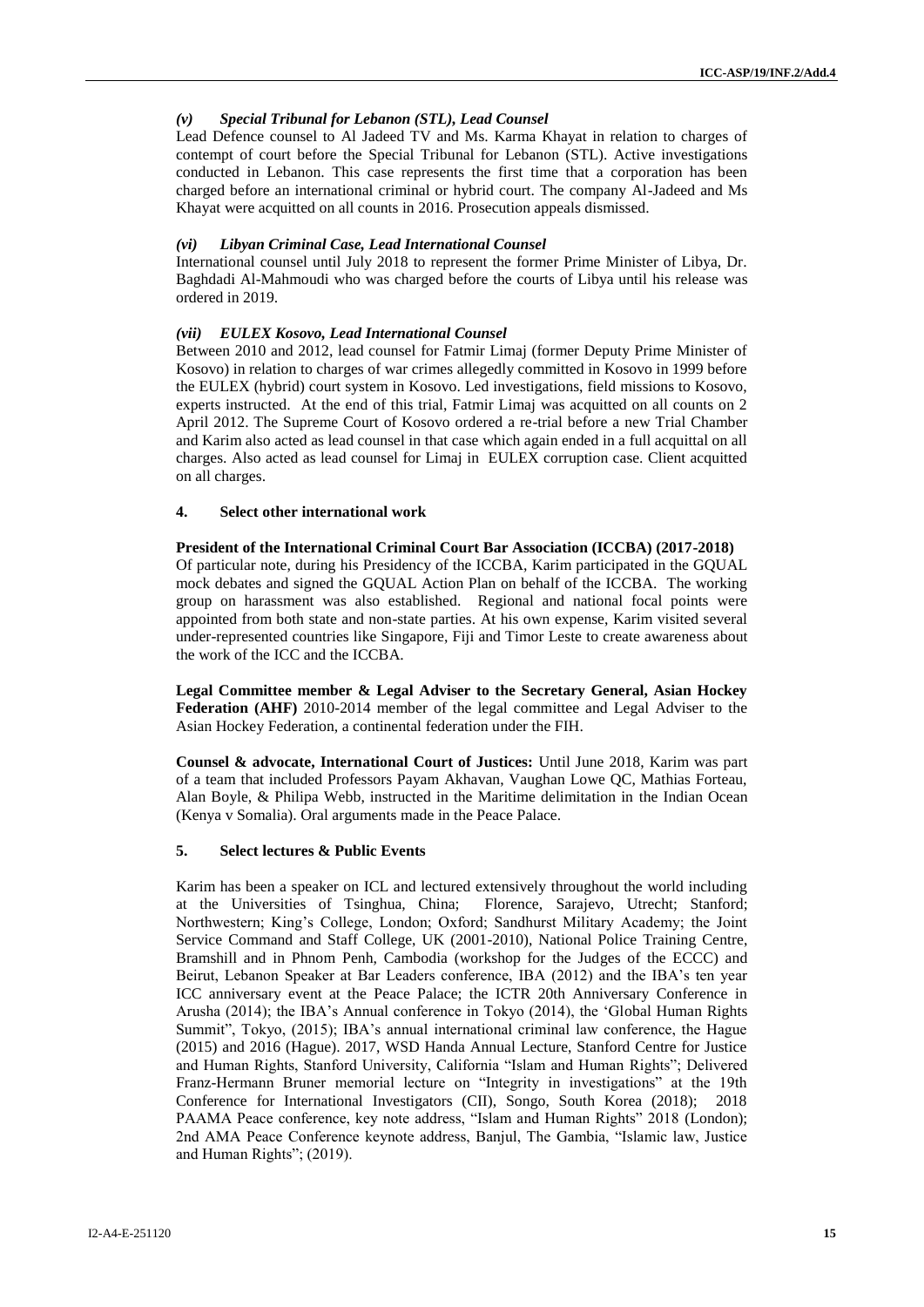#### *(v) Special Tribunal for Lebanon (STL), Lead Counsel*

Lead Defence counsel to Al Jadeed TV and Ms. Karma Khayat in relation to charges of contempt of court before the Special Tribunal for Lebanon (STL). Active investigations conducted in Lebanon. This case represents the first time that a corporation has been charged before an international criminal or hybrid court. The company Al-Jadeed and Ms Khayat were acquitted on all counts in 2016. Prosecution appeals dismissed.

#### *(vi) Libyan Criminal Case, Lead International Counsel*

International counsel until July 2018 to represent the former Prime Minister of Libya, Dr. Baghdadi Al-Mahmoudi who was charged before the courts of Libya until his release was ordered in 2019.

#### *(vii) EULEX Kosovo, Lead International Counsel*

Between 2010 and 2012, lead counsel for Fatmir Limaj (former Deputy Prime Minister of Kosovo) in relation to charges of war crimes allegedly committed in Kosovo in 1999 before the EULEX (hybrid) court system in Kosovo. Led investigations, field missions to Kosovo, experts instructed. At the end of this trial, Fatmir Limaj was acquitted on all counts on 2 April 2012. The Supreme Court of Kosovo ordered a re-trial before a new Trial Chamber and Karim also acted as lead counsel in that case which again ended in a full acquittal on all charges. Also acted as lead counsel for Limaj in EULEX corruption case. Client acquitted on all charges.

### 4. Select other international work

**President of the International Criminal Court Bar Association (ICCBA) (2017-2018)**

Of particular note, during his Presidency of the ICCBA, Karim participated in the GQUAL mock debates and signed the GQUAL Action Plan on behalf of the ICCBA. The working group on harassment was also established. Regional and national focal points were appointed from both state and non-state parties. At his own expense, Karim visited several under-represented countries like Singapore, Fiji and Timor Leste to create awareness about the work of the ICC and the ICCBA.

**Legal Committee member & Legal Adviser to the Secretary General, Asian Hockey Federation (AHF)** 2010-2014 member of the legal committee and Legal Adviser to the Asian Hockey Federation, a continental federation under the FIH.

**Counsel & advocate, International Court of Justices:** Until June 2018, Karim was part of a team that included Professors Payam Akhavan, Vaughan Lowe QC, Mathias Forteau, Alan Boyle, & Philipa Webb, instructed in the Maritime delimitation in the Indian Ocean (Kenya v Somalia). Oral arguments made in the Peace Palace.

### 5. Select lectures & Public Events

Karim has been a speaker on ICL and lectured extensively throughout the world including at the Universities of Tsinghua, China; Florence, Sarajevo, Utrecht; Stanford; Northwestern; King's College, London; Oxford; Sandhurst Military Academy; the Joint Service Command and Staff College, UK (2001-2010), National Police Training Centre, Bramshill and in Phnom Penh, Cambodia (workshop for the Judges of the ECCC) and Beirut, Lebanon Speaker at Bar Leaders conference, IBA (2012) and the IBA's ten year ICC anniversary event at the Peace Palace; the ICTR 20th Anniversary Conference in Arusha (2014); the IBA's Annual conference in Tokyo (2014), the 'Global Human Rights Summit", Tokyo, (2015); IBA's annual international criminal law conference, the Hague (2015) and 2016 (Hague). 2017, WSD Handa Annual Lecture, Stanford Centre for Justice and Human Rights, Stanford University, California "Islam and Human Rights"; Delivered Franz-Hermann Bruner memorial lecture on "Integrity in investigations" at the 19th Conference for International Investigators (CII), Songo, South Korea (2018); 2018 PAAMA Peace conference, key note address, "Islam and Human Rights" 2018 (London); 2nd AMA Peace Conference keynote address, Banjul, The Gambia, "Islamic law, Justice and Human Rights"; (2019).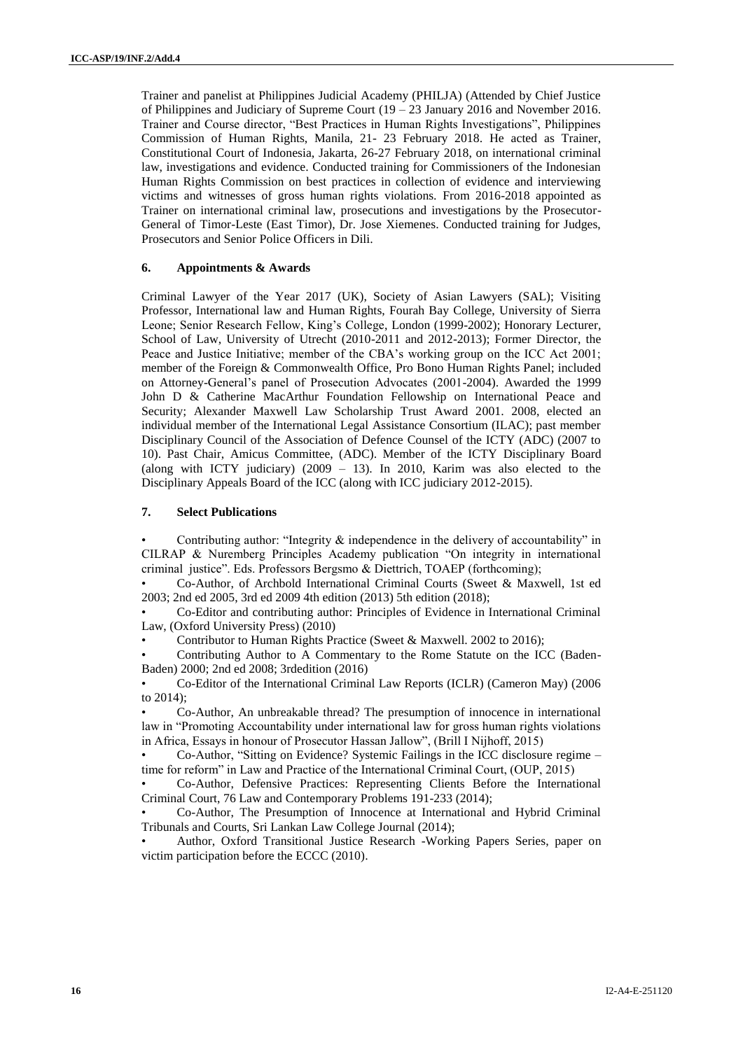Trainer and panelist at Philippines Judicial Academy (PHILJA) (Attended by Chief Justice of Philippines and Judiciary of Supreme Court (19 – 23 January 2016 and November 2016. Trainer and Course director, "Best Practices in Human Rights Investigations", Philippines Commission of Human Rights, Manila, 21- 23 February 2018. He acted as Trainer, Constitutional Court of Indonesia, Jakarta, 26-27 February 2018, on international criminal law, investigations and evidence. Conducted training for Commissioners of the Indonesian Human Rights Commission on best practices in collection of evidence and interviewing victims and witnesses of gross human rights violations. From 2016-2018 appointed as Trainer on international criminal law, prosecutions and investigations by the Prosecutor-General of Timor-Leste (East Timor), Dr. Jose Xiemenes. Conducted training for Judges, Prosecutors and Senior Police Officers in Dili.

### 6. Appointments & Awards

Criminal Lawyer of the Year 2017 (UK), Society of Asian Lawyers (SAL); Visiting Professor, International law and Human Rights, Fourah Bay College, University of Sierra Leone; Senior Research Fellow, King's College, London (1999-2002); Honorary Lecturer, School of Law, University of Utrecht (2010-2011 and 2012-2013); Former Director, the Peace and Justice Initiative; member of the CBA's working group on the ICC Act 2001; member of the Foreign & Commonwealth Office, Pro Bono Human Rights Panel; included on Attorney-General's panel of Prosecution Advocates (2001-2004). Awarded the 1999 John D & Catherine MacArthur Foundation Fellowship on International Peace and Security; Alexander Maxwell Law Scholarship Trust Award 2001. 2008, elected an individual member of the International Legal Assistance Consortium (ILAC); past member Disciplinary Council of the Association of Defence Counsel of the ICTY (ADC) (2007 to 10). Past Chair, Amicus Committee, (ADC). Member of the ICTY Disciplinary Board (along with ICTY judiciary) (2009 – 13). In 2010, Karim was also elected to the Disciplinary Appeals Board of the ICC (along with ICC judiciary 2012-2015).

### 7. Select Publications

- Contributing author: "Integrity & independence in the delivery of accountability" in CILRAP & Nuremberg Principles Academy publication "On integrity in international criminal justice". Eds. Professors Bergsmo & Diettrich, TOAEP (forthcoming);
- Co-Author, of Archbold International Criminal Courts (Sweet & Maxwell, 1st ed 2003; 2nd ed 2005, 3rd ed 2009 4th edition (2013) 5th edition (2018);
- Co-Editor and contributing author: Principles of Evidence in International Criminal Law, (Oxford University Press) (2010)
- Contributor to Human Rights Practice (Sweet & Maxwell. 2002 to 2016);
- Contributing Author to A Commentary to the Rome Statute on the ICC (Baden-Baden) 2000; 2nd ed 2008; 3rdedition (2016)
- Co-Editor of the International Criminal Law Reports (ICLR) (Cameron May) (2006 to 2014);
- Co-Author, An unbreakable thread? The presumption of innocence in international law in "Promoting Accountability under international law for gross human rights violations in Africa, Essays in honour of Prosecutor Hassan Jallow", (Brill I Nijhoff, 2015)
- Co-Author, "Sitting on Evidence? Systemic Failings in the ICC disclosure regime – time for reform" in Law and Practice of the International Criminal Court, (OUP, 2015)
- Co-Author, Defensive Practices: Representing Clients Before the International Criminal Court, 76 Law and Contemporary Problems 191-233 (2014);
- Co-Author, The Presumption of Innocence at International and Hybrid Criminal Tribunals and Courts, Sri Lankan Law College Journal (2014);
- Author, Oxford Transitional Justice Research -Working Papers Series, paper on victim participation before the ECCC (2010).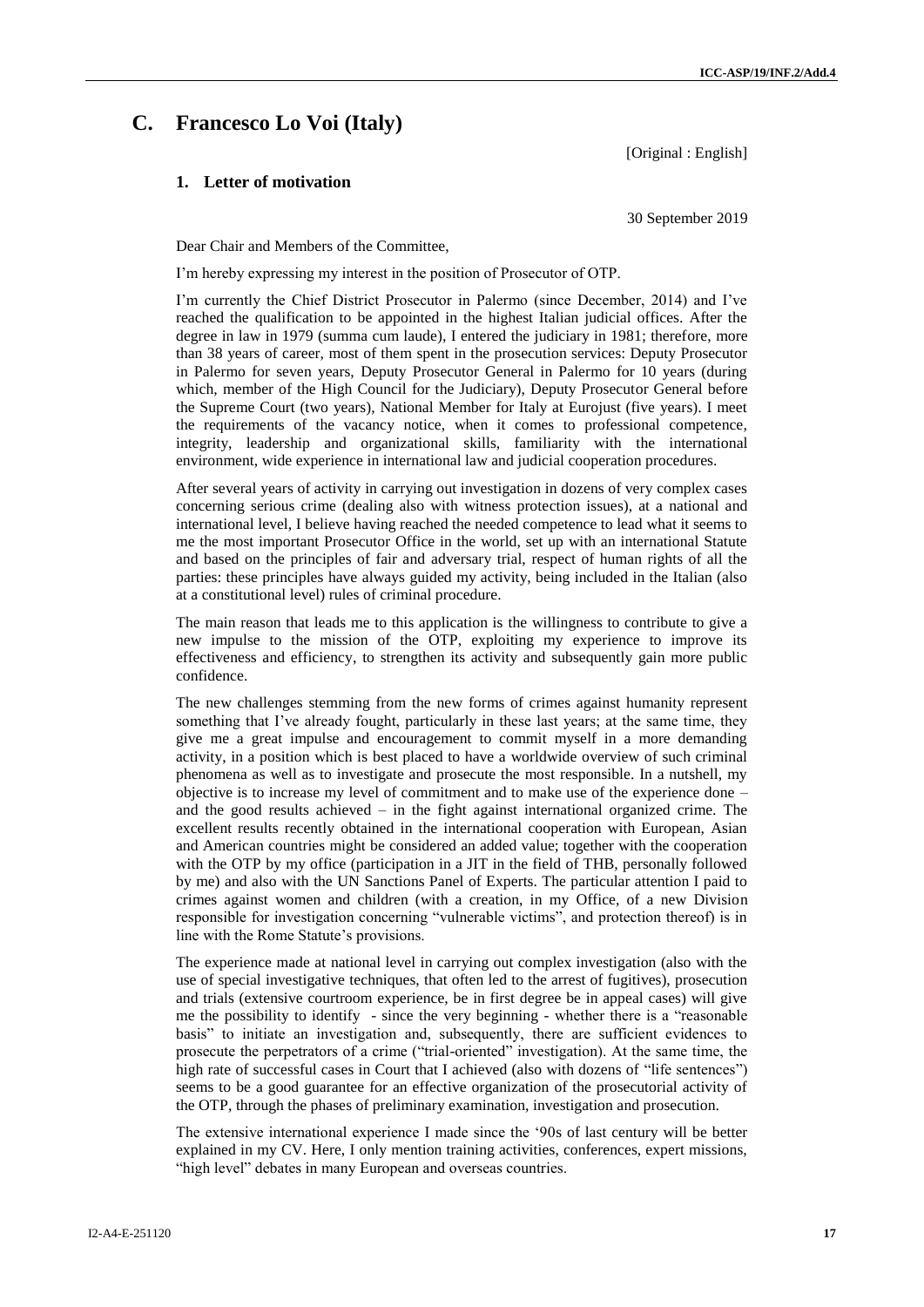## C. Francesco Lo Voi (Italy)

[Original : English]

### 1. Letter of motivation

30 September 2019

Dear Chair and Members of the Committee,

I'm hereby expressing my interest in the position of Prosecutor of OTP.

I'm currently the Chief District Prosecutor in Palermo (since December, 2014) and I've reached the qualification to be appointed in the highest Italian judicial offices. After the degree in law in 1979 (summa cum laude), I entered the judiciary in 1981; therefore, more than 38 years of career, most of them spent in the prosecution services: Deputy Prosecutor in Palermo for seven years, Deputy Prosecutor General in Palermo for 10 years (during which, member of the High Council for the Judiciary), Deputy Prosecutor General before the Supreme Court (two years), National Member for Italy at Eurojust (five years). I meet the requirements of the vacancy notice, when it comes to professional competence, integrity, leadership and organizational skills, familiarity with the international environment, wide experience in international law and judicial cooperation procedures.

After several years of activity in carrying out investigation in dozens of very complex cases concerning serious crime (dealing also with witness protection issues), at a national and international level, I believe having reached the needed competence to lead what it seems to me the most important Prosecutor Office in the world, set up with an international Statute and based on the principles of fair and adversary trial, respect of human rights of all the parties: these principles have always guided my activity, being included in the Italian (also at a constitutional level) rules of criminal procedure.

The main reason that leads me to this application is the willingness to contribute to give a new impulse to the mission of the OTP, exploiting my experience to improve its effectiveness and efficiency, to strengthen its activity and subsequently gain more public confidence.

The new challenges stemming from the new forms of crimes against humanity represent something that I've already fought, particularly in these last years; at the same time, they give me a great impulse and encouragement to commit myself in a more demanding activity, in a position which is best placed to have a worldwide overview of such criminal phenomena as well as to investigate and prosecute the most responsible. In a nutshell, my objective is to increase my level of commitment and to make use of the experience done – and the good results achieved – in the fight against international organized crime. The excellent results recently obtained in the international cooperation with European, Asian and American countries might be considered an added value; together with the cooperation with the OTP by my office (participation in a JIT in the field of THB, personally followed by me) and also with the UN Sanctions Panel of Experts. The particular attention I paid to crimes against women and children (with a creation, in my Office, of a new Division responsible for investigation concerning "vulnerable victims", and protection thereof) is in line with the Rome Statute's provisions.

The experience made at national level in carrying out complex investigation (also with the use of special investigative techniques, that often led to the arrest of fugitives), prosecution and trials (extensive courtroom experience, be in first degree be in appeal cases) will give me the possibility to identify - since the very beginning - whether there is a "reasonable basis" to initiate an investigation and, subsequently, there are sufficient evidences to prosecute the perpetrators of a crime ("trial-oriented" investigation). At the same time, the high rate of successful cases in Court that I achieved (also with dozens of "life sentences") seems to be a good guarantee for an effective organization of the prosecutorial activity of the OTP, through the phases of preliminary examination, investigation and prosecution.

The extensive international experience I made since the '90s of last century will be better explained in my CV. Here, I only mention training activities, conferences, expert missions, "high level" debates in many European and overseas countries.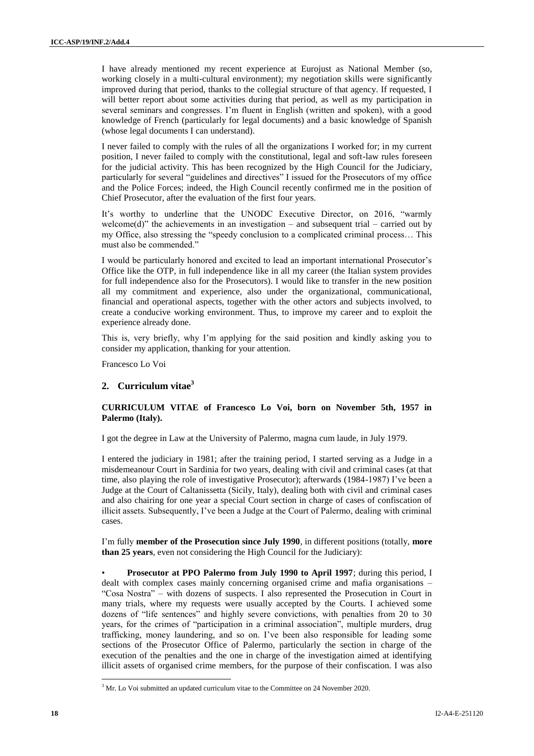I have already mentioned my recent experience at Eurojust as National Member (so, working closely in a multi-cultural environment); my negotiation skills were significantly improved during that period, thanks to the collegial structure of that agency. If requested, I will better report about some activities during that period, as well as my participation in several seminars and congresses. I'm fluent in English (written and spoken), with a good knowledge of French (particularly for legal documents) and a basic knowledge of Spanish (whose legal documents I can understand).

I never failed to comply with the rules of all the organizations I worked for; in my current position, I never failed to comply with the constitutional, legal and soft-law rules foreseen for the judicial activity. This has been recognized by the High Council for the Judiciary, particularly for several "guidelines and directives" I issued for the Prosecutors of my office and the Police Forces; indeed, the High Council recently confirmed me in the position of Chief Prosecutor, after the evaluation of the first four years.

It's worthy to underline that the UNODC Executive Director, on 2016, "warmly welcome(d)" the achievements in an investigation – and subsequent trial – carried out by my Office, also stressing the "speedy conclusion to a complicated criminal process… This must also be commended."

I would be particularly honored and excited to lead an important international Prosecutor's Office like the OTP, in full independence like in all my career (the Italian system provides for full independence also for the Prosecutors). I would like to transfer in the new position all my commitment and experience, also under the organizational, communicational, financial and operational aspects, together with the other actors and subjects involved, to create a conducive working environment. Thus, to improve my career and to exploit the experience already done.

This is, very briefly, why I'm applying for the said position and kindly asking you to consider my application, thanking for your attention.

Francesco Lo Voi

## 2. Curriculum vitae[3]

**CURRICULUM VITAE of Francesco Lo Voi, born on November 5th, 1957 in Palermo (Italy).**

I got the degree in Law at the University of Palermo, magna cum laude, in July 1979.

I entered the judiciary in 1981; after the training period, I started serving as a Judge in a misdemeanour Court in Sardinia for two years, dealing with civil and criminal cases (at that time, also playing the role of investigative Prosecutor); afterwards (1984-1987) I've been a Judge at the Court of Caltanissetta (Sicily, Italy), dealing both with civil and criminal cases and also chairing for one year a special Court section in charge of cases of confiscation of illicit assets. Subsequently, I've been a Judge at the Court of Palermo, dealing with criminal cases.

I'm fully **member of the Prosecution since July 1990**, in different positions (totally, **more than 25 years**, even not considering the High Council for the Judiciary):

- **Prosecutor at PPO Palermo from July 1990 to April 1997**; during this period, I dealt with complex cases mainly concerning organised crime and mafia organisations – "Cosa Nostra" – with dozens of suspects. I also represented the Prosecution in Court in many trials, where my requests were usually accepted by the Courts. I achieved some dozens of "life sentences" and highly severe convictions, with penalties from 20 to 30 years, for the crimes of "participation in a criminal association", multiple murders, drug trafficking, money laundering, and so on. I've been also responsible for leading some sections of the Prosecutor Office of Palermo, particularly the section in charge of the execution of the penalties and the one in charge of the investigation aimed at identifying illicit assets of organised crime members, for the purpose of their confiscation. I was also

[3] Mr. Lo Voi submitted an updated curriculum vitae to the Committee on 24 November 2020.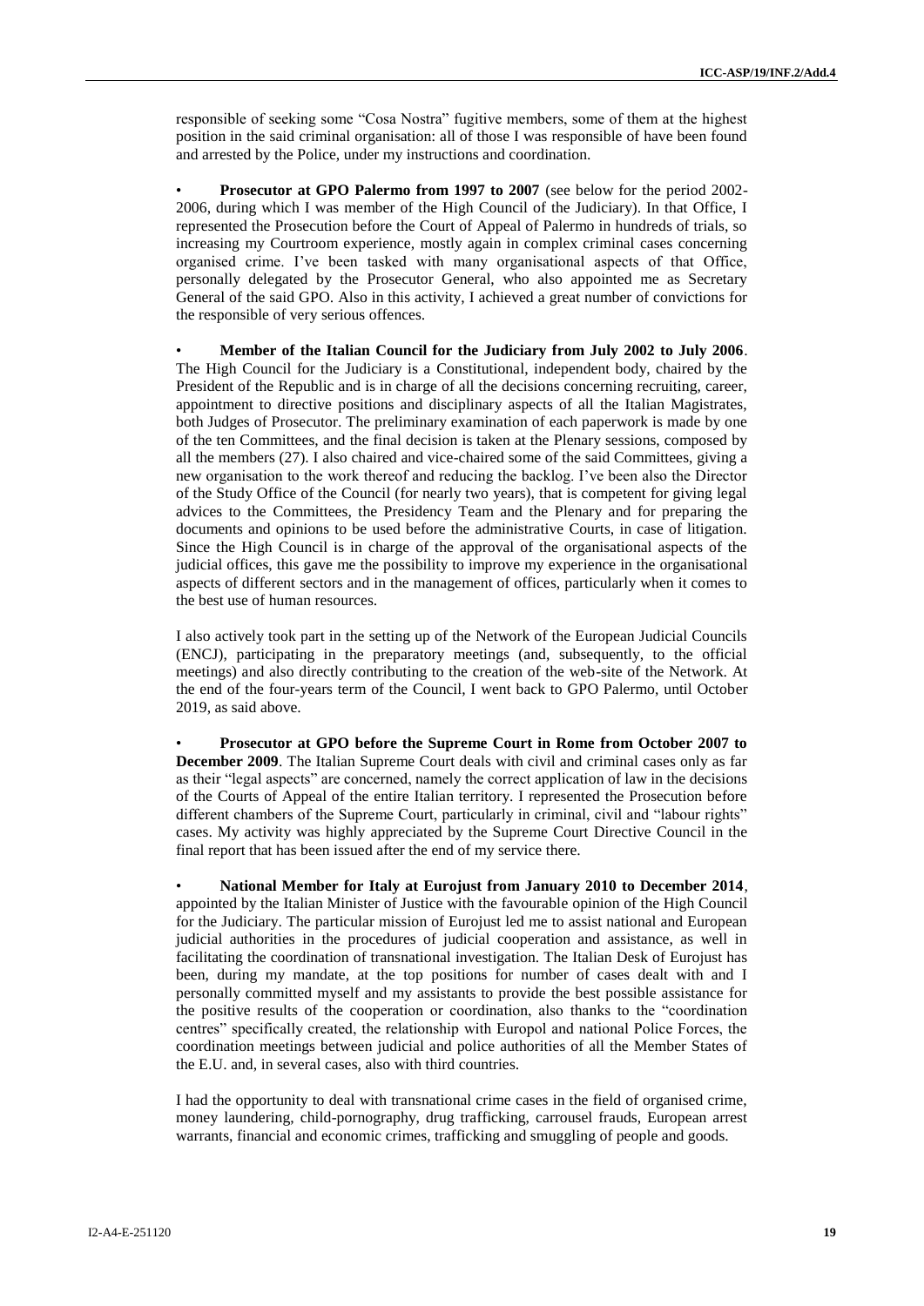responsible of seeking some "Cosa Nostra" fugitive members, some of them at the highest position in the said criminal organisation: all of those I was responsible of have been found and arrested by the Police, under my instructions and coordination.

- **Prosecutor at GPO Palermo from 1997 to 2007** (see below for the period 2002-2006, during which I was member of the High Council of the Judiciary). In that Office, I represented the Prosecution before the Court of Appeal of Palermo in hundreds of trials, so increasing my Courtroom experience, mostly again in complex criminal cases concerning organised crime. I've been tasked with many organisational aspects of that Office, personally delegated by the Prosecutor General, who also appointed me as Secretary General of the said GPO. Also in this activity, I achieved a great number of convictions for the responsible of very serious offences.

- **Member of the Italian Council for the Judiciary from July 2002 to July 2006**. The High Council for the Judiciary is a Constitutional, independent body, chaired by the President of the Republic and is in charge of all the decisions concerning recruiting, career, appointment to directive positions and disciplinary aspects of all the Italian Magistrates, both Judges of Prosecutor. The preliminary examination of each paperwork is made by one of the ten Committees, and the final decision is taken at the Plenary sessions, composed by all the members (27). I also chaired and vice-chaired some of the said Committees, giving a new organisation to the work thereof and reducing the backlog. I've been also the Director of the Study Office of the Council (for nearly two years), that is competent for giving legal advices to the Committees, the Presidency Team and the Plenary and for preparing the documents and opinions to be used before the administrative Courts, in case of litigation. Since the High Council is in charge of the approval of the organisational aspects of the judicial offices, this gave me the possibility to improve my experience in the organisational aspects of different sectors and in the management of offices, particularly when it comes to the best use of human resources.

I also actively took part in the setting up of the Network of the European Judicial Councils (ENCJ), participating in the preparatory meetings (and, subsequently, to the official meetings) and also directly contributing to the creation of the web-site of the Network. At the end of the four-years term of the Council, I went back to GPO Palermo, until October 2019, as said above.

- **Prosecutor at GPO before the Supreme Court in Rome from October 2007 to December 2009**. The Italian Supreme Court deals with civil and criminal cases only as far as their "legal aspects" are concerned, namely the correct application of law in the decisions of the Courts of Appeal of the entire Italian territory. I represented the Prosecution before different chambers of the Supreme Court, particularly in criminal, civil and "labour rights" cases. My activity was highly appreciated by the Supreme Court Directive Council in the final report that has been issued after the end of my service there.

- **National Member for Italy at Eurojust from January 2010 to December 2014**, appointed by the Italian Minister of Justice with the favourable opinion of the High Council for the Judiciary. The particular mission of Eurojust led me to assist national and European judicial authorities in the procedures of judicial cooperation and assistance, as well in facilitating the coordination of transnational investigation. The Italian Desk of Eurojust has been, during my mandate, at the top positions for number of cases dealt with and I personally committed myself and my assistants to provide the best possible assistance for the positive results of the cooperation or coordination, also thanks to the "coordination centres" specifically created, the relationship with Europol and national Police Forces, the coordination meetings between judicial and police authorities of all the Member States of the E.U. and, in several cases, also with third countries.

I had the opportunity to deal with transnational crime cases in the field of organised crime, money laundering, child-pornography, drug trafficking, carrousel frauds, European arrest warrants, financial and economic crimes, trafficking and smuggling of people and goods.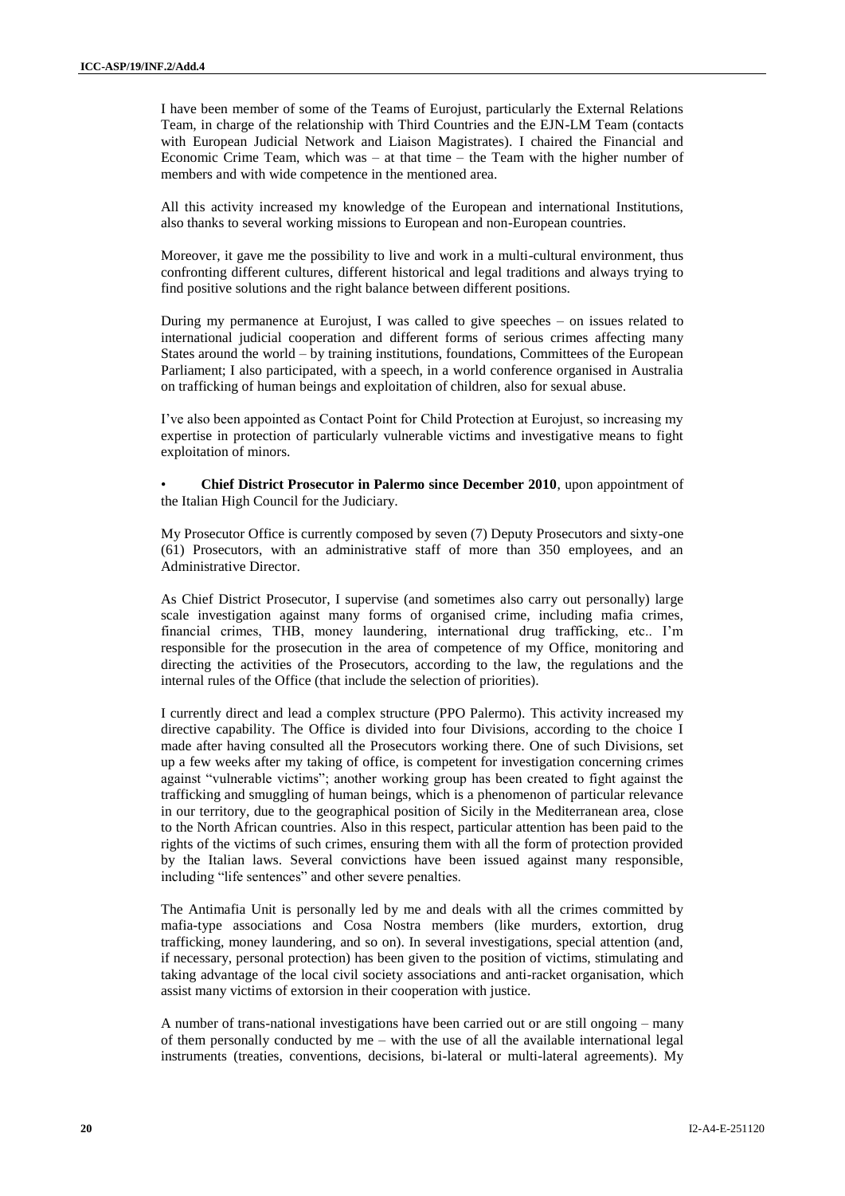I have been member of some of the Teams of Eurojust, particularly the External Relations Team, in charge of the relationship with Third Countries and the EJN-LM Team (contacts with European Judicial Network and Liaison Magistrates). I chaired the Financial and Economic Crime Team, which was – at that time – the Team with the higher number of members and with wide competence in the mentioned area.

All this activity increased my knowledge of the European and international Institutions, also thanks to several working missions to European and non-European countries.

Moreover, it gave me the possibility to live and work in a multi-cultural environment, thus confronting different cultures, different historical and legal traditions and always trying to find positive solutions and the right balance between different positions.

During my permanence at Eurojust, I was called to give speeches – on issues related to international judicial cooperation and different forms of serious crimes affecting many States around the world – by training institutions, foundations, Committees of the European Parliament; I also participated, with a speech, in a world conference organised in Australia on trafficking of human beings and exploitation of children, also for sexual abuse.

I've also been appointed as Contact Point for Child Protection at Eurojust, so increasing my expertise in protection of particularly vulnerable victims and investigative means to fight exploitation of minors.

- **Chief District Prosecutor in Palermo since December 2010**, upon appointment of the Italian High Council for the Judiciary.

My Prosecutor Office is currently composed by seven (7) Deputy Prosecutors and sixty-one (61) Prosecutors, with an administrative staff of more than 350 employees, and an Administrative Director.

As Chief District Prosecutor, I supervise (and sometimes also carry out personally) large scale investigation against many forms of organised crime, including mafia crimes, financial crimes, THB, money laundering, international drug trafficking, etc.. I'm responsible for the prosecution in the area of competence of my Office, monitoring and directing the activities of the Prosecutors, according to the law, the regulations and the internal rules of the Office (that include the selection of priorities).

I currently direct and lead a complex structure (PPO Palermo). This activity increased my directive capability. The Office is divided into four Divisions, according to the choice I made after having consulted all the Prosecutors working there. One of such Divisions, set up a few weeks after my taking of office, is competent for investigation concerning crimes against "vulnerable victims"; another working group has been created to fight against the trafficking and smuggling of human beings, which is a phenomenon of particular relevance in our territory, due to the geographical position of Sicily in the Mediterranean area, close to the North African countries. Also in this respect, particular attention has been paid to the rights of the victims of such crimes, ensuring them with all the form of protection provided by the Italian laws. Several convictions have been issued against many responsible, including "life sentences" and other severe penalties.

The Antimafia Unit is personally led by me and deals with all the crimes committed by mafia-type associations and Cosa Nostra members (like murders, extortion, drug trafficking, money laundering, and so on). In several investigations, special attention (and, if necessary, personal protection) has been given to the position of victims, stimulating and taking advantage of the local civil society associations and anti-racket organisation, which assist many victims of extorsion in their cooperation with justice.

A number of trans-national investigations have been carried out or are still ongoing – many of them personally conducted by me – with the use of all the available international legal instruments (treaties, conventions, decisions, bi-lateral or multi-lateral agreements). My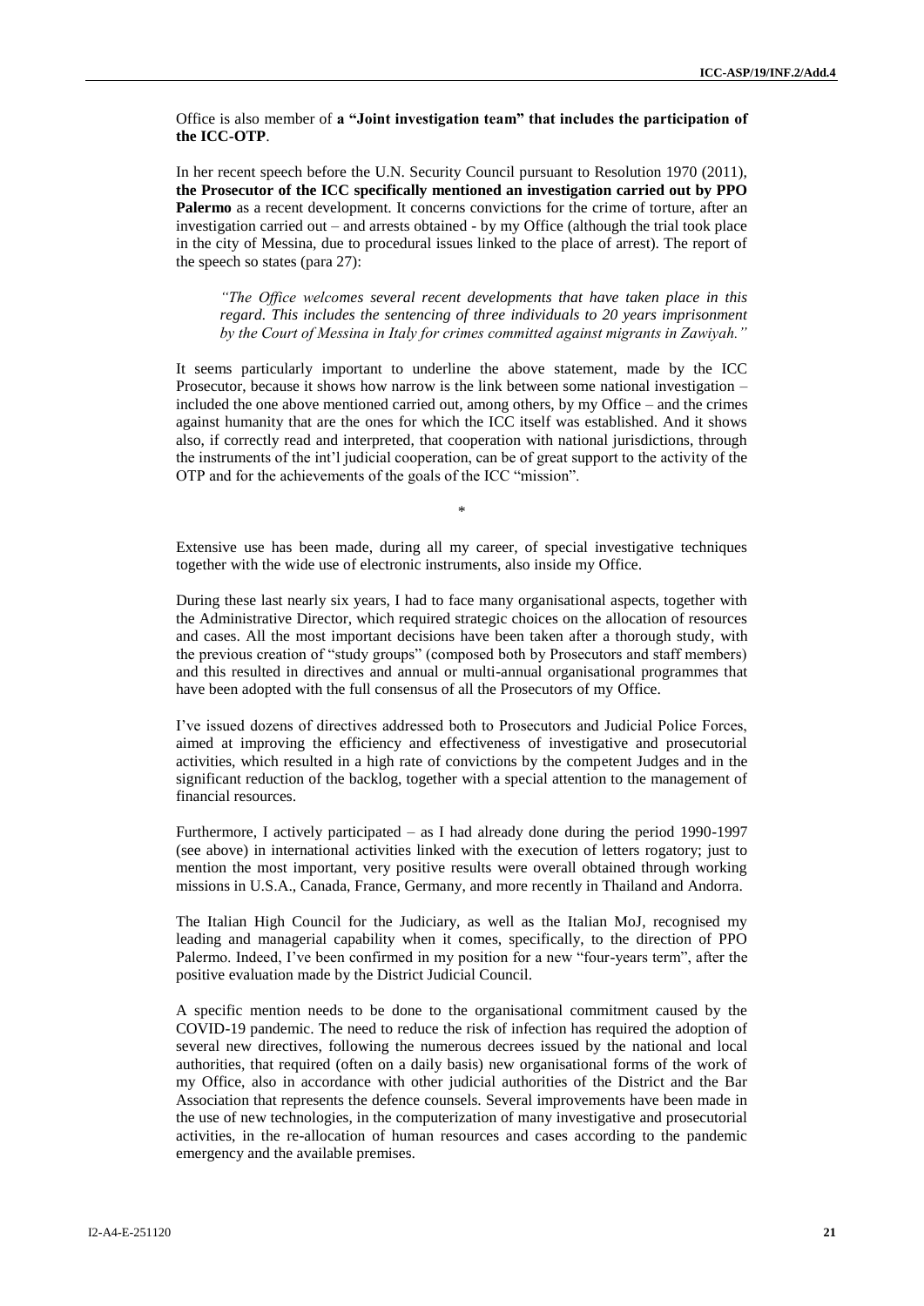Office is also member of **a "Joint investigation team" that includes the participation of the ICC-OTP**.

In her recent speech before the U.N. Security Council pursuant to Resolution 1970 (2011), **the Prosecutor of the ICC specifically mentioned an investigation carried out by PPO Palermo** as a recent development. It concerns convictions for the crime of torture, after an investigation carried out – and arrests obtained - by my Office (although the trial took place in the city of Messina, due to procedural issues linked to the place of arrest). The report of the speech so states (para 27):

> *"The Office welcomes several recent developments that have taken place in this regard. This includes the sentencing of three individuals to 20 years imprisonment by the Court of Messina in Italy for crimes committed against migrants in Zawiyah."*

It seems particularly important to underline the above statement, made by the ICC Prosecutor, because it shows how narrow is the link between some national investigation – included the one above mentioned carried out, among others, by my Office – and the crimes against humanity that are the ones for which the ICC itself was established. And it shows also, if correctly read and interpreted, that cooperation with national jurisdictions, through the instruments of the int'l judicial cooperation, can be of great support to the activity of the OTP and for the achievements of the goals of the ICC "mission".

*

Extensive use has been made, during all my career, of special investigative techniques together with the wide use of electronic instruments, also inside my Office.

During these last nearly six years, I had to face many organisational aspects, together with the Administrative Director, which required strategic choices on the allocation of resources and cases. All the most important decisions have been taken after a thorough study, with the previous creation of "study groups" (composed both by Prosecutors and staff members) and this resulted in directives and annual or multi-annual organisational programmes that have been adopted with the full consensus of all the Prosecutors of my Office.

I've issued dozens of directives addressed both to Prosecutors and Judicial Police Forces, aimed at improving the efficiency and effectiveness of investigative and prosecutorial activities, which resulted in a high rate of convictions by the competent Judges and in the significant reduction of the backlog, together with a special attention to the management of financial resources.

Furthermore, I actively participated – as I had already done during the period 1990-1997 (see above) in international activities linked with the execution of letters rogatory; just to mention the most important, very positive results were overall obtained through working missions in U.S.A., Canada, France, Germany, and more recently in Thailand and Andorra.

The Italian High Council for the Judiciary, as well as the Italian MoJ, recognised my leading and managerial capability when it comes, specifically, to the direction of PPO Palermo. Indeed, I've been confirmed in my position for a new "four-years term", after the positive evaluation made by the District Judicial Council.

A specific mention needs to be done to the organisational commitment caused by the COVID-19 pandemic. The need to reduce the risk of infection has required the adoption of several new directives, following the numerous decrees issued by the national and local authorities, that required (often on a daily basis) new organisational forms of the work of my Office, also in accordance with other judicial authorities of the District and the Bar Association that represents the defence counsels. Several improvements have been made in the use of new technologies, in the computerization of many investigative and prosecutorial activities, in the re-allocation of human resources and cases according to the pandemic emergency and the available premises.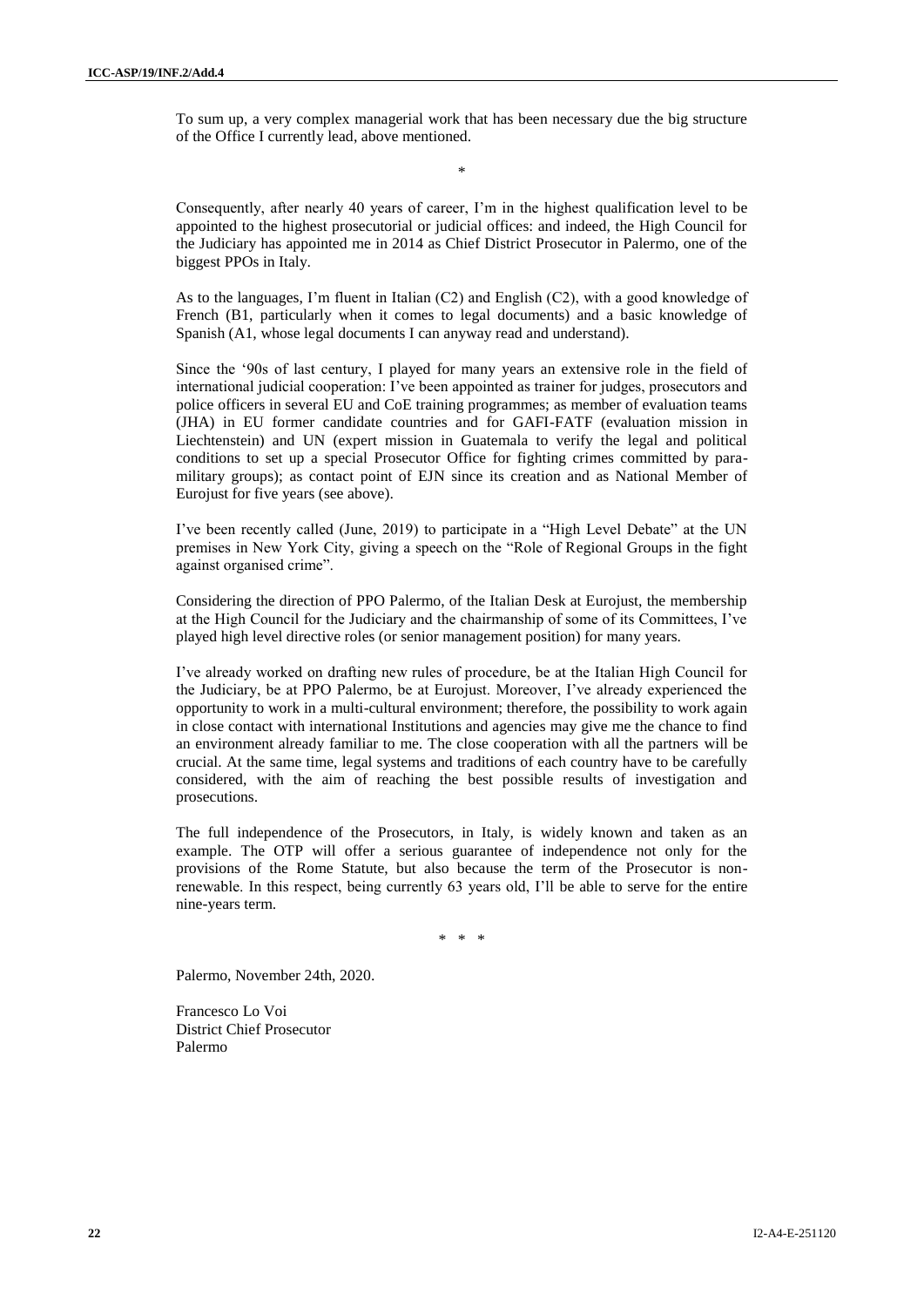To sum up, a very complex managerial work that has been necessary due the big structure of the Office I currently lead, above mentioned.

*

Consequently, after nearly 40 years of career, I'm in the highest qualification level to be appointed to the highest prosecutorial or judicial offices: and indeed, the High Council for the Judiciary has appointed me in 2014 as Chief District Prosecutor in Palermo, one of the biggest PPOs in Italy.

As to the languages, I'm fluent in Italian (C2) and English (C2), with a good knowledge of French (B1, particularly when it comes to legal documents) and a basic knowledge of Spanish (A1, whose legal documents I can anyway read and understand).

Since the '90s of last century, I played for many years an extensive role in the field of international judicial cooperation: I've been appointed as trainer for judges, prosecutors and police officers in several EU and CoE training programmes; as member of evaluation teams (JHA) in EU former candidate countries and for GAFI-FATF (evaluation mission in Liechtenstein) and UN (expert mission in Guatemala to verify the legal and political conditions to set up a special Prosecutor Office for fighting crimes committed by para-military groups); as contact point of EJN since its creation and as National Member of Eurojust for five years (see above).

I've been recently called (June, 2019) to participate in a "High Level Debate" at the UN premises in New York City, giving a speech on the "Role of Regional Groups in the fight against organised crime".

Considering the direction of PPO Palermo, of the Italian Desk at Eurojust, the membership at the High Council for the Judiciary and the chairmanship of some of its Committees, I've played high level directive roles (or senior management position) for many years.

I've already worked on drafting new rules of procedure, be at the Italian High Council for the Judiciary, be at PPO Palermo, be at Eurojust. Moreover, I've already experienced the opportunity to work in a multi-cultural environment; therefore, the possibility to work again in close contact with international Institutions and agencies may give me the chance to find an environment already familiar to me. The close cooperation with all the partners will be crucial. At the same time, legal systems and traditions of each country have to be carefully considered, with the aim of reaching the best possible results of investigation and prosecutions.

The full independence of the Prosecutors, in Italy, is widely known and taken as an example. The OTP will offer a serious guarantee of independence not only for the provisions of the Rome Statute, but also because the term of the Prosecutor is non-renewable. In this respect, being currently 63 years old, I'll be able to serve for the entire nine-years term.

\* \* \*

Palermo, November 24th, 2020.

Francesco Lo Voi
District Chief Prosecutor
Palermo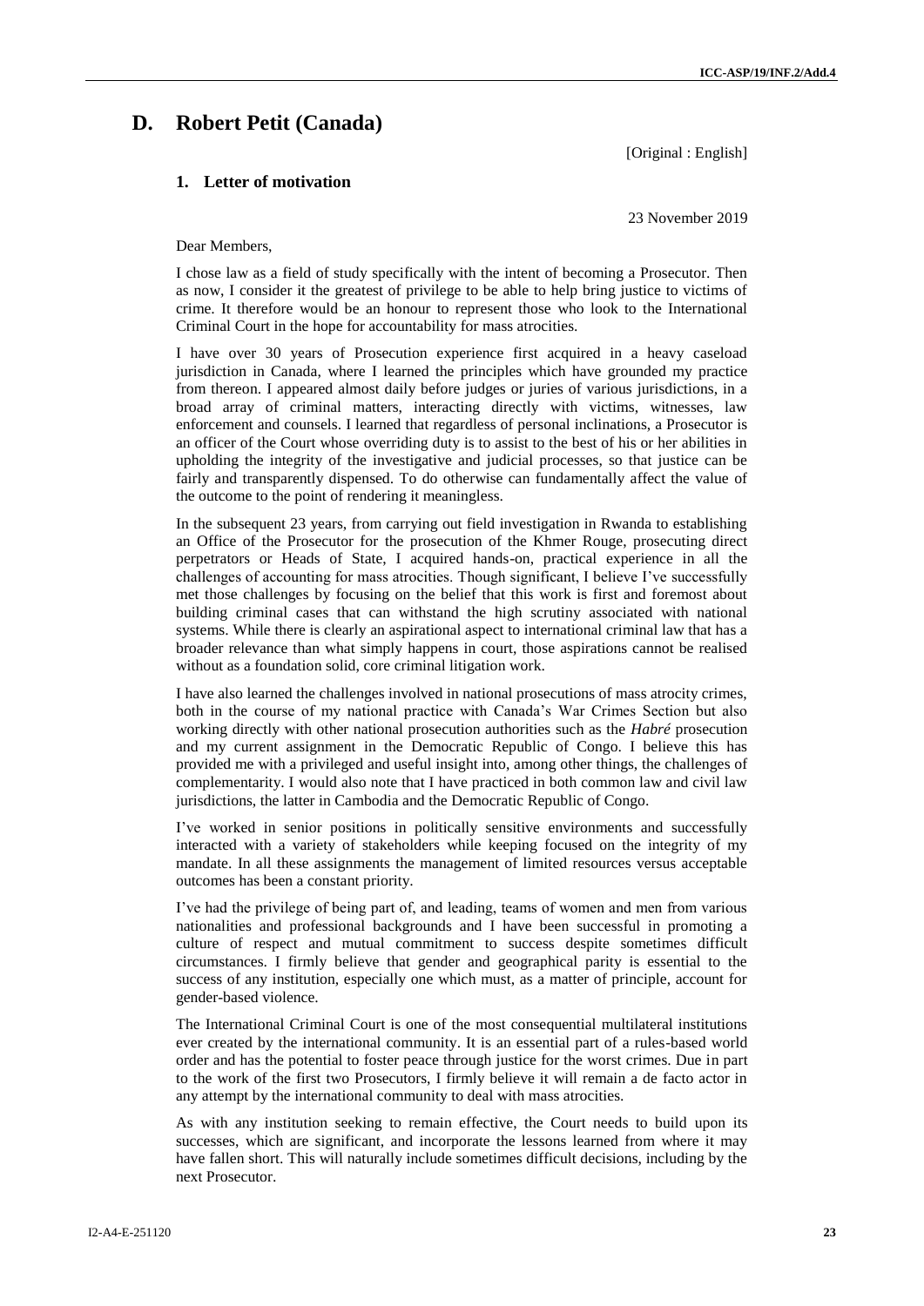## D. Robert Petit (Canada)

[Original : English]

### 1. Letter of motivation

23 November 2019

Dear Members,

I chose law as a field of study specifically with the intent of becoming a Prosecutor. Then as now, I consider it the greatest of privilege to be able to help bring justice to victims of crime. It therefore would be an honour to represent those who look to the International Criminal Court in the hope for accountability for mass atrocities.

I have over 30 years of Prosecution experience first acquired in a heavy caseload jurisdiction in Canada, where I learned the principles which have grounded my practice from thereon. I appeared almost daily before judges or juries of various jurisdictions, in a broad array of criminal matters, interacting directly with victims, witnesses, law enforcement and counsels. I learned that regardless of personal inclinations, a Prosecutor is an officer of the Court whose overriding duty is to assist to the best of his or her abilities in upholding the integrity of the investigative and judicial processes, so that justice can be fairly and transparently dispensed. To do otherwise can fundamentally affect the value of the outcome to the point of rendering it meaningless.

In the subsequent 23 years, from carrying out field investigation in Rwanda to establishing an Office of the Prosecutor for the prosecution of the Khmer Rouge, prosecuting direct perpetrators or Heads of State, I acquired hands-on, practical experience in all the challenges of accounting for mass atrocities. Though significant, I believe I've successfully met those challenges by focusing on the belief that this work is first and foremost about building criminal cases that can withstand the high scrutiny associated with national systems. While there is clearly an aspirational aspect to international criminal law that has a broader relevance than what simply happens in court, those aspirations cannot be realised without as a foundation solid, core criminal litigation work.

I have also learned the challenges involved in national prosecutions of mass atrocity crimes, both in the course of my national practice with Canada's War Crimes Section but also working directly with other national prosecution authorities such as the *Habré* prosecution and my current assignment in the Democratic Republic of Congo. I believe this has provided me with a privileged and useful insight into, among other things, the challenges of complementarity. I would also note that I have practiced in both common law and civil law jurisdictions, the latter in Cambodia and the Democratic Republic of Congo.

I've worked in senior positions in politically sensitive environments and successfully interacted with a variety of stakeholders while keeping focused on the integrity of my mandate. In all these assignments the management of limited resources versus acceptable outcomes has been a constant priority.

I've had the privilege of being part of, and leading, teams of women and men from various nationalities and professional backgrounds and I have been successful in promoting a culture of respect and mutual commitment to success despite sometimes difficult circumstances. I firmly believe that gender and geographical parity is essential to the success of any institution, especially one which must, as a matter of principle, account for gender-based violence.

The International Criminal Court is one of the most consequential multilateral institutions ever created by the international community. It is an essential part of a rules-based world order and has the potential to foster peace through justice for the worst crimes. Due in part to the work of the first two Prosecutors, I firmly believe it will remain a de facto actor in any attempt by the international community to deal with mass atrocities.

As with any institution seeking to remain effective, the Court needs to build upon its successes, which are significant, and incorporate the lessons learned from where it may have fallen short. This will naturally include sometimes difficult decisions, including by the next Prosecutor.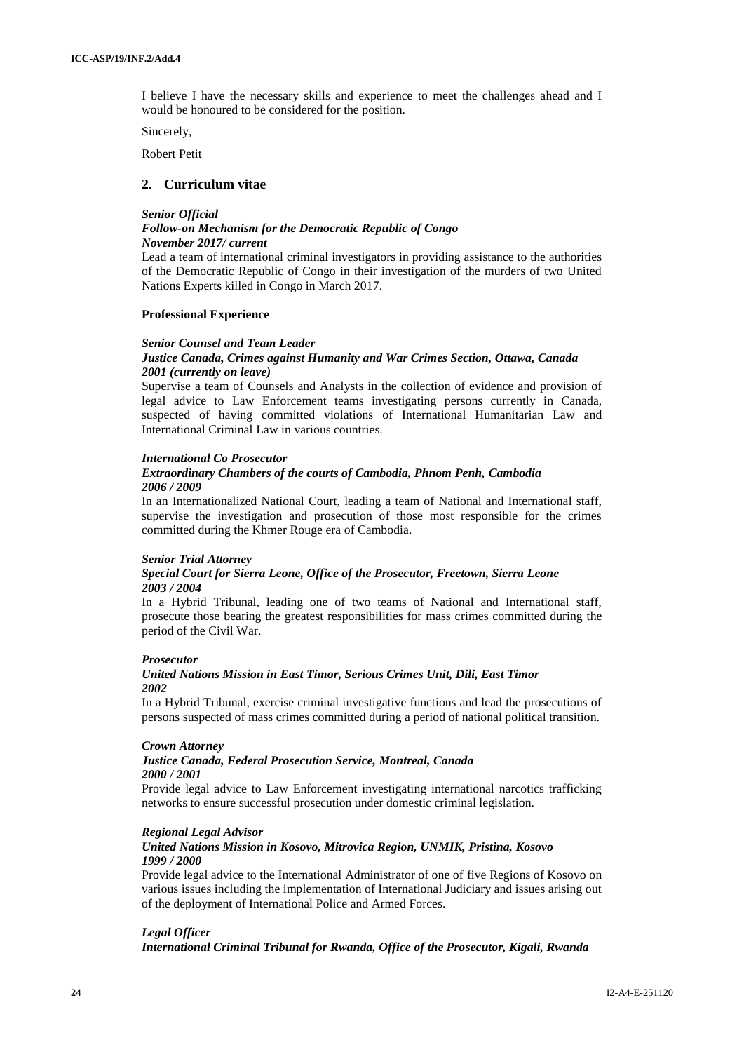I believe I have the necessary skills and experience to meet the challenges ahead and I would be honoured to be considered for the position.

Sincerely,

Robert Petit

## 2. Curriculum vitae

***Senior Official***
***Follow-on Mechanism for the Democratic Republic of Congo***
***November 2017/ current***

Lead a team of international criminal investigators in providing assistance to the authorities of the Democratic Republic of Congo in their investigation of the murders of two United Nations Experts killed in Congo in March 2017.

**Professional Experience**

***Senior Counsel and Team Leader***
***Justice Canada, Crimes against Humanity and War Crimes Section, Ottawa, Canada***
***2001 (currently on leave)***

Supervise a team of Counsels and Analysts in the collection of evidence and provision of legal advice to Law Enforcement teams investigating persons currently in Canada, suspected of having committed violations of International Humanitarian Law and International Criminal Law in various countries.

***International Co Prosecutor***
***Extraordinary Chambers of the courts of Cambodia, Phnom Penh, Cambodia***
***2006 / 2009***

In an Internationalized National Court, leading a team of National and International staff, supervise the investigation and prosecution of those most responsible for the crimes committed during the Khmer Rouge era of Cambodia.

***Senior Trial Attorney***
***Special Court for Sierra Leone, Office of the Prosecutor, Freetown, Sierra Leone***
***2003 / 2004***

In a Hybrid Tribunal, leading one of two teams of National and International staff, prosecute those bearing the greatest responsibilities for mass crimes committed during the period of the Civil War.

***Prosecutor***
***United Nations Mission in East Timor, Serious Crimes Unit, Dili, East Timor***
***2002***

In a Hybrid Tribunal, exercise criminal investigative functions and lead the prosecutions of persons suspected of mass crimes committed during a period of national political transition.

***Crown Attorney***
***Justice Canada, Federal Prosecution Service, Montreal, Canada***
***2000 / 2001***

Provide legal advice to Law Enforcement investigating international narcotics trafficking networks to ensure successful prosecution under domestic criminal legislation.

***Regional Legal Advisor***
***United Nations Mission in Kosovo, Mitrovica Region, UNMIK, Pristina, Kosovo***
***1999 / 2000***

Provide legal advice to the International Administrator of one of five Regions of Kosovo on various issues including the implementation of International Judiciary and issues arising out of the deployment of International Police and Armed Forces.

***Legal Officer***
***International Criminal Tribunal for Rwanda, Office of the Prosecutor, Kigali, Rwanda***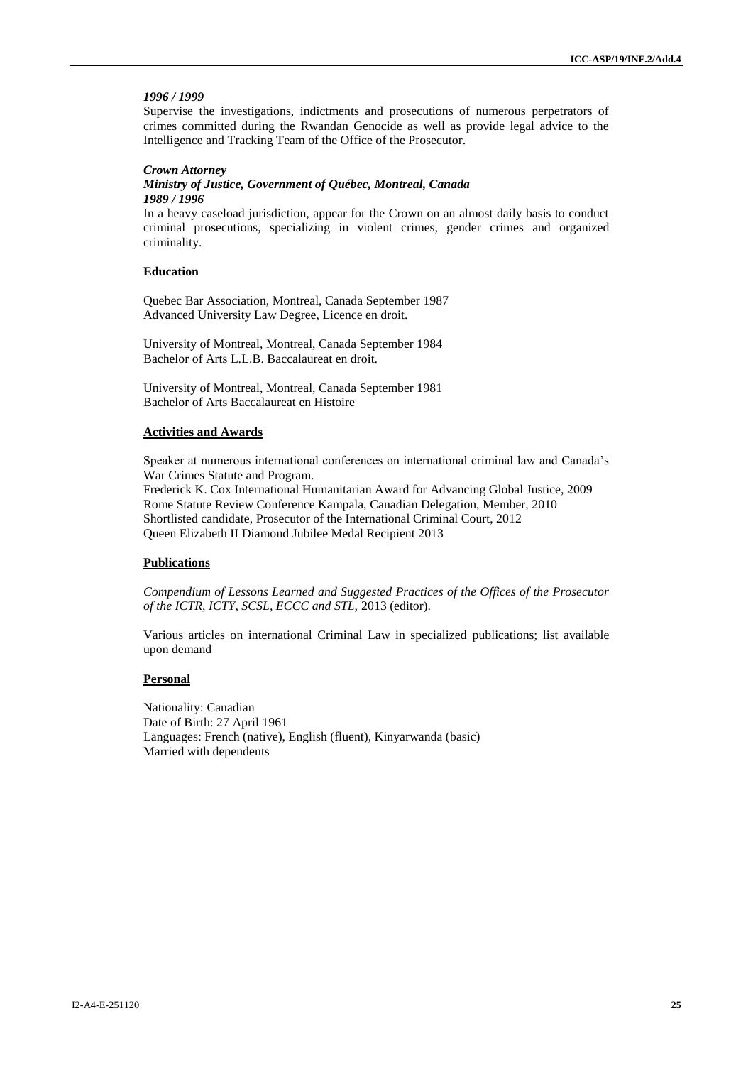*1996 / 1999*

Supervise the investigations, indictments and prosecutions of numerous perpetrators of crimes committed during the Rwandan Genocide as well as provide legal advice to the Intelligence and Tracking Team of the Office of the Prosecutor.

***Crown Attorney***
***Ministry of Justice, Government of Québec, Montreal, Canada***
***1989 / 1996***

In a heavy caseload jurisdiction, appear for the Crown on an almost daily basis to conduct criminal prosecutions, specializing in violent crimes, gender crimes and organized criminality.

**Education**

Quebec Bar Association, Montreal, Canada September 1987
Advanced University Law Degree, Licence en droit.

University of Montreal, Montreal, Canada September 1984
Bachelor of Arts L.L.B. Baccalaureat en droit.

University of Montreal, Montreal, Canada September 1981
Bachelor of Arts Baccalaureat en Histoire

**Activities and Awards**

Speaker at numerous international conferences on international criminal law and Canada's War Crimes Statute and Program.
Frederick K. Cox International Humanitarian Award for Advancing Global Justice, 2009
Rome Statute Review Conference Kampala, Canadian Delegation, Member, 2010
Shortlisted candidate, Prosecutor of the International Criminal Court, 2012
Queen Elizabeth II Diamond Jubilee Medal Recipient 2013

**Publications**

*Compendium of Lessons Learned and Suggested Practices of the Offices of the Prosecutor of the ICTR, ICTY, SCSL, ECCC and STL,* 2013 (editor).

Various articles on international Criminal Law in specialized publications; list available upon demand

**Personal**

Nationality: Canadian
Date of Birth: 27 April 1961
Languages: French (native), English (fluent), Kinyarwanda (basic)
Married with dependents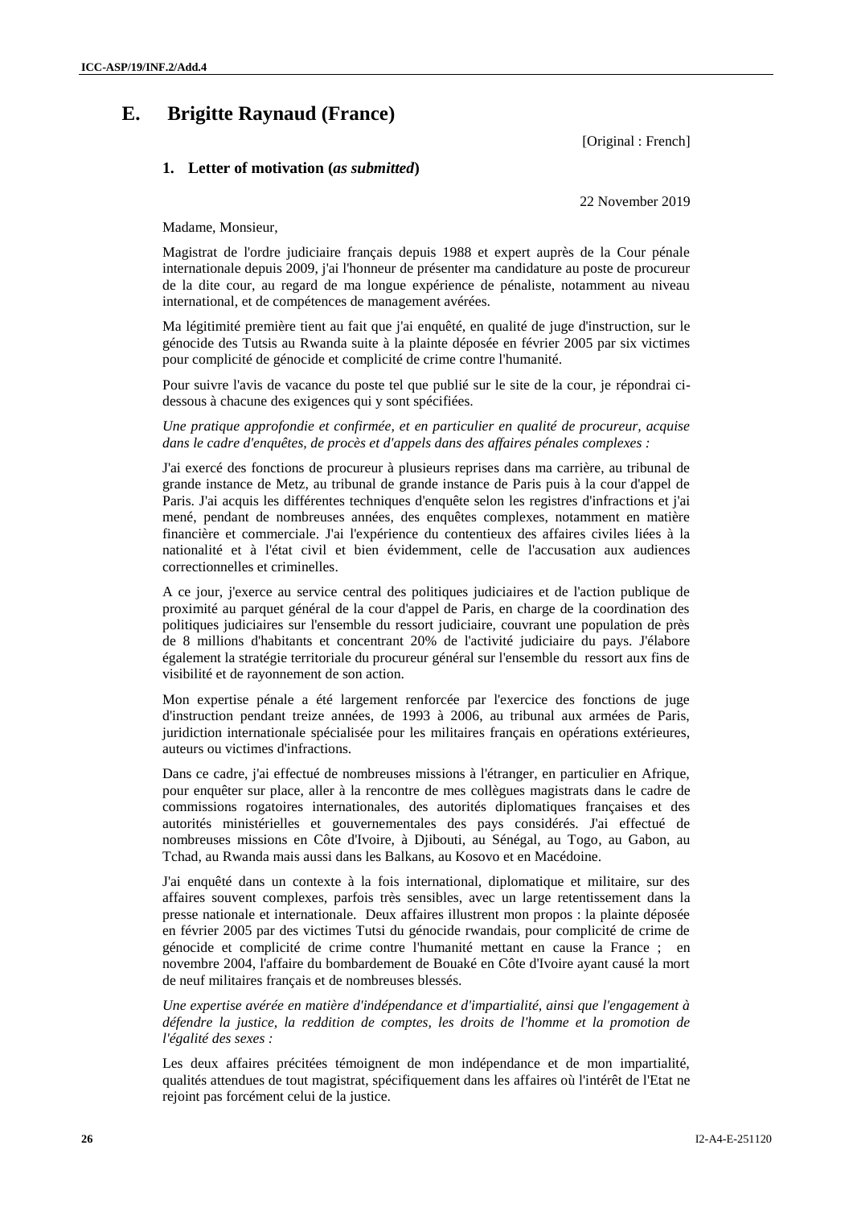## E. Brigitte Raynaud (France)

[Original : French]

### 1. Letter of motivation (*as submitted*)

22 November 2019

Madame, Monsieur,

Magistrat de l'ordre judiciaire français depuis 1988 et expert auprès de la Cour pénale internationale depuis 2009, j'ai l'honneur de présenter ma candidature au poste de procureur de la dite cour, au regard de ma longue expérience de pénaliste, notamment au niveau international, et de compétences de management avérées.

Ma légitimité première tient au fait que j'ai enquêté, en qualité de juge d'instruction, sur le génocide des Tutsis au Rwanda suite à la plainte déposée en février 2005 par six victimes pour complicité de génocide et complicité de crime contre l'humanité.

Pour suivre l'avis de vacance du poste tel que publié sur le site de la cour, je répondrai ci-dessous à chacune des exigences qui y sont spécifiées.

*Une pratique approfondie et confirmée, et en particulier en qualité de procureur, acquise dans le cadre d'enquêtes, de procès et d'appels dans des affaires pénales complexes :*

J'ai exercé des fonctions de procureur à plusieurs reprises dans ma carrière, au tribunal de grande instance de Metz, au tribunal de grande instance de Paris puis à la cour d'appel de Paris. J'ai acquis les différentes techniques d'enquête selon les registres d'infractions et j'ai mené, pendant de nombreuses années, des enquêtes complexes, notamment en matière financière et commerciale. J'ai l'expérience du contentieux des affaires civiles liées à la nationalité et à l'état civil et bien évidemment, celle de l'accusation aux audiences correctionnelles et criminelles.

A ce jour, j'exerce au service central des politiques judiciaires et de l'action publique de proximité au parquet général de la cour d'appel de Paris, en charge de la coordination des politiques judiciaires sur l'ensemble du ressort judiciaire, couvrant une population de près de 8 millions d'habitants et concentrant 20% de l'activité judiciaire du pays. J'élabore également la stratégie territoriale du procureur général sur l'ensemble du ressort aux fins de visibilité et de rayonnement de son action.

Mon expertise pénale a été largement renforcée par l'exercice des fonctions de juge d'instruction pendant treize années, de 1993 à 2006, au tribunal aux armées de Paris, juridiction internationale spécialisée pour les militaires français en opérations extérieures, auteurs ou victimes d'infractions.

Dans ce cadre, j'ai effectué de nombreuses missions à l'étranger, en particulier en Afrique, pour enquêter sur place, aller à la rencontre de mes collègues magistrats dans le cadre de commissions rogatoires internationales, des autorités diplomatiques françaises et des autorités ministérielles et gouvernementales des pays considérés. J'ai effectué de nombreuses missions en Côte d'Ivoire, à Djibouti, au Sénégal, au Togo, au Gabon, au Tchad, au Rwanda mais aussi dans les Balkans, au Kosovo et en Macédoine.

J'ai enquêté dans un contexte à la fois international, diplomatique et militaire, sur des affaires souvent complexes, parfois très sensibles, avec un large retentissement dans la presse nationale et internationale. Deux affaires illustrent mon propos : la plainte déposée en février 2005 par des victimes Tutsi du génocide rwandais, pour complicité de crime de génocide et complicité de crime contre l'humanité mettant en cause la France ; en novembre 2004, l'affaire du bombardement de Bouaké en Côte d'Ivoire ayant causé la mort de neuf militaires français et de nombreuses blessés.

*Une expertise avérée en matière d'indépendance et d'impartialité, ainsi que l'engagement à défendre la justice, la reddition de comptes, les droits de l'homme et la promotion de l'égalité des sexes :*

Les deux affaires précitées témoignent de mon indépendance et de mon impartialité, qualités attendues de tout magistrat, spécifiquement dans les affaires où l'intérêt de l'Etat ne rejoint pas forcément celui de la justice.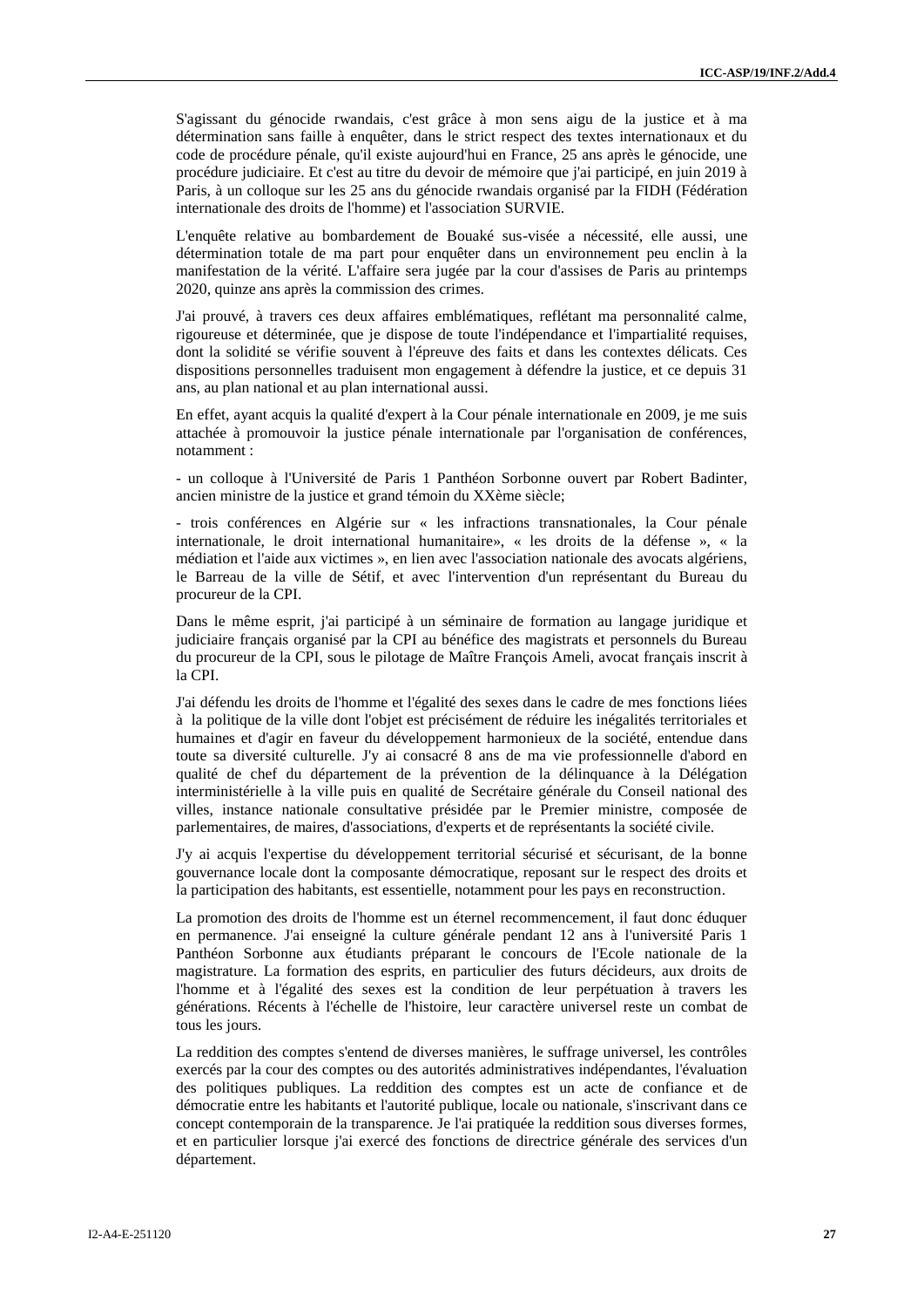S'agissant du génocide rwandais, c'est grâce à mon sens aigu de la justice et à ma détermination sans faille à enquêter, dans le strict respect des textes internationaux et du code de procédure pénale, qu'il existe aujourd'hui en France, 25 ans après le génocide, une procédure judiciaire. Et c'est au titre du devoir de mémoire que j'ai participé, en juin 2019 à Paris, à un colloque sur les 25 ans du génocide rwandais organisé par la FIDH (Fédération internationale des droits de l'homme) et l'association SURVIE.

L'enquête relative au bombardement de Bouaké sus-visée a nécessité, elle aussi, une détermination totale de ma part pour enquêter dans un environnement peu enclin à la manifestation de la vérité. L'affaire sera jugée par la cour d'assises de Paris au printemps 2020, quinze ans après la commission des crimes.

J'ai prouvé, à travers ces deux affaires emblématiques, reflétant ma personnalité calme, rigoureuse et déterminée, que je dispose de toute l'indépendance et l'impartialité requises, dont la solidité se vérifie souvent à l'épreuve des faits et dans les contextes délicats. Ces dispositions personnelles traduisent mon engagement à défendre la justice, et ce depuis 31 ans, au plan national et au plan international aussi.

En effet, ayant acquis la qualité d'expert à la Cour pénale internationale en 2009, je me suis attachée à promouvoir la justice pénale internationale par l'organisation de conférences, notamment :

- un colloque à l'Université de Paris 1 Panthéon Sorbonne ouvert par Robert Badinter, ancien ministre de la justice et grand témoin du XXème siècle;

- trois conférences en Algérie sur « les infractions transnationales, la Cour pénale internationale, le droit international humanitaire», « les droits de la défense », « la médiation et l'aide aux victimes », en lien avec l'association nationale des avocats algériens, le Barreau de la ville de Sétif, et avec l'intervention d'un représentant du Bureau du procureur de la CPI.

Dans le même esprit, j'ai participé à un séminaire de formation au langage juridique et judiciaire français organisé par la CPI au bénéfice des magistrats et personnels du Bureau du procureur de la CPI, sous le pilotage de Maître François Ameli, avocat français inscrit à la CPI.

J'ai défendu les droits de l'homme et l'égalité des sexes dans le cadre de mes fonctions liées à la politique de la ville dont l'objet est précisément de réduire les inégalités territoriales et humaines et d'agir en faveur du développement harmonieux de la société, entendue dans toute sa diversité culturelle. J'y ai consacré 8 ans de ma vie professionnelle d'abord en qualité de chef du département de la prévention de la délinquance à la Délégation interministérielle à la ville puis en qualité de Secrétaire générale du Conseil national des villes, instance nationale consultative présidée par le Premier ministre, composée de parlementaires, de maires, d'associations, d'experts et de représentants la société civile.

J'y ai acquis l'expertise du développement territorial sécurisé et sécurisant, de la bonne gouvernance locale dont la composante démocratique, reposant sur le respect des droits et la participation des habitants, est essentielle, notamment pour les pays en reconstruction.

La promotion des droits de l'homme est un éternel recommencement, il faut donc éduquer en permanence. J'ai enseigné la culture générale pendant 12 ans à l'université Paris 1 Panthéon Sorbonne aux étudiants préparant le concours de l'Ecole nationale de la magistrature. La formation des esprits, en particulier des futurs décideurs, aux droits de l'homme et à l'égalité des sexes est la condition de leur perpétuation à travers les générations. Récents à l'échelle de l'histoire, leur caractère universel reste un combat de tous les jours.

La reddition des comptes s'entend de diverses manières, le suffrage universel, les contrôles exercés par la cour des comptes ou des autorités administratives indépendantes, l'évaluation des politiques publiques. La reddition des comptes est un acte de confiance et de démocratie entre les habitants et l'autorité publique, locale ou nationale, s'inscrivant dans ce concept contemporain de la transparence. Je l'ai pratiquée la reddition sous diverses formes, et en particulier lorsque j'ai exercé des fonctions de directrice générale des services d'un département.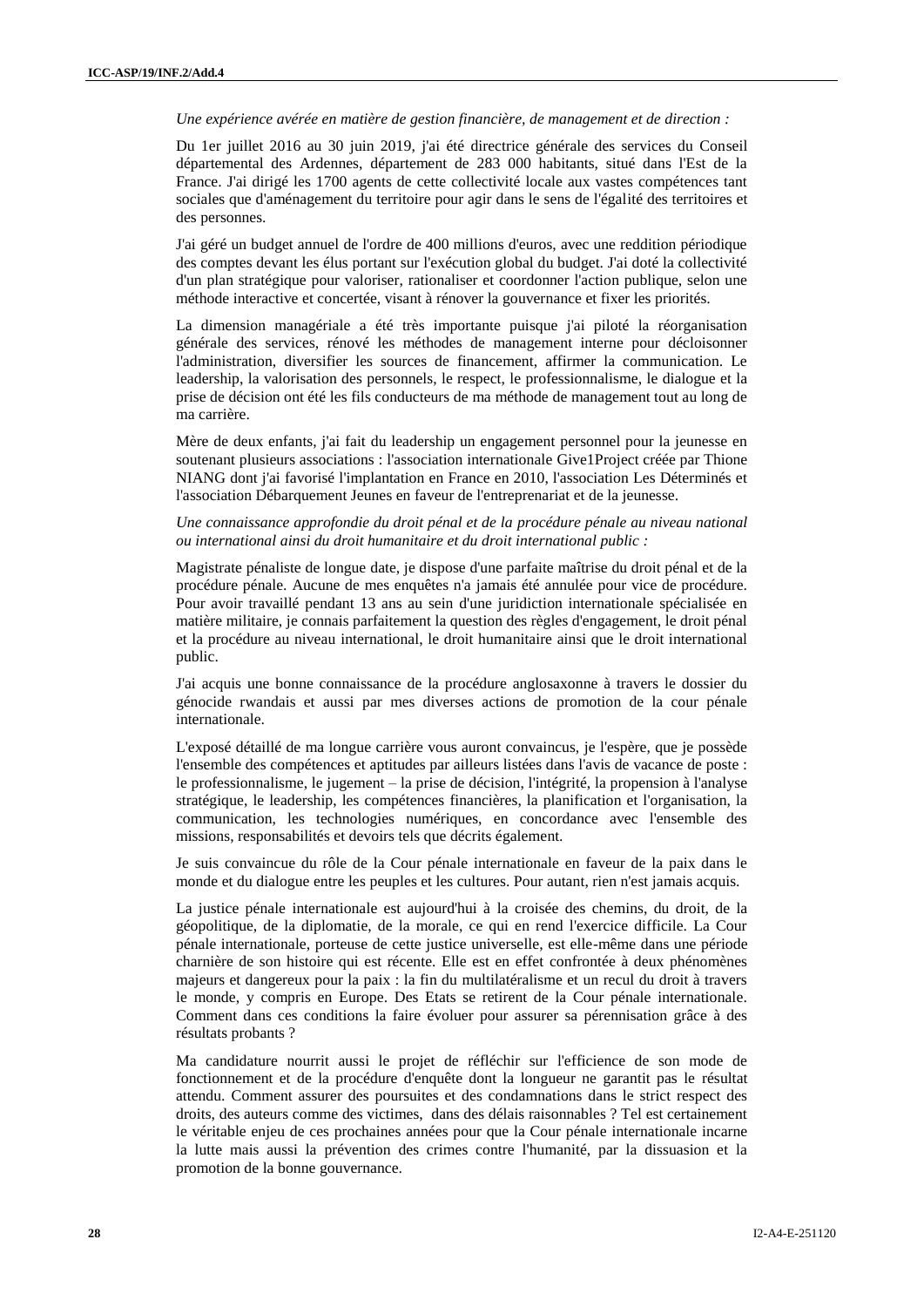*Une expérience avérée en matière de gestion financière, de management et de direction :*

Du 1er juillet 2016 au 30 juin 2019, j'ai été directrice générale des services du Conseil départemental des Ardennes, département de 283 000 habitants, situé dans l'Est de la France. J'ai dirigé les 1700 agents de cette collectivité locale aux vastes compétences tant sociales que d'aménagement du territoire pour agir dans le sens de l'égalité des territoires et des personnes.

J'ai géré un budget annuel de l'ordre de 400 millions d'euros, avec une reddition périodique des comptes devant les élus portant sur l'exécution global du budget. J'ai doté la collectivité d'un plan stratégique pour valoriser, rationaliser et coordonner l'action publique, selon une méthode interactive et concertée, visant à rénover la gouvernance et fixer les priorités.

La dimension managériale a été très importante puisque j'ai piloté la réorganisation générale des services, rénové les méthodes de management interne pour décloisonner l'administration, diversifier les sources de financement, affirmer la communication. Le leadership, la valorisation des personnels, le respect, le professionnalisme, le dialogue et la prise de décision ont été les fils conducteurs de ma méthode de management tout au long de ma carrière.

Mère de deux enfants, j'ai fait du leadership un engagement personnel pour la jeunesse en soutenant plusieurs associations : l'association internationale Give1Project créée par Thione NIANG dont j'ai favorisé l'implantation en France en 2010, l'association Les Déterminés et l'association Débarquement Jeunes en faveur de l'entreprenariat et de la jeunesse.

*Une connaissance approfondie du droit pénal et de la procédure pénale au niveau national ou international ainsi du droit humanitaire et du droit international public :*

Magistrate pénaliste de longue date, je dispose d'une parfaite maîtrise du droit pénal et de la procédure pénale. Aucune de mes enquêtes n'a jamais été annulée pour vice de procédure. Pour avoir travaillé pendant 13 ans au sein d'une juridiction internationale spécialisée en matière militaire, je connais parfaitement la question des règles d'engagement, le droit pénal et la procédure au niveau international, le droit humanitaire ainsi que le droit international public.

J'ai acquis une bonne connaissance de la procédure anglosaxonne à travers le dossier du génocide rwandais et aussi par mes diverses actions de promotion de la cour pénale internationale.

L'exposé détaillé de ma longue carrière vous auront convaincus, je l'espère, que je possède l'ensemble des compétences et aptitudes par ailleurs listées dans l'avis de vacance de poste : le professionnalisme, le jugement – la prise de décision, l'intégrité, la propension à l'analyse stratégique, le leadership, les compétences financières, la planification et l'organisation, la communication, les technologies numériques, en concordance avec l'ensemble des missions, responsabilités et devoirs tels que décrits également.

Je suis convaincue du rôle de la Cour pénale internationale en faveur de la paix dans le monde et du dialogue entre les peuples et les cultures. Pour autant, rien n'est jamais acquis.

La justice pénale internationale est aujourd'hui à la croisée des chemins, du droit, de la géopolitique, de la diplomatie, de la morale, ce qui en rend l'exercice difficile. La Cour pénale internationale, porteuse de cette justice universelle, est elle-même dans une période charnière de son histoire qui est récente. Elle est en effet confrontée à deux phénomènes majeurs et dangereux pour la paix : la fin du multilatéralisme et un recul du droit à travers le monde, y compris en Europe. Des Etats se retirent de la Cour pénale internationale. Comment dans ces conditions la faire évoluer pour assurer sa pérennisation grâce à des résultats probants ?

Ma candidature nourrit aussi le projet de réfléchir sur l'efficience de son mode de fonctionnement et de la procédure d'enquête dont la longueur ne garantit pas le résultat attendu. Comment assurer des poursuites et des condamnations dans le strict respect des droits, des auteurs comme des victimes, dans des délais raisonnables ? Tel est certainement le véritable enjeu de ces prochaines années pour que la Cour pénale internationale incarne la lutte mais aussi la prévention des crimes contre l'humanité, par la dissuasion et la promotion de la bonne gouvernance.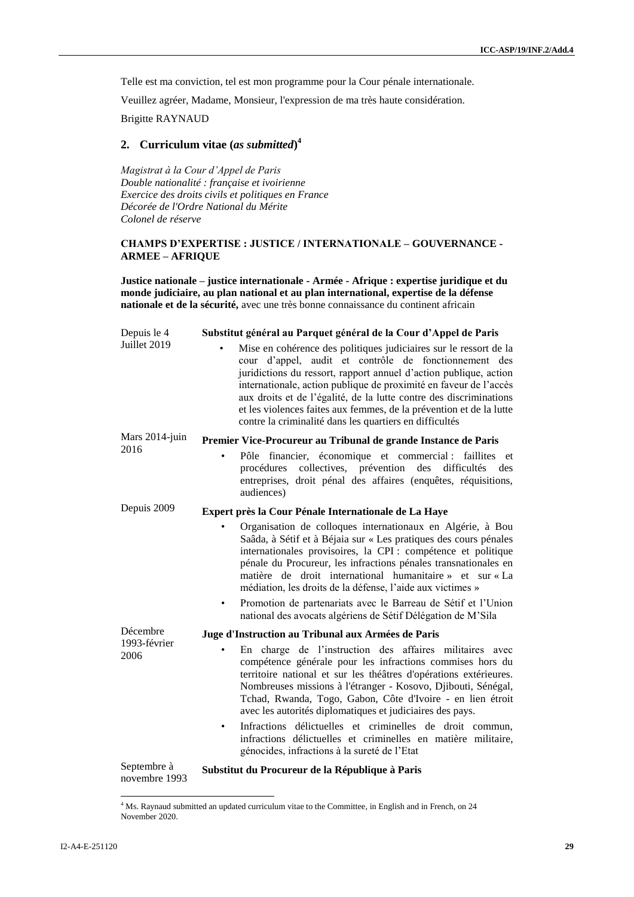Telle est ma conviction, tel est mon programme pour la Cour pénale internationale.

Veuillez agréer, Madame, Monsieur, l'expression de ma très haute considération.

Brigitte RAYNAUD

## 2. Curriculum vitae (*as submitted*)[4]

*Magistrat à la Cour d'Appel de Paris*
*Double nationalité : française et ivoirienne*
*Exercice des droits civils et politiques en France*
*Décorée de l'Ordre National du Mérite*
*Colonel de réserve*

**CHAMPS D'EXPERTISE : JUSTICE / INTERNATIONALE – GOUVERNANCE - ARMEE – AFRIQUE**

**Justice nationale – justice internationale - Armée - Afrique : expertise juridique et du monde judiciaire, au plan national et au plan international, expertise de la défense nationale et de la sécurité,** avec une très bonne connaissance du continent africain

| | |
|---|---|
| Depuis le 4 Juillet 2019 | **Substitut général au Parquet général de la Cour d'Appel de Paris**<br>• Mise en cohérence des politiques judiciaires sur le ressort de la cour d'appel, audit et contrôle de fonctionnement des juridictions du ressort, rapport annuel d'action publique, action internationale, action publique de proximité en faveur de l'accès aux droits et de l'égalité, de la lutte contre des discriminations et les violences faites aux femmes, de la prévention et de la lutte contre la criminalité dans les quartiers en difficultés |
| Mars 2014-juin 2016 | **Premier Vice-Procureur au Tribunal de grande Instance de Paris**<br>• Pôle financier, économique et commercial : faillites et procédures collectives, prévention des difficultés des entreprises, droit pénal des affaires (enquêtes, réquisitions, audiences) |
| Depuis 2009 | **Expert près la Cour Pénale Internationale de La Haye**<br>• Organisation de colloques internationaux en Algérie, à Bou Saâda, à Sétif et à Béjaia sur « Les pratiques des cours pénales internationales provisoires, la CPI : compétence et politique pénale du Procureur, les infractions pénales transnationales en matière de droit international humanitaire » et sur « La médiation, les droits de la défense, l'aide aux victimes »<br>• Promotion de partenariats avec le Barreau de Sétif et l'Union national des avocats algériens de Sétif Délégation de M'Sila |
| Décembre 1993-février 2006 | **Juge d'Instruction au Tribunal aux Armées de Paris**<br>• En charge de l'instruction des affaires militaires avec compétence générale pour les infractions commises hors du territoire national et sur les théâtres d'opérations extérieures. Nombreuses missions à l'étranger - Kosovo, Djibouti, Sénégal, Tchad, Rwanda, Togo, Gabon, Côte d'Ivoire - en lien étroit avec les autorités diplomatiques et judiciaires des pays.<br>• Infractions délictuelles et criminelles de droit commun, infractions délictuelles et criminelles en matière militaire, génocides, infractions à la sureté de l'Etat |
| Septembre à novembre 1993 | **Substitut du Procureur de la République à Paris** |

[4] Ms. Raynaud submitted an updated curriculum vitae to the Committee, in English and in French, on 24 November 2020.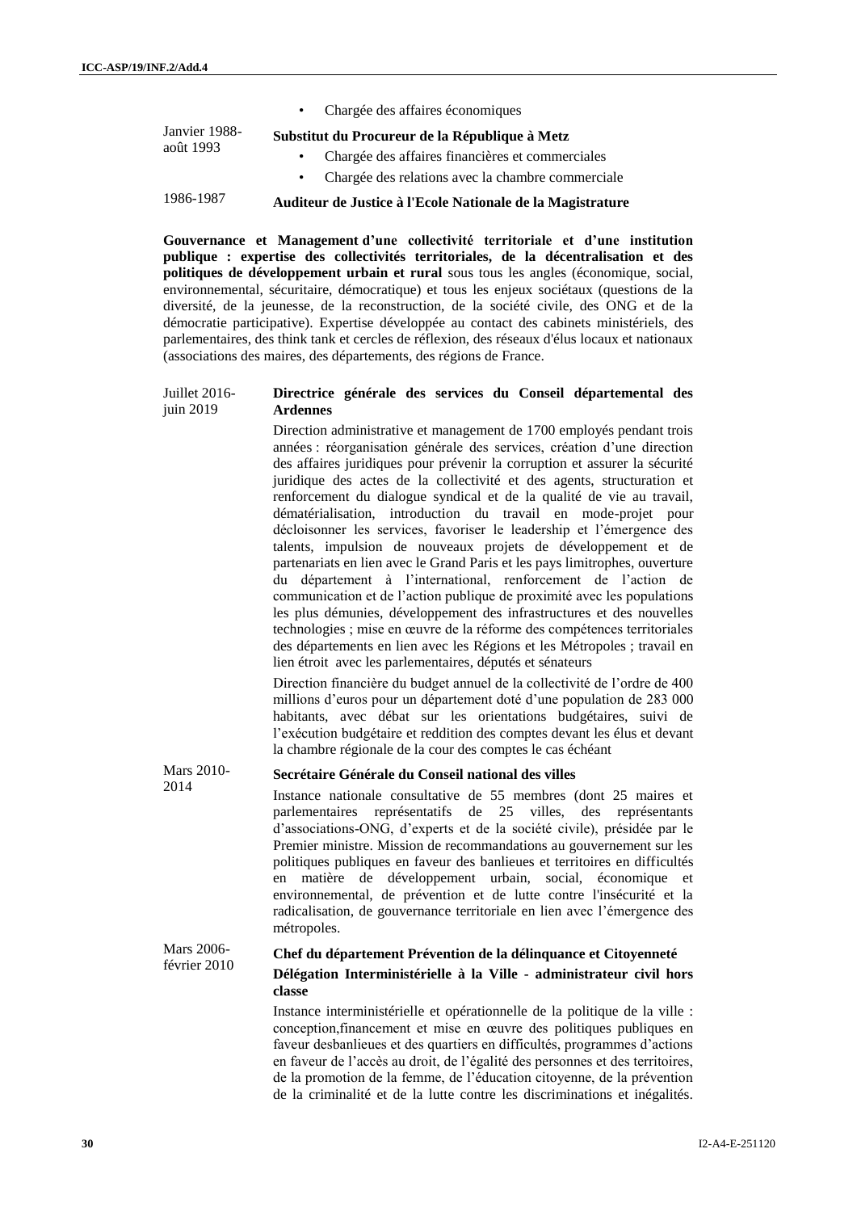- Chargée des affaires économiques

Janvier 1988-août 1993 — **Substitut du Procureur de la République à Metz**

- Chargée des affaires financières et commerciales
- Chargée des relations avec la chambre commerciale

1986-1987 — **Auditeur de Justice à l'Ecole Nationale de la Magistrature**

**Gouvernance et Management d'une collectivité territoriale et d'une institution publique : expertise des collectivités territoriales, de la décentralisation et des politiques de développement urbain et rural** sous tous les angles (économique, social, environnemental, sécuritaire, démocratique) et tous les enjeux sociétaux (questions de la diversité, de la jeunesse, de la reconstruction, de la société civile, des ONG et de la démocratie participative). Expertise développée au contact des cabinets ministériels, des parlementaires, des think tank et cercles de réflexion, des réseaux d'élus locaux et nationaux (associations des maires, des départements, des régions de France.

Juillet 2016-juin 2019 — **Directrice générale des services du Conseil départemental des Ardennes**

Direction administrative et management de 1700 employés pendant trois années : réorganisation générale des services, création d'une direction des affaires juridiques pour prévenir la corruption et assurer la sécurité juridique des actes de la collectivité et des agents, structuration et renforcement du dialogue syndical et de la qualité de vie au travail, dématérialisation, introduction du travail en mode-projet pour décloisonner les services, favoriser le leadership et l'émergence des talents, impulsion de nouveaux projets de développement et de partenariats en lien avec le Grand Paris et les pays limitrophes, ouverture du département à l'international, renforcement de l'action de communication et de l'action publique de proximité avec les populations les plus démunies, développement des infrastructures et des nouvelles technologies ; mise en œuvre de la réforme des compétences territoriales des départements en lien avec les Régions et les Métropoles ; travail en lien étroit avec les parlementaires, députés et sénateurs

Direction financière du budget annuel de la collectivité de l'ordre de 400 millions d'euros pour un département doté d'une population de 283 000 habitants, avec débat sur les orientations budgétaires, suivi de l'exécution budgétaire et reddition des comptes devant les élus et devant la chambre régionale de la cour des comptes le cas échéant

Mars 2010-2014 — **Secrétaire Générale du Conseil national des villes**

Instance nationale consultative de 55 membres (dont 25 maires et parlementaires représentatifs de 25 villes, des représentants d'associations-ONG, d'experts et de la société civile), présidée par le Premier ministre. Mission de recommandations au gouvernement sur les politiques publiques en faveur des banlieues et territoires en difficultés en matière de développement urbain, social, économique et environnemental, de prévention et de lutte contre l'insécurité et la radicalisation, de gouvernance territoriale en lien avec l'émergence des métropoles.

Mars 2006-février 2010 — **Chef du département Prévention de la délinquance et Citoyenneté**

**Délégation Interministérielle à la Ville - administrateur civil hors classe**

Instance interministérielle et opérationnelle de la politique de la ville : conception,financement et mise en œuvre des politiques publiques en faveur desbanlieues et des quartiers en difficultés, programmes d'actions en faveur de l'accès au droit, de l'égalité des personnes et des territoires, de la promotion de la femme, de l'éducation citoyenne, de la prévention de la criminalité et de la lutte contre les discriminations et inégalités.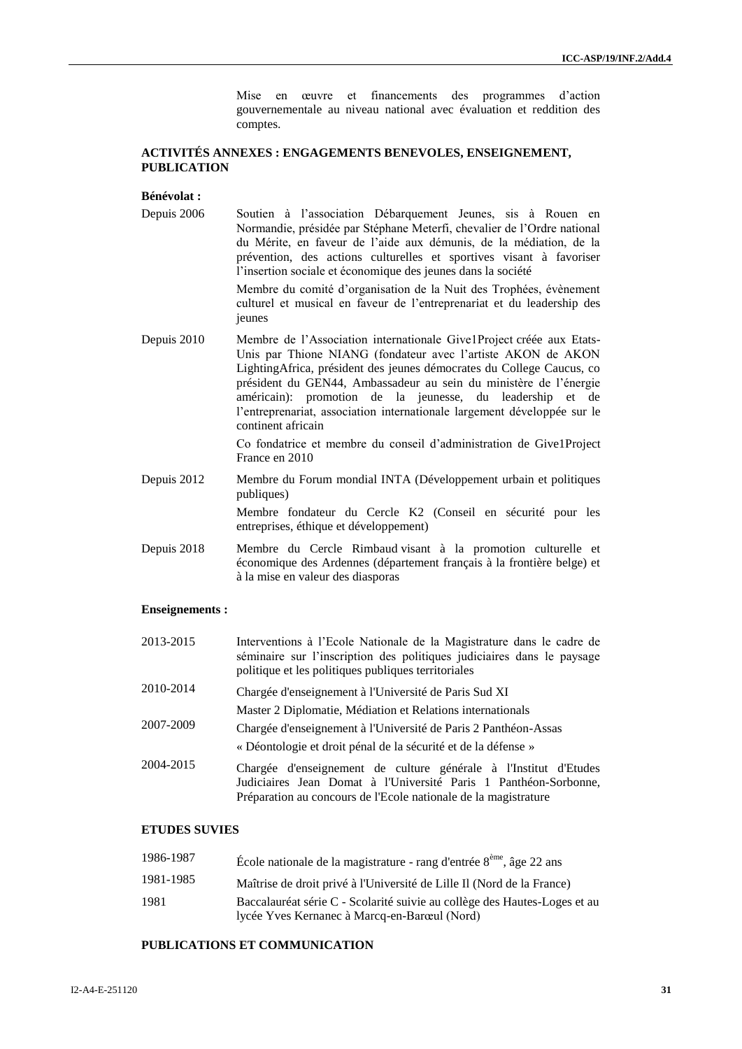Mise en œuvre et financements des programmes d'action gouvernementale au niveau national avec évaluation et reddition des comptes.

## ACTIVITÉS ANNEXES : ENGAGEMENTS BENEVOLES, ENSEIGNEMENT, PUBLICATION

**Bénévolat :**

Depuis 2006 — Soutien à l'association Débarquement Jeunes, sis à Rouen en Normandie, présidée par Stéphane Meterfi, chevalier de l'Ordre national du Mérite, en faveur de l'aide aux démunis, de la médiation, de la prévention, des actions culturelles et sportives visant à favoriser l'insertion sociale et économique des jeunes dans la société

Membre du comité d'organisation de la Nuit des Trophées, évènement culturel et musical en faveur de l'entreprenariat et du leadership des jeunes

Depuis 2010 — Membre de l'Association internationale Give1Project créée aux Etats-Unis par Thione NIANG (fondateur avec l'artiste AKON de AKON LightingAfrica, président des jeunes démocrates du College Caucus, co président du GEN44, Ambassadeur au sein du ministère de l'énergie américain): promotion de la jeunesse, du leadership et de l'entreprenariat, association internationale largement développée sur le continent africain

Co fondatrice et membre du conseil d'administration de Give1Project France en 2010

Depuis 2012 — Membre du Forum mondial INTA (Développement urbain et politiques publiques)

Membre fondateur du Cercle K2 (Conseil en sécurité pour les entreprises, éthique et développement)

Depuis 2018 — Membre du Cercle Rimbaud visant à la promotion culturelle et économique des Ardennes (département français à la frontière belge) et à la mise en valeur des diasporas

**Enseignements :**

2013-2015 — Interventions à l'Ecole Nationale de la Magistrature dans le cadre de séminaire sur l'inscription des politiques judiciaires dans le paysage politique et les politiques publiques territoriales

2010-2014 — Chargée d'enseignement à l'Université de Paris Sud XI

Master 2 Diplomatie, Médiation et Relations internationales

2007-2009 — Chargée d'enseignement à l'Université de Paris 2 Panthéon-Assas

« Déontologie et droit pénal de la sécurité et de la défense »

2004-2015 — Chargée d'enseignement de culture générale à l'Institut d'Etudes Judiciaires Jean Domat à l'Université Paris 1 Panthéon-Sorbonne, Préparation au concours de l'Ecole nationale de la magistrature

## ETUDES SUVIES

1986-1987 — École nationale de la magistrature - rang d'entrée 8ème, âge 22 ans

1981-1985 — Maîtrise de droit privé à l'Université de Lille II (Nord de la France)

1981 — Baccalauréat série C - Scolarité suivie au collège des Hautes-Loges et au lycée Yves Kernanec à Marcq-en-Barœul (Nord)

## PUBLICATIONS ET COMMUNICATION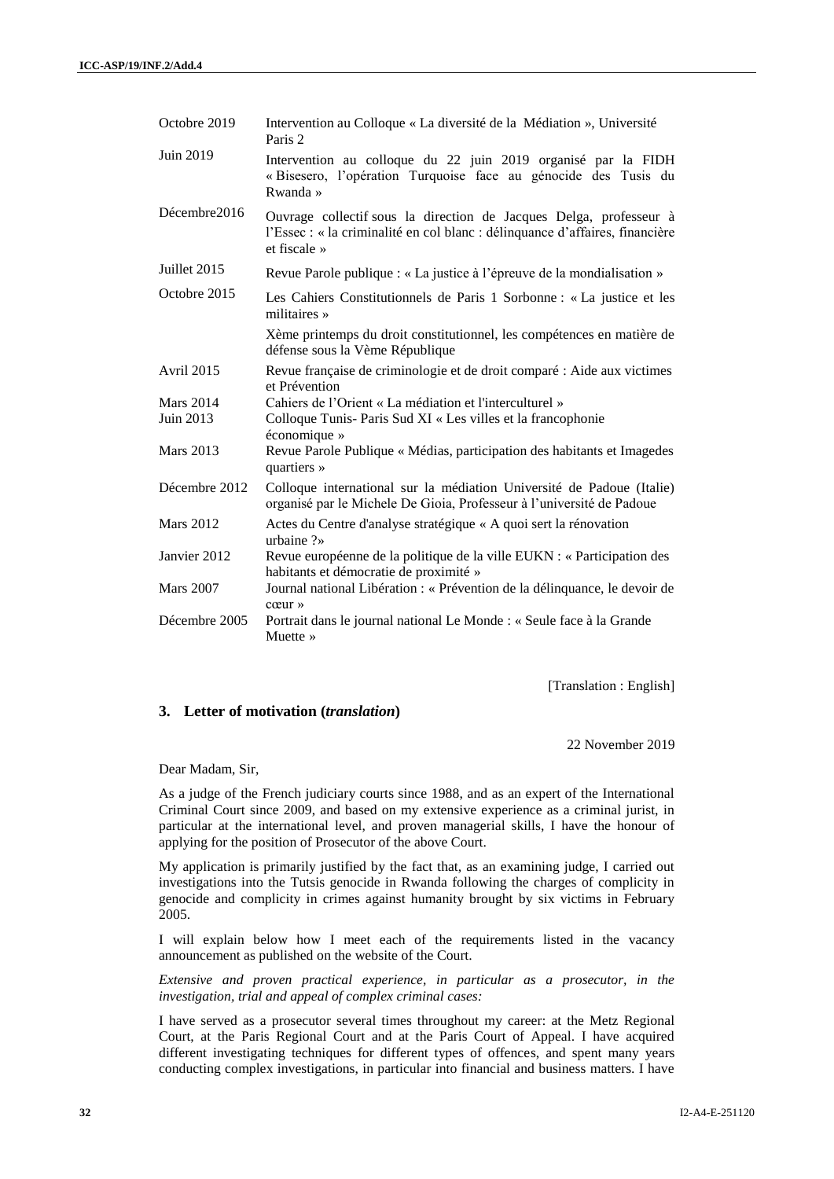| | |
|---|---|
| Octobre 2019 | Intervention au Colloque « La diversité de la Médiation », Université Paris 2 |
| Juin 2019 | Intervention au colloque du 22 juin 2019 organisé par la FIDH « Bisesero, l'opération Turquoise face au génocide des Tusis du Rwanda » |
| Décembre2016 | Ouvrage collectif sous la direction de Jacques Delga, professeur à l'Essec : « la criminalité en col blanc : délinquance d'affaires, financière et fiscale » |
| Juillet 2015 | Revue Parole publique : « La justice à l'épreuve de la mondialisation » |
| Octobre 2015 | Les Cahiers Constitutionnels de Paris 1 Sorbonne : « La justice et les militaires » |
| | Xème printemps du droit constitutionnel, les compétences en matière de défense sous la Vème République |
| Avril 2015 | Revue française de criminologie et de droit comparé : Aide aux victimes et Prévention |
| Mars 2014 | Cahiers de l'Orient « La médiation et l'interculturel » |
| Juin 2013 | Colloque Tunis- Paris Sud XI « Les villes et la francophonie économique » |
| Mars 2013 | Revue Parole Publique « Médias, participation des habitants et Imagedes quartiers » |
| Décembre 2012 | Colloque international sur la médiation Université de Padoue (Italie) organisé par le Michele De Gioia, Professeur à l'université de Padoue |
| Mars 2012 | Actes du Centre d'analyse stratégique « A quoi sert la rénovation urbaine ?» |
| Janvier 2012 | Revue européenne de la politique de la ville EUKN : « Participation des habitants et démocratie de proximité » |
| Mars 2007 | Journal national Libération : « Prévention de la délinquance, le devoir de cœur » |
| Décembre 2005 | Portrait dans le journal national Le Monde : « Seule face à la Grande Muette » |

[Translation : English]

### 3. Letter of motivation (*translation*)

22 November 2019

Dear Madam, Sir,

As a judge of the French judiciary courts since 1988, and as an expert of the International Criminal Court since 2009, and based on my extensive experience as a criminal jurist, in particular at the international level, and proven managerial skills, I have the honour of applying for the position of Prosecutor of the above Court.

My application is primarily justified by the fact that, as an examining judge, I carried out investigations into the Tutsis genocide in Rwanda following the charges of complicity in genocide and complicity in crimes against humanity brought by six victims in February 2005.

I will explain below how I meet each of the requirements listed in the vacancy announcement as published on the website of the Court.

*Extensive and proven practical experience, in particular as a prosecutor, in the investigation, trial and appeal of complex criminal cases:*

I have served as a prosecutor several times throughout my career: at the Metz Regional Court, at the Paris Regional Court and at the Paris Court of Appeal. I have acquired different investigating techniques for different types of offences, and spent many years conducting complex investigations, in particular into financial and business matters. I have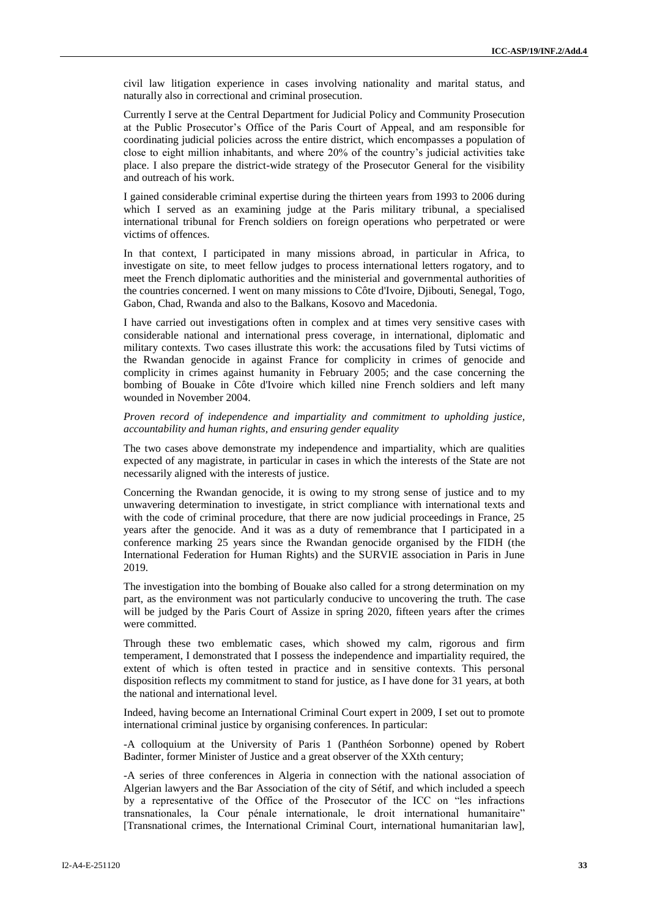civil law litigation experience in cases involving nationality and marital status, and naturally also in correctional and criminal prosecution.

Currently I serve at the Central Department for Judicial Policy and Community Prosecution at the Public Prosecutor's Office of the Paris Court of Appeal, and am responsible for coordinating judicial policies across the entire district, which encompasses a population of close to eight million inhabitants, and where 20% of the country's judicial activities take place. I also prepare the district-wide strategy of the Prosecutor General for the visibility and outreach of his work.

I gained considerable criminal expertise during the thirteen years from 1993 to 2006 during which I served as an examining judge at the Paris military tribunal, a specialised international tribunal for French soldiers on foreign operations who perpetrated or were victims of offences.

In that context, I participated in many missions abroad, in particular in Africa, to investigate on site, to meet fellow judges to process international letters rogatory, and to meet the French diplomatic authorities and the ministerial and governmental authorities of the countries concerned. I went on many missions to Côte d'Ivoire, Djibouti, Senegal, Togo, Gabon, Chad, Rwanda and also to the Balkans, Kosovo and Macedonia.

I have carried out investigations often in complex and at times very sensitive cases with considerable national and international press coverage, in international, diplomatic and military contexts. Two cases illustrate this work: the accusations filed by Tutsi victims of the Rwandan genocide in against France for complicity in crimes of genocide and complicity in crimes against humanity in February 2005; and the case concerning the bombing of Bouake in Côte d'Ivoire which killed nine French soldiers and left many wounded in November 2004.

*Proven record of independence and impartiality and commitment to upholding justice, accountability and human rights, and ensuring gender equality*

The two cases above demonstrate my independence and impartiality, which are qualities expected of any magistrate, in particular in cases in which the interests of the State are not necessarily aligned with the interests of justice.

Concerning the Rwandan genocide, it is owing to my strong sense of justice and to my unwavering determination to investigate, in strict compliance with international texts and with the code of criminal procedure, that there are now judicial proceedings in France, 25 years after the genocide. And it was as a duty of remembrance that I participated in a conference marking 25 years since the Rwandan genocide organised by the FIDH (the International Federation for Human Rights) and the SURVIE association in Paris in June 2019.

The investigation into the bombing of Bouake also called for a strong determination on my part, as the environment was not particularly conducive to uncovering the truth. The case will be judged by the Paris Court of Assize in spring 2020, fifteen years after the crimes were committed.

Through these two emblematic cases, which showed my calm, rigorous and firm temperament, I demonstrated that I possess the independence and impartiality required, the extent of which is often tested in practice and in sensitive contexts. This personal disposition reflects my commitment to stand for justice, as I have done for 31 years, at both the national and international level.

Indeed, having become an International Criminal Court expert in 2009, I set out to promote international criminal justice by organising conferences. In particular:

-A colloquium at the University of Paris 1 (Panthéon Sorbonne) opened by Robert Badinter, former Minister of Justice and a great observer of the XXth century;

-A series of three conferences in Algeria in connection with the national association of Algerian lawyers and the Bar Association of the city of Sétif, and which included a speech by a representative of the Office of the Prosecutor of the ICC on "les infractions transnationales, la Cour pénale internationale, le droit international humanitaire" [Transnational crimes, the International Criminal Court, international humanitarian law],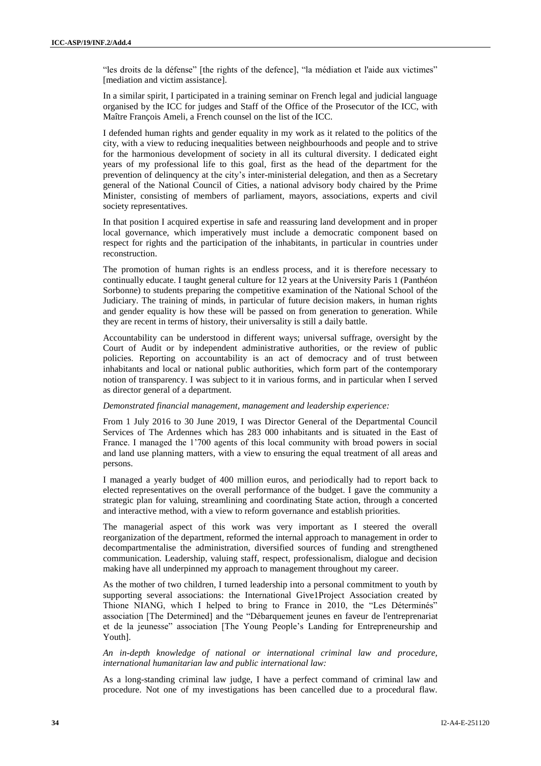"les droits de la défense" [the rights of the defence], "la médiation et l'aide aux victimes" [mediation and victim assistance].

In a similar spirit, I participated in a training seminar on French legal and judicial language organised by the ICC for judges and Staff of the Office of the Prosecutor of the ICC, with Maître François Ameli, a French counsel on the list of the ICC.

I defended human rights and gender equality in my work as it related to the politics of the city, with a view to reducing inequalities between neighbourhoods and people and to strive for the harmonious development of society in all its cultural diversity. I dedicated eight years of my professional life to this goal, first as the head of the department for the prevention of delinquency at the city's inter-ministerial delegation, and then as a Secretary general of the National Council of Cities, a national advisory body chaired by the Prime Minister, consisting of members of parliament, mayors, associations, experts and civil society representatives.

In that position I acquired expertise in safe and reassuring land development and in proper local governance, which imperatively must include a democratic component based on respect for rights and the participation of the inhabitants, in particular in countries under reconstruction.

The promotion of human rights is an endless process, and it is therefore necessary to continually educate. I taught general culture for 12 years at the University Paris 1 (Panthéon Sorbonne) to students preparing the competitive examination of the National School of the Judiciary. The training of minds, in particular of future decision makers, in human rights and gender equality is how these will be passed on from generation to generation. While they are recent in terms of history, their universality is still a daily battle.

Accountability can be understood in different ways; universal suffrage, oversight by the Court of Audit or by independent administrative authorities, or the review of public policies. Reporting on accountability is an act of democracy and of trust between inhabitants and local or national public authorities, which form part of the contemporary notion of transparency. I was subject to it in various forms, and in particular when I served as director general of a department.

*Demonstrated financial management, management and leadership experience:*

From 1 July 2016 to 30 June 2019, I was Director General of the Departmental Council Services of The Ardennes which has 283 000 inhabitants and is situated in the East of France. I managed the 1'700 agents of this local community with broad powers in social and land use planning matters, with a view to ensuring the equal treatment of all areas and persons.

I managed a yearly budget of 400 million euros, and periodically had to report back to elected representatives on the overall performance of the budget. I gave the community a strategic plan for valuing, streamlining and coordinating State action, through a concerted and interactive method, with a view to reform governance and establish priorities.

The managerial aspect of this work was very important as I steered the overall reorganization of the department, reformed the internal approach to management in order to decompartmentalise the administration, diversified sources of funding and strengthened communication. Leadership, valuing staff, respect, professionalism, dialogue and decision making have all underpinned my approach to management throughout my career.

As the mother of two children, I turned leadership into a personal commitment to youth by supporting several associations: the International Give1Project Association created by Thione NIANG, which I helped to bring to France in 2010, the "Les Déterminés" association [The Determined] and the "Débarquement jeunes en faveur de l'entreprenariat et de la jeunesse" association [The Young People's Landing for Entrepreneurship and Youth].

*An in-depth knowledge of national or international criminal law and procedure, international humanitarian law and public international law:*

As a long-standing criminal law judge, I have a perfect command of criminal law and procedure. Not one of my investigations has been cancelled due to a procedural flaw.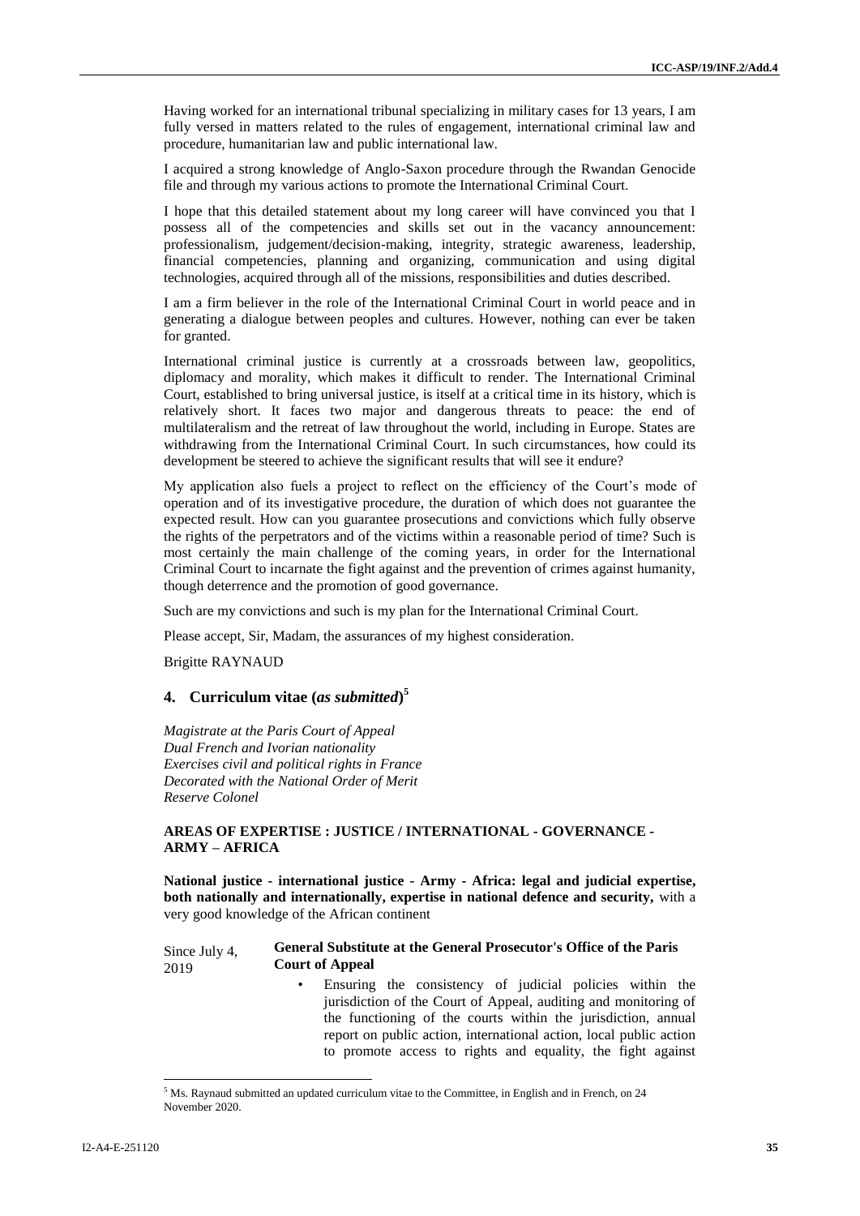Having worked for an international tribunal specializing in military cases for 13 years, I am fully versed in matters related to the rules of engagement, international criminal law and procedure, humanitarian law and public international law.

I acquired a strong knowledge of Anglo-Saxon procedure through the Rwandan Genocide file and through my various actions to promote the International Criminal Court.

I hope that this detailed statement about my long career will have convinced you that I possess all of the competencies and skills set out in the vacancy announcement: professionalism, judgement/decision-making, integrity, strategic awareness, leadership, financial competencies, planning and organizing, communication and using digital technologies, acquired through all of the missions, responsibilities and duties described.

I am a firm believer in the role of the International Criminal Court in world peace and in generating a dialogue between peoples and cultures. However, nothing can ever be taken for granted.

International criminal justice is currently at a crossroads between law, geopolitics, diplomacy and morality, which makes it difficult to render. The International Criminal Court, established to bring universal justice, is itself at a critical time in its history, which is relatively short. It faces two major and dangerous threats to peace: the end of multilateralism and the retreat of law throughout the world, including in Europe. States are withdrawing from the International Criminal Court. In such circumstances, how could its development be steered to achieve the significant results that will see it endure?

My application also fuels a project to reflect on the efficiency of the Court's mode of operation and of its investigative procedure, the duration of which does not guarantee the expected result. How can you guarantee prosecutions and convictions which fully observe the rights of the perpetrators and of the victims within a reasonable period of time? Such is most certainly the main challenge of the coming years, in order for the International Criminal Court to incarnate the fight against and the prevention of crimes against humanity, though deterrence and the promotion of good governance.

Such are my convictions and such is my plan for the International Criminal Court.

Please accept, Sir, Madam, the assurances of my highest consideration.

Brigitte RAYNAUD

## 4. Curriculum vitae (*as submitted*)[5]

*Magistrate at the Paris Court of Appeal*
*Dual French and Ivorian nationality*
*Exercises civil and political rights in France*
*Decorated with the National Order of Merit*
*Reserve Colonel*

**AREAS OF EXPERTISE : JUSTICE / INTERNATIONAL - GOVERNANCE - ARMY – AFRICA**

**National justice - international justice - Army - Africa: legal and judicial expertise, both nationally and internationally, expertise in national defence and security,** with a very good knowledge of the African continent

Since July 4, 2019 — **General Substitute at the General Prosecutor's Office of the Paris Court of Appeal**

- Ensuring the consistency of judicial policies within the jurisdiction of the Court of Appeal, auditing and monitoring of the functioning of the courts within the jurisdiction, annual report on public action, international action, local public action to promote access to rights and equality, the fight against

[5] Ms. Raynaud submitted an updated curriculum vitae to the Committee, in English and in French, on 24 November 2020.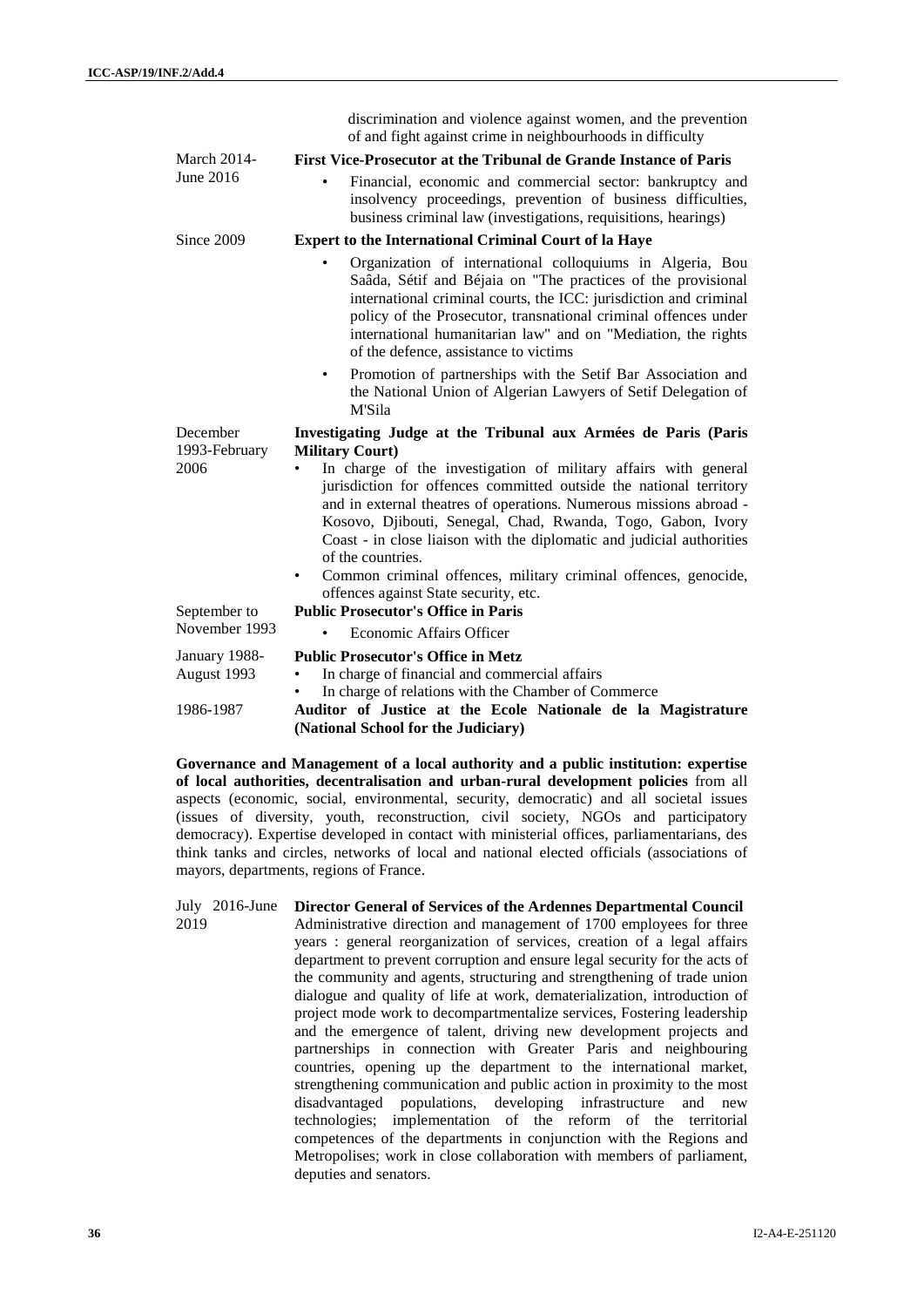| | |
|---|---|
| | discrimination and violence against women, and the prevention of and fight against crime in neighbourhoods in difficulty |
| March 2014-June 2016 | **First Vice-Prosecutor at the Tribunal de Grande Instance of Paris**<br>• Financial, economic and commercial sector: bankruptcy and insolvency proceedings, prevention of business difficulties, business criminal law (investigations, requisitions, hearings) |
| Since 2009 | **Expert to the International Criminal Court of la Haye**<br>• Organization of international colloquiums in Algeria, Bou Saâda, Sétif and Béjaia on "The practices of the provisional international criminal courts, the ICC: jurisdiction and criminal policy of the Prosecutor, transnational criminal offences under international humanitarian law" and on "Mediation, the rights of the defence, assistance to victims<br>• Promotion of partnerships with the Setif Bar Association and the National Union of Algerian Lawyers of Setif Delegation of M'Sila |
| December 1993-February 2006 | **Investigating Judge at the Tribunal aux Armées de Paris (Paris Military Court)**<br>• In charge of the investigation of military affairs with general jurisdiction for offences committed outside the national territory and in external theatres of operations. Numerous missions abroad - Kosovo, Djibouti, Senegal, Chad, Rwanda, Togo, Gabon, Ivory Coast - in close liaison with the diplomatic and judicial authorities of the countries.<br>• Common criminal offences, military criminal offences, genocide, offences against State security, etc. |
| September to November 1993 | **Public Prosecutor's Office in Paris**<br>• Economic Affairs Officer |
| January 1988-August 1993 | **Public Prosecutor's Office in Metz**<br>• In charge of financial and commercial affairs<br>• In charge of relations with the Chamber of Commerce |
| 1986-1987 | **Auditor of Justice at the Ecole Nationale de la Magistrature (National School for the Judiciary)** |

**Governance and Management of a local authority and a public institution: expertise of local authorities, decentralisation and urban-rural development policies** from all aspects (economic, social, environmental, security, democratic) and all societal issues (issues of diversity, youth, reconstruction, civil society, NGOs and participatory democracy). Expertise developed in contact with ministerial offices, parliamentarians, des think tanks and circles, networks of local and national elected officials (associations of mayors, departments, regions of France.

| | |
|---|---|
| July 2016-June 2019 | **Director General of Services of the Ardennes Departmental Council**<br>Administrative direction and management of 1700 employees for three years : general reorganization of services, creation of a legal affairs department to prevent corruption and ensure legal security for the acts of the community and agents, structuring and strengthening of trade union dialogue and quality of life at work, dematerialization, introduction of project mode work to decompartmentalize services, Fostering leadership and the emergence of talent, driving new development projects and partnerships in connection with Greater Paris and neighbouring countries, opening up the department to the international market, strengthening communication and public action in proximity to the most disadvantaged populations, developing infrastructure and new technologies; implementation of the reform of the territorial competences of the departments in conjunction with the Regions and Metropolises; work in close collaboration with members of parliament, deputies and senators. |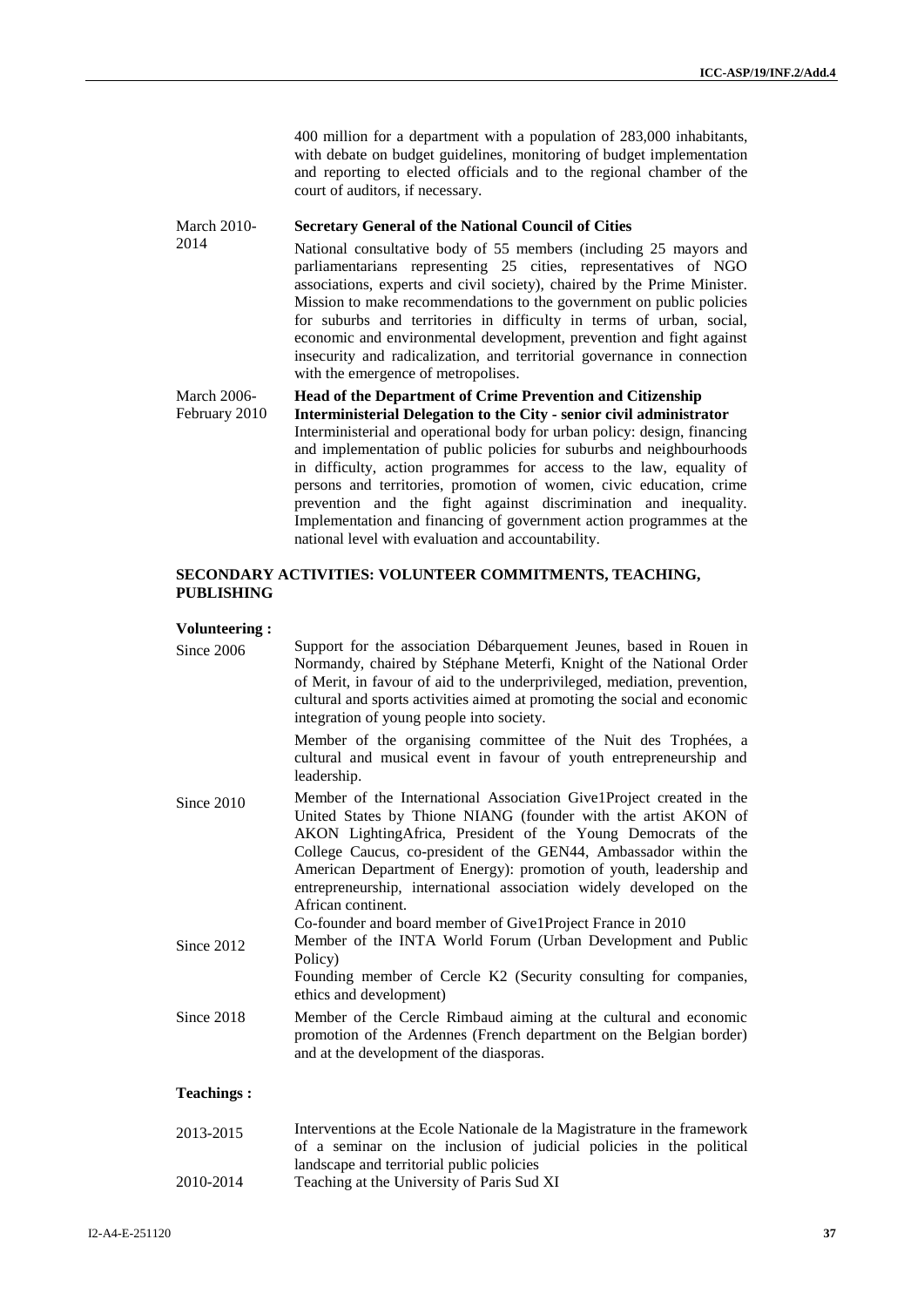400 million for a department with a population of 283,000 inhabitants, with debate on budget guidelines, monitoring of budget implementation and reporting to elected officials and to the regional chamber of the court of auditors, if necessary.

March 2010-2014 **Secretary General of the National Council of Cities**

National consultative body of 55 members (including 25 mayors and parliamentarians representing 25 cities, representatives of NGO associations, experts and civil society), chaired by the Prime Minister. Mission to make recommendations to the government on public policies for suburbs and territories in difficulty in terms of urban, social, economic and environmental development, prevention and fight against insecurity and radicalization, and territorial governance in connection with the emergence of metropolises.

March 2006-February 2010 **Head of the Department of Crime Prevention and Citizenship Interministerial Delegation to the City - senior civil administrator**

Interministerial and operational body for urban policy: design, financing and implementation of public policies for suburbs and neighbourhoods in difficulty, action programmes for access to the law, equality of persons and territories, promotion of women, civic education, crime prevention and the fight against discrimination and inequality. Implementation and financing of government action programmes at the national level with evaluation and accountability.

**SECONDARY ACTIVITIES: VOLUNTEER COMMITMENTS, TEACHING, PUBLISHING**

**Volunteering :**

Since 2006 Support for the association Débarquement Jeunes, based in Rouen in Normandy, chaired by Stéphane Meterfi, Knight of the National Order of Merit, in favour of aid to the underprivileged, mediation, prevention, cultural and sports activities aimed at promoting the social and economic integration of young people into society.

Member of the organising committee of the Nuit des Trophées, a cultural and musical event in favour of youth entrepreneurship and leadership.

Since 2010 Member of the International Association Give1Project created in the United States by Thione NIANG (founder with the artist AKON of AKON LightingAfrica, President of the Young Democrats of the College Caucus, co-president of the GEN44, Ambassador within the American Department of Energy): promotion of youth, leadership and entrepreneurship, international association widely developed on the African continent.

Co-founder and board member of Give1Project France in 2010

Since 2012 Member of the INTA World Forum (Urban Development and Public Policy)

Founding member of Cercle K2 (Security consulting for companies, ethics and development)

Since 2018 Member of the Cercle Rimbaud aiming at the cultural and economic promotion of the Ardennes (French department on the Belgian border) and at the development of the diasporas.

**Teachings :**

2013-2015 Interventions at the Ecole Nationale de la Magistrature in the framework of a seminar on the inclusion of judicial policies in the political landscape and territorial public policies

2010-2014 Teaching at the University of Paris Sud XI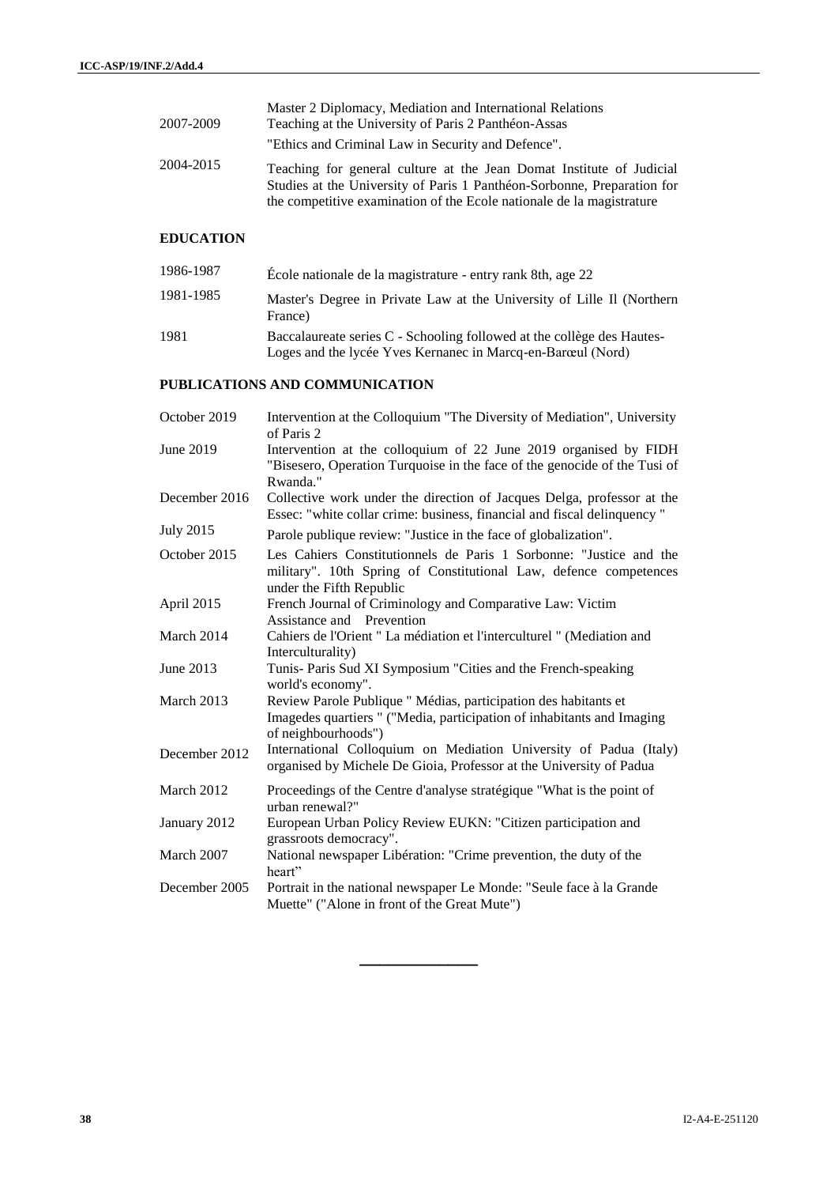| | |
|---|---|
| 2007-2009 | Master 2 Diplomacy, Mediation and International Relations<br>Teaching at the University of Paris 2 Panthéon-Assas<br>"Ethics and Criminal Law in Security and Defence". |
| 2004-2015 | Teaching for general culture at the Jean Domat Institute of Judicial Studies at the University of Paris 1 Panthéon-Sorbonne, Preparation for the competitive examination of the Ecole nationale de la magistrature |

## EDUCATION

| | |
|---|---|
| 1986-1987 | École nationale de la magistrature - entry rank 8th, age 22 |
| 1981-1985 | Master's Degree in Private Law at the University of Lille Il (Northern France) |
| 1981 | Baccalaureate series C - Schooling followed at the collège des Hautes-Loges and the lycée Yves Kernanec in Marcq-en-Barœul (Nord) |

## PUBLICATIONS AND COMMUNICATION

| | |
|---|---|
| October 2019 | Intervention at the Colloquium "The Diversity of Mediation", University of Paris 2 |
| June 2019 | Intervention at the colloquium of 22 June 2019 organised by FIDH "Bisesero, Operation Turquoise in the face of the genocide of the Tusi of Rwanda." |
| December 2016 | Collective work under the direction of Jacques Delga, professor at the Essec: "white collar crime: business, financial and fiscal delinquency " |
| July 2015 | Parole publique review: "Justice in the face of globalization". |
| October 2015 | Les Cahiers Constitutionnels de Paris 1 Sorbonne: "Justice and the military". 10th Spring of Constitutional Law, defence competences under the Fifth Republic |
| April 2015 | French Journal of Criminology and Comparative Law: Victim Assistance and Prevention |
| March 2014 | Cahiers de l'Orient " La médiation et l'interculturel " (Mediation and Interculturality) |
| June 2013 | Tunis- Paris Sud XI Symposium "Cities and the French-speaking world's economy". |
| March 2013 | Review Parole Publique " Médias, participation des habitants et Imagedes quartiers " ("Media, participation of inhabitants and Imaging of neighbourhoods") |
| December 2012 | International Colloquium on Mediation University of Padua (Italy) organised by Michele De Gioia, Professor at the University of Padua |
| March 2012 | Proceedings of the Centre d'analyse stratégique "What is the point of urban renewal?" |
| January 2012 | European Urban Policy Review EUKN: "Citizen participation and grassroots democracy". |
| March 2007 | National newspaper Libération: "Crime prevention, the duty of the heart" |
| December 2005 | Portrait in the national newspaper Le Monde: "Seule face à la Grande Muette" ("Alone in front of the Great Mute") |